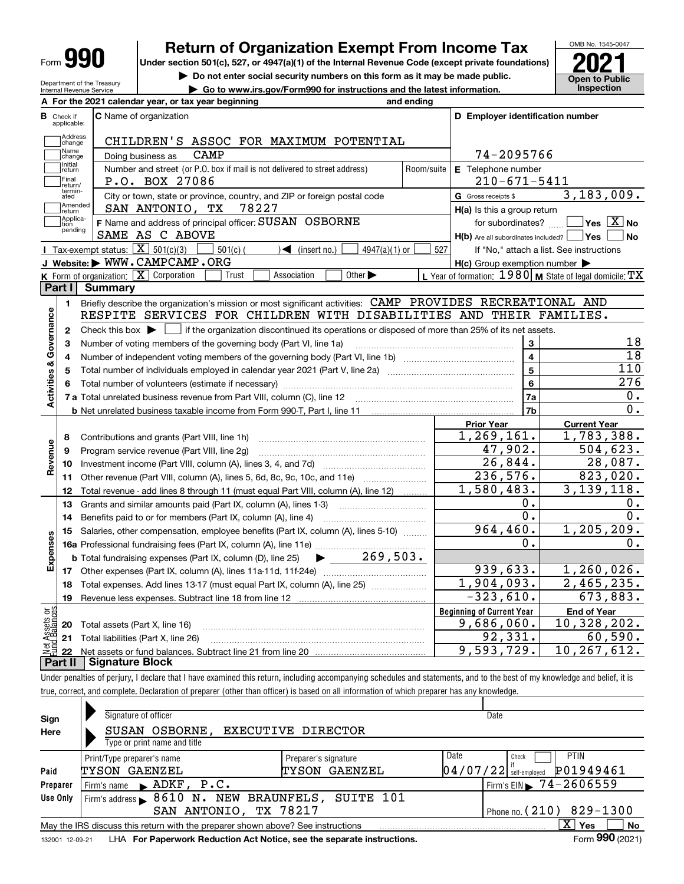Form **990**

# Return of Organization Exempt From Income Tax

**Under section 501(c), 527, or 4947(a)(1) of the Internal Revenue Code (except private foundations)**

▶ Do not enter social security numbers on this form as it may be made public.

▶ Go to www.irs.gov/Form990 for instructions and the latest information.

OMB No. 1545-0047

**2021**

**Open to Public Inspection**

Department of the Treasury
Internal Revenue Service

**A** For the 2021 calendar year, or tax year beginning and ending

**B** Check if applicable: Address change, Name change, Initial return, Final return/terminated, Amended return, Application pending

**C** Name of organization: CHILDREN'S ASSOC FOR MAXIMUM POTENTIAL

Doing business as: CAMP

Number and street (or P.O. box if mail is not delivered to street address): P.O. BOX 27086 — Room/suite

City or town, state or province, country, and ZIP or foreign postal code: SAN ANTONIO, TX 78227

**F** Name and address of principal officer: SUSAN OSBORNE, SAME AS C ABOVE

**D** Employer identification number: 74-2095766

**E** Telephone number: 210-671-5411

**G** Gross receipts $ 3,183,009.

**H(a)** Is this a group return for subordinates? ☐ Yes ☒ No

**H(b)** Are all subordinates included? ☐ Yes ☐ No — If "No," attach a list. See instructions

**H(c)** Group exemption number ▶

**I** Tax-exempt status: ☒ 501(c)(3) ☐ 501(c) ( ) ◀ (insert no.) ☐ 4947(a)(1) or ☐ 527

**J** Website: ▶ WWW.CAMPCAMP.ORG

**K** Form of organization: ☒ Corporation ☐ Trust ☐ Association ☐ Other ▶

**L** Year of formation: 1980 **M** State of legal domicile: TX

## Part I Summary

**Activities & Governance**

1. Briefly describe the organization's mission or most significant activities: CAMP PROVIDES RECREATIONAL AND RESPITE SERVICES FOR CHILDREN WITH DISABILITIES AND THEIR FAMILIES.
2. Check this box ▶ ☐ if the organization discontinued its operations or disposed of more than 25% of its net assets.

| | | Line | |
|---|---|---|---|
| 3 | Number of voting members of the governing body (Part VI, line 1a) | 3 | 18 |
| 4 | Number of independent voting members of the governing body (Part VI, line 1b) | 4 | 18 |
| 5 | Total number of individuals employed in calendar year 2021 (Part V, line 2a) | 5 | 110 |
| 6 | Total number of volunteers (estimate if necessary) | 6 | 276 |
| 7a | Total unrelated business revenue from Part VIII, column (C), line 12 | 7a | 0. |
| b | Net unrelated business taxable income from Form 990-T, Part I, line 11 | 7b | 0. |

| | | Prior Year | Current Year |
|---|---|---|---|
| **Revenue** | | | |
| 8 | Contributions and grants (Part VIII, line 1h) | 1,269,161. | 1,783,388. |
| 9 | Program service revenue (Part VIII, line 2g) | 47,902. | 504,623. |
| 10 | Investment income (Part VIII, column (A), lines 3, 4, and 7d) | 26,844. | 28,087. |
| 11 | Other revenue (Part VIII, column (A), lines 5, 6d, 8c, 9c, 10c, and 11e) | 236,576. | 823,020. |
| 12 | Total revenue - add lines 8 through 11 (must equal Part VIII, column (A), line 12) | 1,580,483. | 3,139,118. |
| **Expenses** | | | |
| 13 | Grants and similar amounts paid (Part IX, column (A), lines 1-3) | 0. | 0. |
| 14 | Benefits paid to or for members (Part IX, column (A), line 4) | 0. | 0. |
| 15 | Salaries, other compensation, employee benefits (Part IX, column (A), lines 5-10) | 964,460. | 1,205,209. |
| 16a | Professional fundraising fees (Part IX, column (A), line 11e) | 0. | 0. |
| b | Total fundraising expenses (Part IX, column (D), line 25) ▶ 269,503. | | |
| 17 | Other expenses (Part IX, column (A), lines 11a-11d, 11f-24e) | 939,633. | 1,260,026. |
| 18 | Total expenses. Add lines 13-17 (must equal Part IX, column (A), line 25) | 1,904,093. | 2,465,235. |
| 19 | Revenue less expenses. Subtract line 18 from line 12 | -323,610. | 673,883. |

| **Net Assets or Fund Balances** | | Beginning of Current Year | End of Year |
|---|---|---|---|
| 20 | Total assets (Part X, line 16) | 9,686,060. | 10,328,202. |
| 21 | Total liabilities (Part X, line 26) | 92,331. | 60,590. |
| 22 | Net assets or fund balances. Subtract line 21 from line 20 | 9,593,729. | 10,267,612. |

## Part II Signature Block

Under penalties of perjury, I declare that I have examined this return, including accompanying schedules and statements, and to the best of my knowledge and belief, it is true, correct, and complete. Declaration of preparer (other than officer) is based on all information of which preparer has any knowledge.

**Sign Here**

Signature of officer — Date

SUSAN OSBORNE, EXECUTIVE DIRECTOR
Type or print name and title

**Paid Preparer Use Only**

| Print/Type preparer's name | Preparer's signature | Date | Check if self-employed | PTIN |
|---|---|---|---|---|
| TYSON GAENZEL | TYSON GAENZEL | 04/07/22 | ☐ | P01949461 |

Firm's name ▶ ADKF, P.C. — Firm's EIN ▶ 74-2606559

Firm's address ▶ 8610 N. NEW BRAUNFELS, SUITE 101, SAN ANTONIO, TX 78217 — Phone no. (210) 829-1300

May the IRS discuss this return with the preparer shown above? See instructions ☒ Yes ☐ No

132001 12-09-21 LHA **For Paperwork Reduction Act Notice, see the separate instructions.** Form **990** (2021)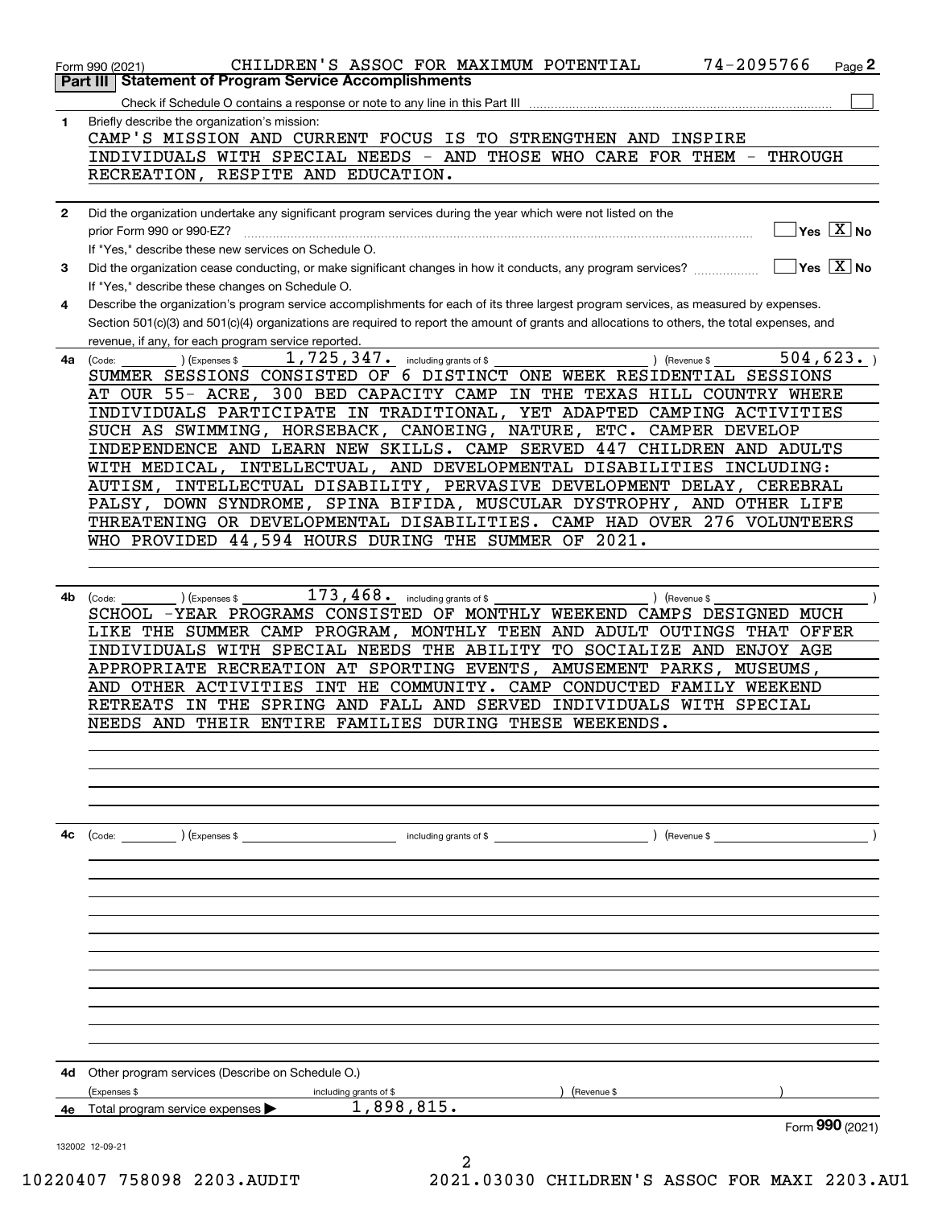Form 990 (2021) CHILDREN'S ASSOC FOR MAXIMUM POTENTIAL 74-2095766 Page **2**

**Part III Statement of Program Service Accomplishments**

Check if Schedule O contains a response or note to any line in this Part III

**1** Briefly describe the organization's mission:

CAMP'S MISSION AND CURRENT FOCUS IS TO STRENGTHEN AND INSPIRE INDIVIDUALS WITH SPECIAL NEEDS - AND THOSE WHO CARE FOR THEM - THROUGH RECREATION, RESPITE AND EDUCATION.

**2** Did the organization undertake any significant program services during the year which were not listed on the prior Form 990 or 990-EZ? Yes [ ] No [X]

If "Yes," describe these new services on Schedule O.

**3** Did the organization cease conducting, or make significant changes in how it conducts, any program services? Yes [ ] No [X]

If "Yes," describe these changes on Schedule O.

**4** Describe the organization's program service accomplishments for each of its three largest program services, as measured by expenses. Section 501(c)(3) and 501(c)(4) organizations are required to report the amount of grants and allocations to others, the total expenses, and revenue, if any, for each program service reported.

**4a** (Code: ) (Expenses $ 1,725,347. including grants of $ ) (Revenue $ 504,623. )

SUMMER SESSIONS CONSISTED OF 6 DISTINCT ONE WEEK RESIDENTIAL SESSIONS AT OUR 55- ACRE, 300 BED CAPACITY CAMP IN THE TEXAS HILL COUNTRY WHERE INDIVIDUALS PARTICIPATE IN TRADITIONAL, YET ADAPTED CAMPING ACTIVITIES SUCH AS SWIMMING, HORSEBACK, CANOEING, NATURE, ETC. CAMPER DEVELOP INDEPENDENCE AND LEARN NEW SKILLS. CAMP SERVED 447 CHILDREN AND ADULTS WITH MEDICAL, INTELLECTUAL, AND DEVELOPMENTAL DISABILITIES INCLUDING: AUTISM, INTELLECTUAL DISABILITY, PERVASIVE DEVELOPMENT DELAY, CEREBRAL PALSY, DOWN SYNDROME, SPINA BIFIDA, MUSCULAR DYSTROPHY, AND OTHER LIFE THREATENING OR DEVELOPMENTAL DISABILITIES. CAMP HAD OVER 276 VOLUNTEERS WHO PROVIDED 44,594 HOURS DURING THE SUMMER OF 2021.

**4b** (Code: ) (Expenses $ 173,468. including grants of $ ) (Revenue $ )

SCHOOL -YEAR PROGRAMS CONSISTED OF MONTHLY WEEKEND CAMPS DESIGNED MUCH LIKE THE SUMMER CAMP PROGRAM, MONTHLY TEEN AND ADULT OUTINGS THAT OFFER INDIVIDUALS WITH SPECIAL NEEDS THE ABILITY TO SOCIALIZE AND ENJOY AGE APPROPRIATE RECREATION AT SPORTING EVENTS, AMUSEMENT PARKS, MUSEUMS, AND OTHER ACTIVITIES INT HE COMMUNITY. CAMP CONDUCTED FAMILY WEEKEND RETREATS IN THE SPRING AND FALL AND SERVED INDIVIDUALS WITH SPECIAL NEEDS AND THEIR ENTIRE FAMILIES DURING THESE WEEKENDS.

**4c** (Code: ) (Expenses $ including grants of $ ) (Revenue $ )

**4d** Other program services (Describe on Schedule O.)

(Expenses $ including grants of $ ) (Revenue $ )

**4e** Total program service expenses 1,898,815.

Form **990** (2021)

132002 12-09-21

10220407 758098 2203.AUDIT 2021.03030 CHILDREN'S ASSOC FOR MAXI 2203.AU1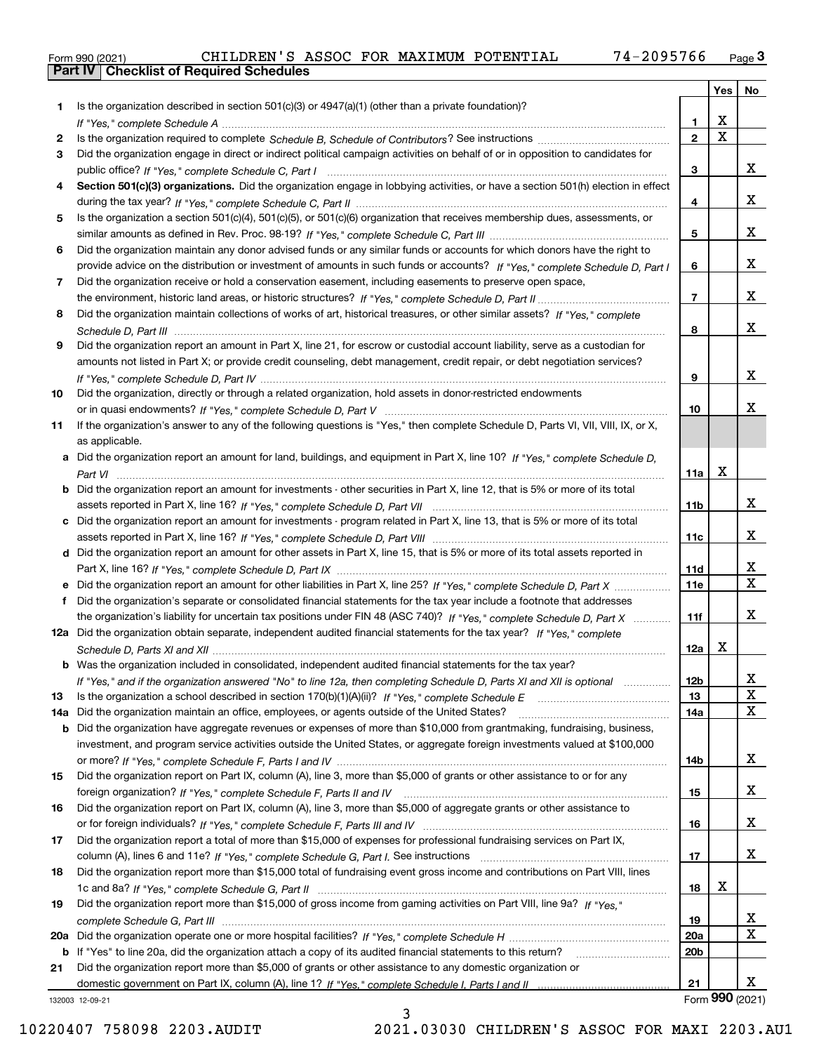Form 990 (2021) CHILDREN'S ASSOC FOR MAXIMUM POTENTIAL 74-2095766 Page 3

## Part IV | Checklist of Required Schedules

| | | | Yes | No |
|---|---|---|---|---|
| 1 | Is the organization described in section 501(c)(3) or 4947(a)(1) (other than a private foundation)? *If "Yes," complete Schedule A* | 1 | X | |
| 2 | Is the organization required to complete *Schedule B, Schedule of Contributors*? See instructions | 2 | X | |
| 3 | Did the organization engage in direct or indirect political campaign activities on behalf of or in opposition to candidates for public office? *If "Yes," complete Schedule C, Part I* | 3 | | X |
| 4 | **Section 501(c)(3) organizations.** Did the organization engage in lobbying activities, or have a section 501(h) election in effect during the tax year? *If "Yes," complete Schedule C, Part II* | 4 | | X |
| 5 | Is the organization a section 501(c)(4), 501(c)(5), or 501(c)(6) organization that receives membership dues, assessments, or similar amounts as defined in Rev. Proc. 98-19? *If "Yes," complete Schedule C, Part III* | 5 | | X |
| 6 | Did the organization maintain any donor advised funds or any similar funds or accounts for which donors have the right to provide advice on the distribution or investment of amounts in such funds or accounts? *If "Yes," complete Schedule D, Part I* | 6 | | X |
| 7 | Did the organization receive or hold a conservation easement, including easements to preserve open space, the environment, historic land areas, or historic structures? *If "Yes," complete Schedule D, Part II* | 7 | | X |
| 8 | Did the organization maintain collections of works of art, historical treasures, or other similar assets? *If "Yes," complete Schedule D, Part III* | 8 | | X |
| 9 | Did the organization report an amount in Part X, line 21, for escrow or custodial account liability, serve as a custodian for amounts not listed in Part X; or provide credit counseling, debt management, credit repair, or debt negotiation services? *If "Yes," complete Schedule D, Part IV* | 9 | | X |
| 10 | Did the organization, directly or through a related organization, hold assets in donor-restricted endowments or in quasi endowments? *If "Yes," complete Schedule D, Part V* | 10 | | X |
| 11 | If the organization's answer to any of the following questions is "Yes," then complete Schedule D, Parts VI, VII, VIII, IX, or X, as applicable. | | | |
| a | Did the organization report an amount for land, buildings, and equipment in Part X, line 10? *If "Yes," complete Schedule D, Part VI* | 11a | X | |
| b | Did the organization report an amount for investments - other securities in Part X, line 12, that is 5% or more of its total assets reported in Part X, line 16? *If "Yes," complete Schedule D, Part VII* | 11b | | X |
| c | Did the organization report an amount for investments - program related in Part X, line 13, that is 5% or more of its total assets reported in Part X, line 16? *If "Yes," complete Schedule D, Part VIII* | 11c | | X |
| d | Did the organization report an amount for other assets in Part X, line 15, that is 5% or more of its total assets reported in Part X, line 16? *If "Yes," complete Schedule D, Part IX* | 11d | | X |
| e | Did the organization report an amount for other liabilities in Part X, line 25? *If "Yes," complete Schedule D, Part X* | 11e | | X |
| f | Did the organization's separate or consolidated financial statements for the tax year include a footnote that addresses the organization's liability for uncertain tax positions under FIN 48 (ASC 740)? *If "Yes," complete Schedule D, Part X* | 11f | | X |
| 12a | Did the organization obtain separate, independent audited financial statements for the tax year? *If "Yes," complete Schedule D, Parts XI and XII* | 12a | X | |
| b | Was the organization included in consolidated, independent audited financial statements for the tax year? *If "Yes," and if the organization answered "No" to line 12a, then completing Schedule D, Parts XI and XII is optional* | 12b | | X |
| 13 | Is the organization a school described in section 170(b)(1)(A)(ii)? *If "Yes," complete Schedule E* | 13 | | X |
| 14a | Did the organization maintain an office, employees, or agents outside of the United States? | 14a | | X |
| b | Did the organization have aggregate revenues or expenses of more than $10,000 from grantmaking, fundraising, business, investment, and program service activities outside the United States, or aggregate foreign investments valued at $100,000 or more? *If "Yes," complete Schedule F, Parts I and IV* | 14b | | X |
| 15 | Did the organization report on Part IX, column (A), line 3, more than $5,000 of grants or other assistance to or for any foreign organization? *If "Yes," complete Schedule F, Parts II and IV* | 15 | | X |
| 16 | Did the organization report on Part IX, column (A), line 3, more than $5,000 of aggregate grants or other assistance to or for foreign individuals? *If "Yes," complete Schedule F, Parts III and IV* | 16 | | X |
| 17 | Did the organization report a total of more than $15,000 of expenses for professional fundraising services on Part IX, column (A), lines 6 and 11e? *If "Yes," complete Schedule G, Part I.* See instructions | 17 | | X |
| 18 | Did the organization report more than $15,000 total of fundraising event gross income and contributions on Part VIII, lines 1c and 8a? *If "Yes," complete Schedule G, Part II* | 18 | X | |
| 19 | Did the organization report more than $15,000 of gross income from gaming activities on Part VIII, line 9a? *If "Yes," complete Schedule G, Part III* | 19 | | X |
| 20a | Did the organization operate one or more hospital facilities? *If "Yes," complete Schedule H* | 20a | | X |
| b | If "Yes" to line 20a, did the organization attach a copy of its audited financial statements to this return? | 20b | | |
| 21 | Did the organization report more than $5,000 of grants or other assistance to any domestic organization or domestic government on Part IX, column (A), line 1? *If "Yes," complete Schedule I, Parts I and II* | 21 | | X |

132003 12-09-21 Form **990** (2021)

10220407 758098 2203.AUDIT 2021.03030 CHILDREN'S ASSOC FOR MAXI 2203.AU1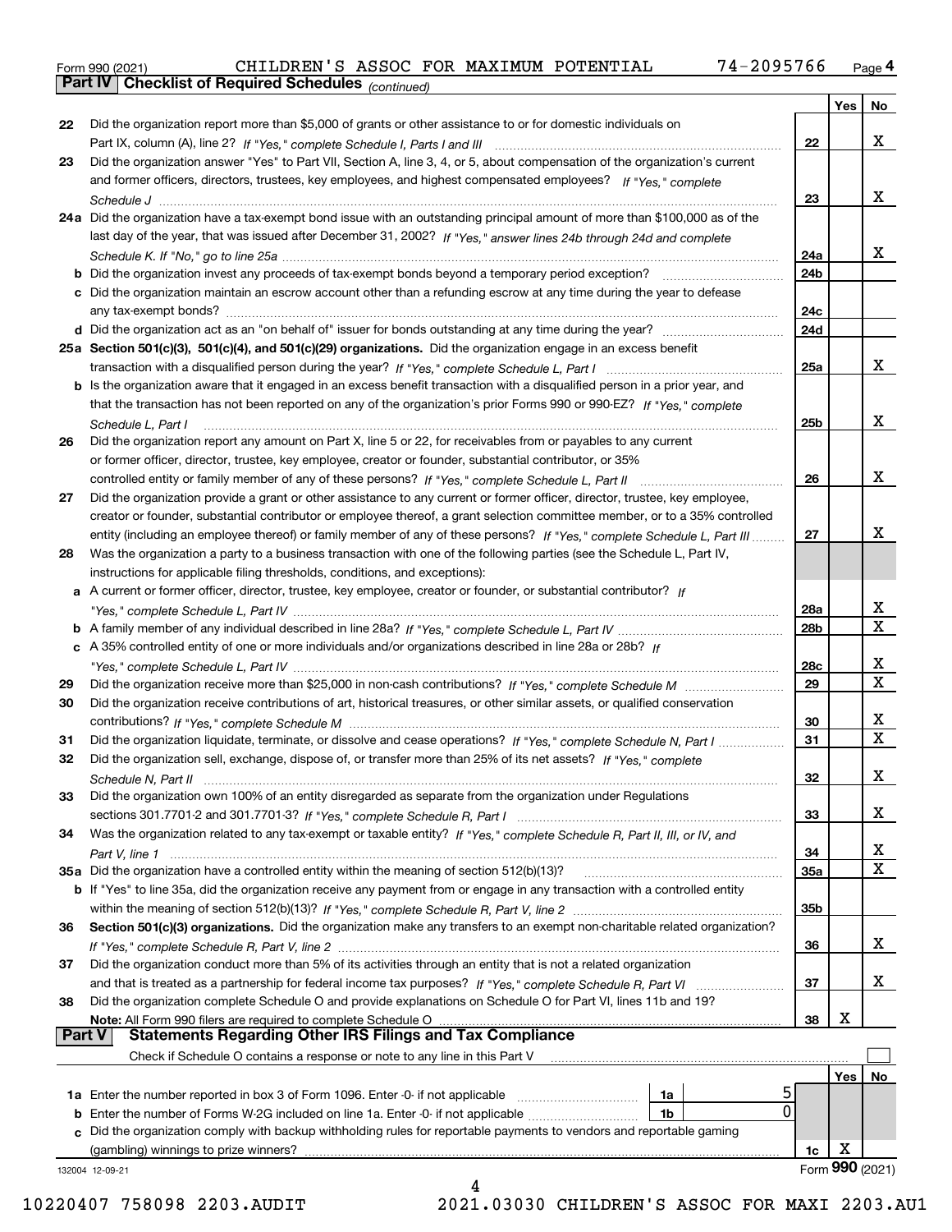Form 990 (2021) CHILDREN'S ASSOC FOR MAXIMUM POTENTIAL 74-2095766 Page 4

**Part IV Checklist of Required Schedules** *(continued)*

| | | | Yes | No |
|---|---|---|---|---|
| 22 | Did the organization report more than $5,000 of grants or other assistance to or for domestic individuals on Part IX, column (A), line 2? *If "Yes," complete Schedule I, Parts I and III* | 22 | | X |
| 23 | Did the organization answer "Yes" to Part VII, Section A, line 3, 4, or 5, about compensation of the organization's current and former officers, directors, trustees, key employees, and highest compensated employees? *If "Yes," complete Schedule J* | 23 | | X |
| 24a | Did the organization have a tax-exempt bond issue with an outstanding principal amount of more than $100,000 as of the last day of the year, that was issued after December 31, 2002? *If "Yes," answer lines 24b through 24d and complete Schedule K. If "No," go to line 25a* | 24a | | X |
| b | Did the organization invest any proceeds of tax-exempt bonds beyond a temporary period exception? | 24b | | |
| c | Did the organization maintain an escrow account other than a refunding escrow at any time during the year to defease any tax-exempt bonds? | 24c | | |
| d | Did the organization act as an "on behalf of" issuer for bonds outstanding at any time during the year? | 24d | | |
| 25a | **Section 501(c)(3), 501(c)(4), and 501(c)(29) organizations.** Did the organization engage in an excess benefit transaction with a disqualified person during the year? *If "Yes," complete Schedule L, Part I* | 25a | | X |
| b | Is the organization aware that it engaged in an excess benefit transaction with a disqualified person in a prior year, and that the transaction has not been reported on any of the organization's prior Forms 990 or 990-EZ? *If "Yes," complete Schedule L, Part I* | 25b | | X |
| 26 | Did the organization report any amount on Part X, line 5 or 22, for receivables from or payables to any current or former officer, director, trustee, key employee, creator or founder, substantial contributor, or 35% controlled entity or family member of any of these persons? *If "Yes," complete Schedule L, Part II* | 26 | | X |
| 27 | Did the organization provide a grant or other assistance to any current or former officer, director, trustee, key employee, creator or founder, substantial contributor or employee thereof, a grant selection committee member, or to a 35% controlled entity (including an employee thereof) or family member of any of these persons? *If "Yes," complete Schedule L, Part III* | 27 | | X |
| 28 | Was the organization a party to a business transaction with one of the following parties (see the Schedule L, Part IV, instructions for applicable filing thresholds, conditions, and exceptions): | | | |
| a | A current or former officer, director, trustee, key employee, creator or founder, or substantial contributor? *If "Yes," complete Schedule L, Part IV* | 28a | | X |
| b | A family member of any individual described in line 28a? *If "Yes," complete Schedule L, Part IV* | 28b | | X |
| c | A 35% controlled entity of one or more individuals and/or organizations described in line 28a or 28b? *If "Yes," complete Schedule L, Part IV* | 28c | | X |
| 29 | Did the organization receive more than $25,000 in non-cash contributions? *If "Yes," complete Schedule M* | 29 | | X |
| 30 | Did the organization receive contributions of art, historical treasures, or other similar assets, or qualified conservation contributions? *If "Yes," complete Schedule M* | 30 | | X |
| 31 | Did the organization liquidate, terminate, or dissolve and cease operations? *If "Yes," complete Schedule N, Part I* | 31 | | X |
| 32 | Did the organization sell, exchange, dispose of, or transfer more than 25% of its net assets? *If "Yes," complete Schedule N, Part II* | 32 | | X |
| 33 | Did the organization own 100% of an entity disregarded as separate from the organization under Regulations sections 301.7701-2 and 301.7701-3? *If "Yes," complete Schedule R, Part I* | 33 | | X |
| 34 | Was the organization related to any tax-exempt or taxable entity? *If "Yes," complete Schedule R, Part II, III, or IV, and Part V, line 1* | 34 | | X |
| 35a | Did the organization have a controlled entity within the meaning of section 512(b)(13)? | 35a | | X |
| b | If "Yes" to line 35a, did the organization receive any payment from or engage in any transaction with a controlled entity within the meaning of section 512(b)(13)? *If "Yes," complete Schedule R, Part V, line 2* | 35b | | |
| 36 | **Section 501(c)(3) organizations.** Did the organization make any transfers to an exempt non-charitable related organization? *If "Yes," complete Schedule R, Part V, line 2* | 36 | | X |
| 37 | Did the organization conduct more than 5% of its activities through an entity that is not a related organization and that is treated as a partnership for federal income tax purposes? *If "Yes," complete Schedule R, Part VI* | 37 | | X |
| 38 | Did the organization complete Schedule O and provide explanations on Schedule O for Part VI, lines 11b and 19? **Note:** All Form 990 filers are required to complete Schedule O | 38 | X | |

**Part V Statements Regarding Other IRS Filings and Tax Compliance**

Check if Schedule O contains a response or note to any line in this Part V ☐

| | | | | | Yes | No |
|---|---|---|---|---|---|---|
| 1a | Enter the number reported in box 3 of Form 1096. Enter -0- if not applicable | 1a | 5 | | | |
| b | Enter the number of Forms W-2G included on line 1a. Enter -0- if not applicable | 1b | 0 | | | |
| c | Did the organization comply with backup withholding rules for reportable payments to vendors and reportable gaming (gambling) winnings to prize winners? | | | 1c | X | |

132004 12-09-21 Form **990** (2021)

10220407 758098 2203.AUDIT 2021.03030 CHILDREN'S ASSOC FOR MAXI 2203.AU1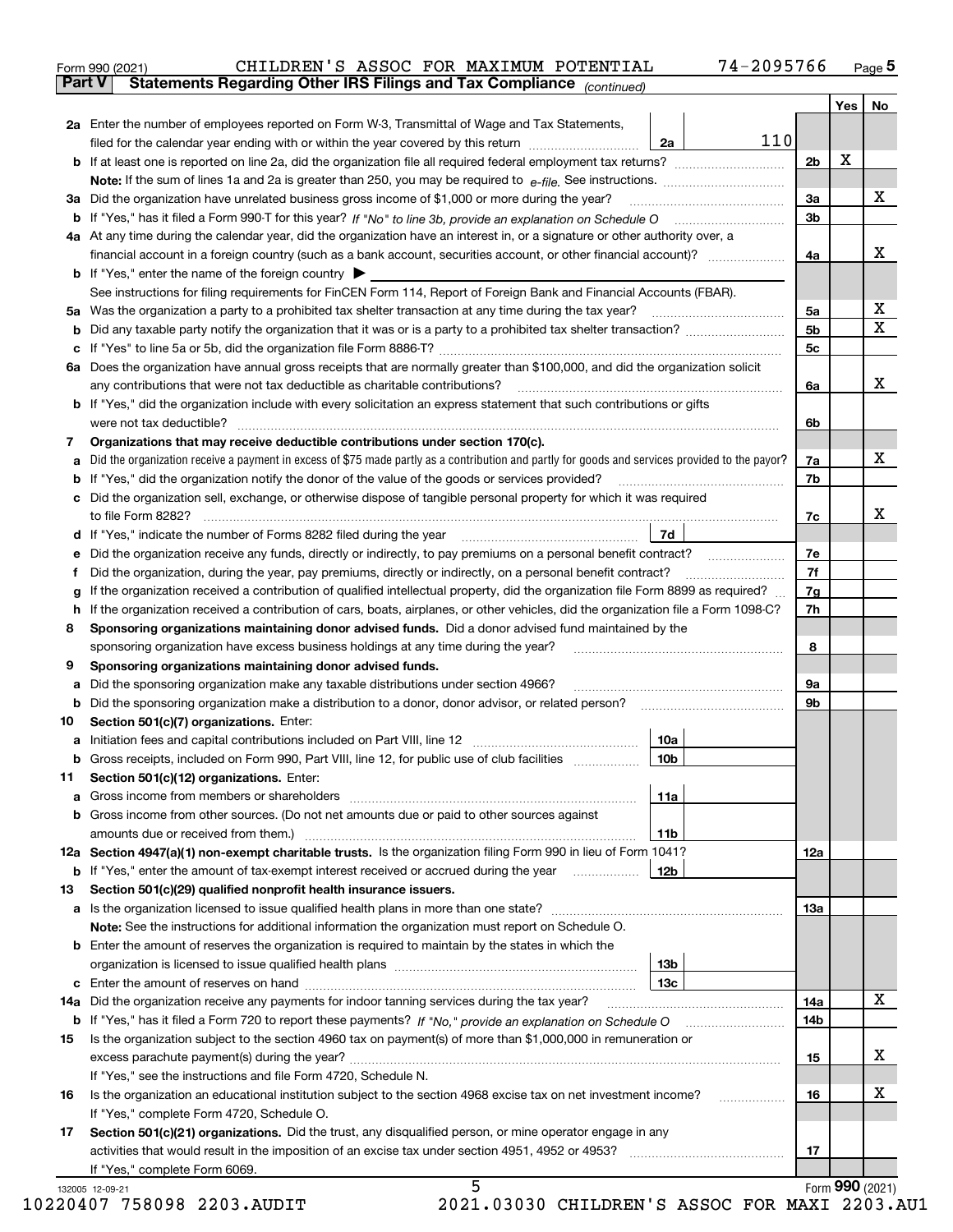Form 990 (2021) CHILDREN'S ASSOC FOR MAXIMUM POTENTIAL 74-2095766 Page 5

## Part V Statements Regarding Other IRS Filings and Tax Compliance *(continued)*

| | | | | Yes | No |
|---|---|---|---|---|---|
| **2a** | Enter the number of employees reported on Form W-3, Transmittal of Wage and Tax Statements, filed for the calendar year ending with or within the year covered by this return | 2a | 110 | | |
| **b** | If at least one is reported on line 2a, did the organization file all required federal employment tax returns? | 2b | | X | |
| | **Note:** If the sum of lines 1a and 2a is greater than 250, you may be required to *e-file.* See instructions. | | | | |
| **3a** | Did the organization have unrelated business gross income of $1,000 or more during the year? | 3a | | | X |
| **b** | If "Yes," has it filed a Form 990-T for this year? *If "No" to line 3b, provide an explanation on Schedule O* | 3b | | | |
| **4a** | At any time during the calendar year, did the organization have an interest in, or a signature or other authority over, a financial account in a foreign country (such as a bank account, securities account, or other financial account)? | 4a | | | X |
| **b** | If "Yes," enter the name of the foreign country ▶ | | | | |
| | See instructions for filing requirements for FinCEN Form 114, Report of Foreign Bank and Financial Accounts (FBAR). | | | | |
| **5a** | Was the organization a party to a prohibited tax shelter transaction at any time during the tax year? | 5a | | | X |
| **b** | Did any taxable party notify the organization that it was or is a party to a prohibited tax shelter transaction? | 5b | | | X |
| **c** | If "Yes" to line 5a or 5b, did the organization file Form 8886-T? | 5c | | | |
| **6a** | Does the organization have annual gross receipts that are normally greater than $100,000, and did the organization solicit any contributions that were not tax deductible as charitable contributions? | 6a | | | X |
| **b** | If "Yes," did the organization include with every solicitation an express statement that such contributions or gifts were not tax deductible? | 6b | | | |
| **7** | **Organizations that may receive deductible contributions under section 170(c).** | | | | |
| **a** | Did the organization receive a payment in excess of $75 made partly as a contribution and partly for goods and services provided to the payor? | 7a | | | X |
| **b** | If "Yes," did the organization notify the donor of the value of the goods or services provided? | 7b | | | |
| **c** | Did the organization sell, exchange, or otherwise dispose of tangible personal property for which it was required to file Form 8282? | 7c | | | X |
| **d** | If "Yes," indicate the number of Forms 8282 filed during the year | 7d | | | |
| **e** | Did the organization receive any funds, directly or indirectly, to pay premiums on a personal benefit contract? | 7e | | | |
| **f** | Did the organization, during the year, pay premiums, directly or indirectly, on a personal benefit contract? | 7f | | | |
| **g** | If the organization received a contribution of qualified intellectual property, did the organization file Form 8899 as required? | 7g | | | |
| **h** | If the organization received a contribution of cars, boats, airplanes, or other vehicles, did the organization file a Form 1098-C? | 7h | | | |
| **8** | **Sponsoring organizations maintaining donor advised funds.** Did a donor advised fund maintained by the sponsoring organization have excess business holdings at any time during the year? | 8 | | | |
| **9** | **Sponsoring organizations maintaining donor advised funds.** | | | | |
| **a** | Did the sponsoring organization make any taxable distributions under section 4966? | 9a | | | |
| **b** | Did the sponsoring organization make a distribution to a donor, donor advisor, or related person? | 9b | | | |
| **10** | **Section 501(c)(7) organizations.** Enter: | | | | |
| **a** | Initiation fees and capital contributions included on Part VIII, line 12 | 10a | | | |
| **b** | Gross receipts, included on Form 990, Part VIII, line 12, for public use of club facilities | 10b | | | |
| **11** | **Section 501(c)(12) organizations.** Enter: | | | | |
| **a** | Gross income from members or shareholders | 11a | | | |
| **b** | Gross income from other sources. (Do not net amounts due or paid to other sources against amounts due or received from them.) | 11b | | | |
| **12a** | **Section 4947(a)(1) non-exempt charitable trusts.** Is the organization filing Form 990 in lieu of Form 1041? | 12a | | | |
| **b** | If "Yes," enter the amount of tax-exempt interest received or accrued during the year | 12b | | | |
| **13** | **Section 501(c)(29) qualified nonprofit health insurance issuers.** | | | | |
| **a** | Is the organization licensed to issue qualified health plans in more than one state? | 13a | | | |
| | **Note:** See the instructions for additional information the organization must report on Schedule O. | | | | |
| **b** | Enter the amount of reserves the organization is required to maintain by the states in which the organization is licensed to issue qualified health plans | 13b | | | |
| **c** | Enter the amount of reserves on hand | 13c | | | |
| **14a** | Did the organization receive any payments for indoor tanning services during the tax year? | 14a | | | X |
| **b** | If "Yes," has it filed a Form 720 to report these payments? *If "No," provide an explanation on Schedule O* | 14b | | | |
| **15** | Is the organization subject to the section 4960 tax on payment(s) of more than $1,000,000 in remuneration or excess parachute payment(s) during the year? | 15 | | | X |
| | If "Yes," see the instructions and file Form 4720, Schedule N. | | | | |
| **16** | Is the organization an educational institution subject to the section 4968 excise tax on net investment income? | 16 | | | X |
| | If "Yes," complete Form 4720, Schedule O. | | | | |
| **17** | **Section 501(c)(21) organizations.** Did the trust, any disqualified person, or mine operator engage in any activities that would result in the imposition of an excise tax under section 4951, 4952 or 4953? | 17 | | | |
| | If "Yes," complete Form 6069. | | | | |

132005 12-09-21

Form **990** (2021)

10220407 758098 2203.AUDIT 2021.03030 CHILDREN'S ASSOC FOR MAXI 2203.AU1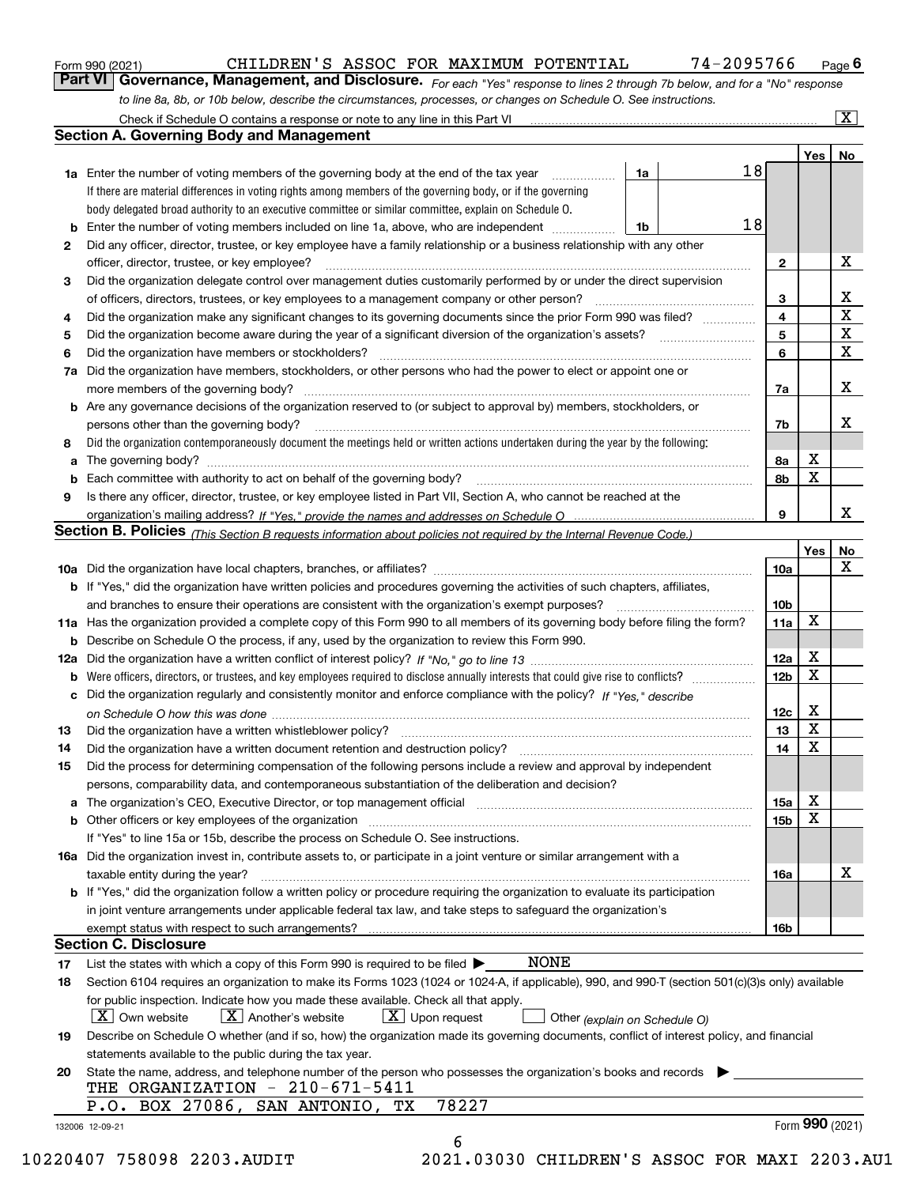Form 990 (2021) CHILDREN'S ASSOC FOR MAXIMUM POTENTIAL 74-2095766 Page 6

## Part VI Governance, Management, and Disclosure.

*For each "Yes" response to lines 2 through 7b below, and for a "No" response to line 8a, 8b, or 10b below, describe the circumstances, processes, or changes on Schedule O. See instructions.*

Check if Schedule O contains a response or note to any line in this Part VI ... [X]

### Section A. Governing Body and Management

| | | | | | Yes | No |
|---|---|---|---|---|---|---|
| **1a** | Enter the number of voting members of the governing body at the end of the tax year. If there are material differences in voting rights among members of the governing body, or if the governing body delegated broad authority to an executive committee or similar committee, explain on Schedule O. | 1a | 18 | | | |
| **b** | Enter the number of voting members included on line 1a, above, who are independent | 1b | 18 | | | |
| **2** | Did any officer, director, trustee, or key employee have a family relationship or a business relationship with any other officer, director, trustee, or key employee? | | | 2 | | X |
| **3** | Did the organization delegate control over management duties customarily performed by or under the direct supervision of officers, directors, trustees, or key employees to a management company or other person? | | | 3 | | X |
| **4** | Did the organization make any significant changes to its governing documents since the prior Form 990 was filed? | | | 4 | | X |
| **5** | Did the organization become aware during the year of a significant diversion of the organization's assets? | | | 5 | | X |
| **6** | Did the organization have members or stockholders? | | | 6 | | X |
| **7a** | Did the organization have members, stockholders, or other persons who had the power to elect or appoint one or more members of the governing body? | | | 7a | | X |
| **b** | Are any governance decisions of the organization reserved to (or subject to approval by) members, stockholders, or persons other than the governing body? | | | 7b | | X |
| **8** | Did the organization contemporaneously document the meetings held or written actions undertaken during the year by the following: | | | | | |
| **a** | The governing body? | | | 8a | X | |
| **b** | Each committee with authority to act on behalf of the governing body? | | | 8b | X | |
| **9** | Is there any officer, director, trustee, or key employee listed in Part VII, Section A, who cannot be reached at the organization's mailing address? *If "Yes," provide the names and addresses on Schedule O* | | | 9 | | X |

### Section B. Policies *(This Section B requests information about policies not required by the Internal Revenue Code.)*

| | | | Yes | No |
|---|---|---|---|---|
| **10a** | Did the organization have local chapters, branches, or affiliates? | 10a | | X |
| **b** | If "Yes," did the organization have written policies and procedures governing the activities of such chapters, affiliates, and branches to ensure their operations are consistent with the organization's exempt purposes? | 10b | | |
| **11a** | Has the organization provided a complete copy of this Form 990 to all members of its governing body before filing the form? | 11a | X | |
| **b** | Describe on Schedule O the process, if any, used by the organization to review this Form 990. | | | |
| **12a** | Did the organization have a written conflict of interest policy? *If "No," go to line 13* | 12a | X | |
| **b** | Were officers, directors, or trustees, and key employees required to disclose annually interests that could give rise to conflicts? | 12b | X | |
| **c** | Did the organization regularly and consistently monitor and enforce compliance with the policy? *If "Yes," describe on Schedule O how this was done* | 12c | X | |
| **13** | Did the organization have a written whistleblower policy? | 13 | X | |
| **14** | Did the organization have a written document retention and destruction policy? | 14 | X | |
| **15** | Did the process for determining compensation of the following persons include a review and approval by independent persons, comparability data, and contemporaneous substantiation of the deliberation and decision? | | | |
| **a** | The organization's CEO, Executive Director, or top management official | 15a | X | |
| **b** | Other officers or key employees of the organization | 15b | X | |
| | If "Yes" to line 15a or 15b, describe the process on Schedule O. See instructions. | | | |
| **16a** | Did the organization invest in, contribute assets to, or participate in a joint venture or similar arrangement with a taxable entity during the year? | 16a | | X |
| **b** | If "Yes," did the organization follow a written policy or procedure requiring the organization to evaluate its participation in joint venture arrangements under applicable federal tax law, and take steps to safeguard the organization's exempt status with respect to such arrangements? | 16b | | |

### Section C. Disclosure

**17** List the states with which a copy of this Form 990 is required to be filed ▶ NONE

**18** Section 6104 requires an organization to make its Forms 1023 (1024 or 1024-A, if applicable), 990, and 990-T (section 501(c)(3)s only) available for public inspection. Indicate how you made these available. Check all that apply.

[X] Own website [X] Another's website [X] Upon request [ ] Other *(explain on Schedule O)*

**19** Describe on Schedule O whether (and if so, how) the organization made its governing documents, conflict of interest policy, and financial statements available to the public during the tax year.

**20** State the name, address, and telephone number of the person who possesses the organization's books and records ▶

THE ORGANIZATION - 210-671-5411
P.O. BOX 27086, SAN ANTONIO, TX 78227

132006 12-09-21 Form 990 (2021)

10220407 758098 2203.AUDIT 2021.03030 CHILDREN'S ASSOC FOR MAXI 2203.AU1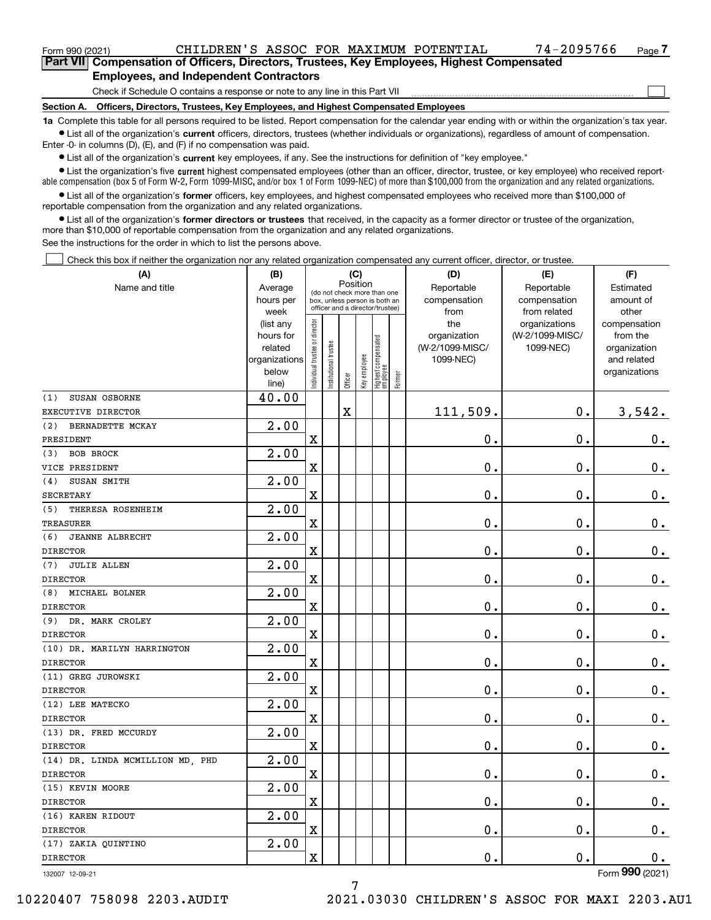Form 990 (2021) CHILDREN'S ASSOC FOR MAXIMUM POTENTIAL 74-2095766 Page 7

## Part VII Compensation of Officers, Directors, Trustees, Key Employees, Highest Compensated Employees, and Independent Contractors

Check if Schedule O contains a response or note to any line in this Part VII ☐

**Section A. Officers, Directors, Trustees, Key Employees, and Highest Compensated Employees**

**1a** Complete this table for all persons required to be listed. Report compensation for the calendar year ending with or within the organization's tax year.

- List all of the organization's **current** officers, directors, trustees (whether individuals or organizations), regardless of amount of compensation. Enter -0- in columns (D), (E), and (F) if no compensation was paid.
- List all of the organization's **current** key employees, if any. See the instructions for definition of "key employee."
- List the organization's five **current** highest compensated employees (other than an officer, director, trustee, or key employee) who received reportable compensation (box 5 of Form W-2, Form 1099-MISC, and/or box 1 of Form 1099-NEC) of more than $100,000 from the organization and any related organizations.
- List all of the organization's **former** officers, key employees, and highest compensated employees who received more than $100,000 of reportable compensation from the organization and any related organizations.
- List all of the organization's **former directors or trustees** that received, in the capacity as a former director or trustee of the organization, more than $10,000 of reportable compensation from the organization and any related organizations.

See the instructions for the order in which to list the persons above.

☐ Check this box if neither the organization nor any related organization compensated any current officer, director, or trustee.

| (A) Name and title | (B) Average hours per week (list any hours for related organizations below line) | (C) Position: Individual trustee or director | Institutional trustee | Officer | Key employee | Highest compensated employee | Former | (D) Reportable compensation from the organization (W-2/1099-MISC/1099-NEC) | (E) Reportable compensation from related organizations (W-2/1099-MISC/1099-NEC) | (F) Estimated amount of other compensation from the organization and related organizations |
|---|---|---|---|---|---|---|---|---|---|---|
| (1) SUSAN OSBORNE<br>EXECUTIVE DIRECTOR | 40.00 | | | X | | | | 111,509. | 0. | 3,542. |
| (2) BERNADETTE MCKAY<br>PRESIDENT | 2.00 | X | | | | | | 0. | 0. | 0. |
| (3) BOB BROCK<br>VICE PRESIDENT | 2.00 | X | | | | | | 0. | 0. | 0. |
| (4) SUSAN SMITH<br>SECRETARY | 2.00 | X | | | | | | 0. | 0. | 0. |
| (5) THERESA ROSENHEIM<br>TREASURER | 2.00 | X | | | | | | 0. | 0. | 0. |
| (6) JEANNE ALBRECHT<br>DIRECTOR | 2.00 | X | | | | | | 0. | 0. | 0. |
| (7) JULIE ALLEN<br>DIRECTOR | 2.00 | X | | | | | | 0. | 0. | 0. |
| (8) MICHAEL BOLNER<br>DIRECTOR | 2.00 | X | | | | | | 0. | 0. | 0. |
| (9) DR. MARK CROLEY<br>DIRECTOR | 2.00 | X | | | | | | 0. | 0. | 0. |
| (10) DR. MARILYN HARRINGTON<br>DIRECTOR | 2.00 | X | | | | | | 0. | 0. | 0. |
| (11) GREG JUROWSKI<br>DIRECTOR | 2.00 | X | | | | | | 0. | 0. | 0. |
| (12) LEE MATECKO<br>DIRECTOR | 2.00 | X | | | | | | 0. | 0. | 0. |
| (13) DR. FRED MCCURDY<br>DIRECTOR | 2.00 | X | | | | | | 0. | 0. | 0. |
| (14) DR. LINDA MCMILLION MD, PHD<br>DIRECTOR | 2.00 | X | | | | | | 0. | 0. | 0. |
| (15) KEVIN MOORE<br>DIRECTOR | 2.00 | X | | | | | | 0. | 0. | 0. |
| (16) KAREN RIDOUT<br>DIRECTOR | 2.00 | X | | | | | | 0. | 0. | 0. |
| (17) ZAKIA QUINTINO<br>DIRECTOR | 2.00 | X | | | | | | 0. | 0. | 0. |

132007 12-09-21 Form 990 (2021)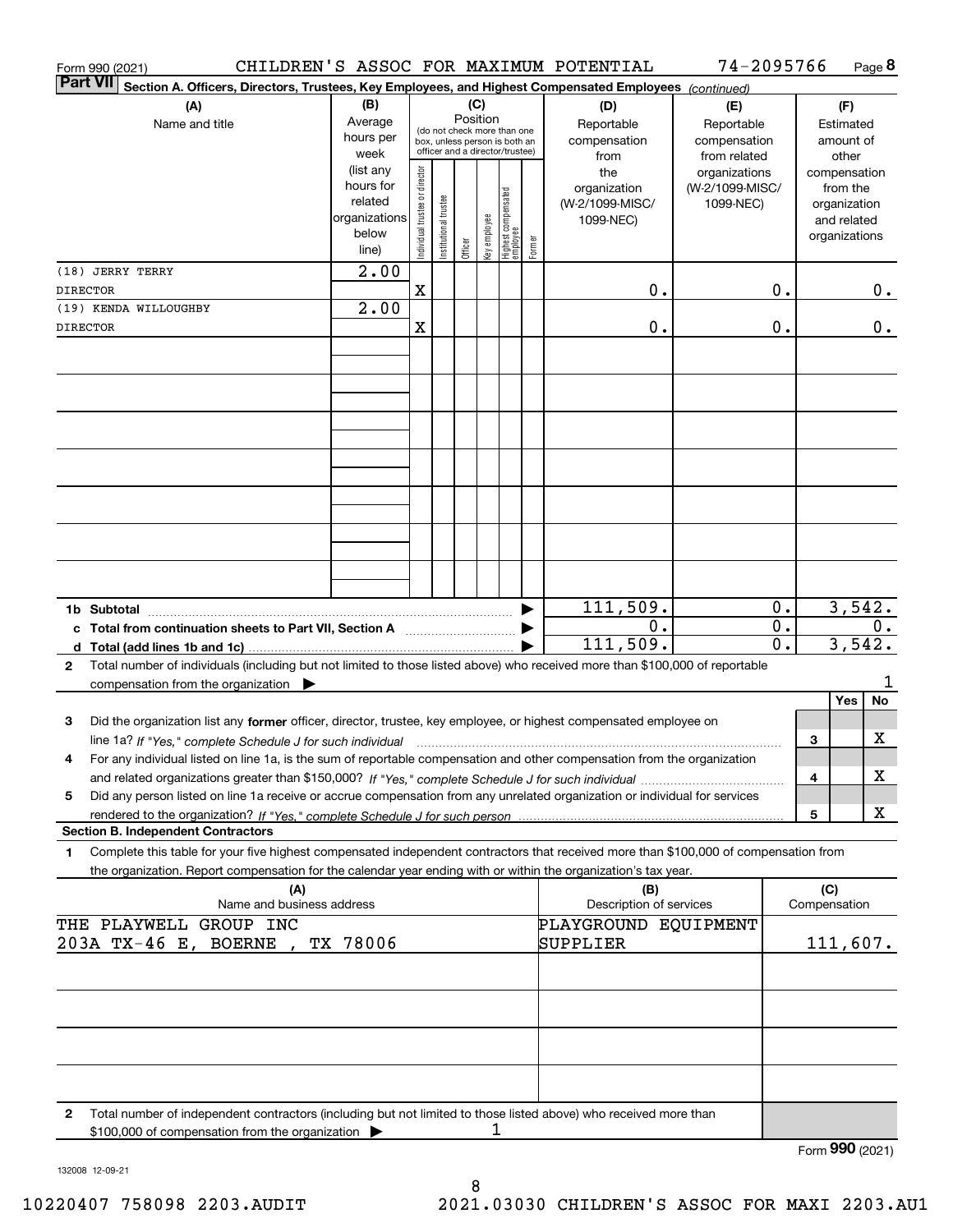Form 990 (2021) CHILDREN'S ASSOC FOR MAXIMUM POTENTIAL 74-2095766 Page 8

**Part VII Section A. Officers, Directors, Trustees, Key Employees, and Highest Compensated Employees** *(continued)*

| (A) Name and title | (B) Average hours per week (list any hours for related organizations below line) | (C) Position: Individual trustee or director | Institutional trustee | Officer | Key employee | Highest compensated employee | Former | (D) Reportable compensation from the organization (W-2/1099-MISC/ 1099-NEC) | (E) Reportable compensation from related organizations (W-2/1099-MISC/ 1099-NEC) | (F) Estimated amount of other compensation from the organization and related organizations |
|---|---|---|---|---|---|---|---|---|---|---|
| (18) JERRY TERRY | 2.00 | | | | | | | | | |
| DIRECTOR | | X | | | | | | 0. | 0. | 0. |
| (19) KENDA WILLOUGHBY | 2.00 | | | | | | | | | |
| DIRECTOR | | X | | | | | | 0. | 0. | 0. |
| 1b Subtotal | | | | | | | | 111,509. | 0. | 3,542. |
| c Total from continuation sheets to Part VII, Section A | | | | | | | | 0. | 0. | 0. |
| d Total (add lines 1b and 1c) | | | | | | | | 111,509. | 0. | 3,542. |

2 Total number of individuals (including but not limited to those listed above) who received more than $100,000 of reportable compensation from the organization ▶ 1

| | | Yes | No |
|---|---|---|---|
| 3 Did the organization list any **former** officer, director, trustee, key employee, or highest compensated employee on line 1a? *If "Yes," complete Schedule J for such individual* | 3 | | X |
| 4 For any individual listed on line 1a, is the sum of reportable compensation and other compensation from the organization and related organizations greater than $150,000? *If "Yes," complete Schedule J for such individual* | 4 | | X |
| 5 Did any person listed on line 1a receive or accrue compensation from any unrelated organization or individual for services rendered to the organization? *If "Yes," complete Schedule J for such person* | 5 | | X |

**Section B. Independent Contractors**

1 Complete this table for your five highest compensated independent contractors that received more than $100,000 of compensation from the organization. Report compensation for the calendar year ending with or within the organization's tax year.

| (A) Name and business address | (B) Description of services | (C) Compensation |
|---|---|---|
| THE PLAYWELL GROUP INC<br>203A TX-46 E, BOERNE , TX 78006 | PLAYGROUND EQUIPMENT SUPPLIER | 111,607. |

2 Total number of independent contractors (including but not limited to those listed above) who received more than $100,000 of compensation from the organization ▶ 1

Form **990** (2021)

132008 12-09-21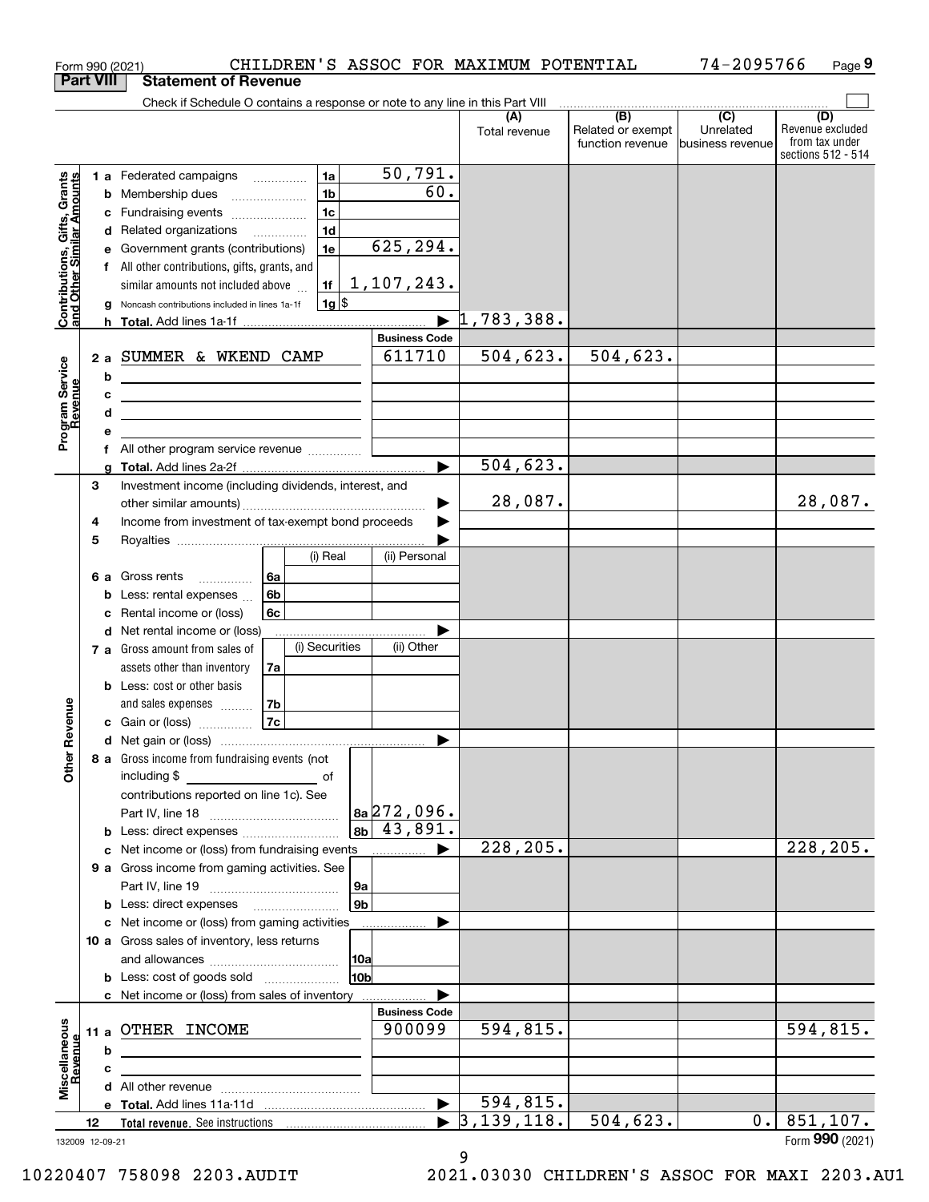Form 990 (2021) CHILDREN'S ASSOC FOR MAXIMUM POTENTIAL 74-2095766 Page 9

**Part VIII Statement of Revenue**

Check if Schedule O contains a response or note to any line in this Part VIII

| | | | | (A) Total revenue | (B) Related or exempt function revenue | (C) Unrelated business revenue | (D) Revenue excluded from tax under sections 512 - 514 |
|---|---|---|---|---|---|---|---|
| **Contributions, Gifts, Grants and Other Similar Amounts** | 1 a Federated campaigns | 1a | 50,791. | | | | |
| | b Membership dues | 1b | 60. | | | | |
| | c Fundraising events | 1c | | | | | |
| | d Related organizations | 1d | | | | | |
| | e Government grants (contributions) | 1e | 625,294. | | | | |
| | f All other contributions, gifts, grants, and similar amounts not included above | 1f | 1,107,243. | | | | |
| | g Noncash contributions included in lines 1a-1f | 1g | $ | | | | |
| | h **Total.** Add lines 1a-1f | | | 1,783,388. | | | |
| **Program Service Revenue** | | | **Business Code** | | | | |
| | 2 a SUMMER & WKEND CAMP | | 611710 | 504,623. | 504,623. | | |
| | b | | | | | | |
| | c | | | | | | |
| | d | | | | | | |
| | e | | | | | | |
| | f All other program service revenue | | | | | | |
| | g **Total.** Add lines 2a-2f | | | 504,623. | | | |
| **Other Revenue** | 3 Investment income (including dividends, interest, and other similar amounts) | | | 28,087. | | | 28,087. |
| | 4 Income from investment of tax-exempt bond proceeds | | | | | | |
| | 5 Royalties | | | | | | |
| | | | (i) Real | (ii) Personal | | | |
| | 6 a Gross rents | 6a | | | | | |
| | b Less: rental expenses | 6b | | | | | |
| | c Rental income or (loss) | 6c | | | | | |
| | d Net rental income or (loss) | | | | | | |
| | | | (i) Securities | (ii) Other | | | |
| | 7 a Gross amount from sales of assets other than inventory | 7a | | | | | |
| | b Less: cost or other basis and sales expenses | 7b | | | | | |
| | c Gain or (loss) | 7c | | | | | |
| | d Net gain or (loss) | | | | | | |
| | 8 a Gross income from fundraising events (not including $ of contributions reported on line 1c). See Part IV, line 18 | 8a | 272,096. | | | | |
| | b Less: direct expenses | 8b | 43,891. | | | | |
| | c Net income or (loss) from fundraising events | | | 228,205. | | | 228,205. |
| | 9 a Gross income from gaming activities. See Part IV, line 19 | 9a | | | | | |
| | b Less: direct expenses | 9b | | | | | |
| | c Net income or (loss) from gaming activities | | | | | | |
| | 10 a Gross sales of inventory, less returns and allowances | 10a | | | | | |
| | b Less: cost of goods sold | 10b | | | | | |
| | c Net income or (loss) from sales of inventory | | | | | | |
| **Miscellaneous Revenue** | | | **Business Code** | | | | |
| | 11 a OTHER INCOME | | 900099 | 594,815. | | | 594,815. |
| | b | | | | | | |
| | c | | | | | | |
| | d All other revenue | | | | | | |
| | e **Total.** Add lines 11a-11d | | | 594,815. | | | |
| | 12 **Total revenue.** See instructions | | | 3,139,118. | 504,623. | 0. | 851,107. |

132009 12-09-21 Form **990** (2021)

10220407 758098 2203.AUDIT 2021.03030 CHILDREN'S ASSOC FOR MAXI 2203.AU1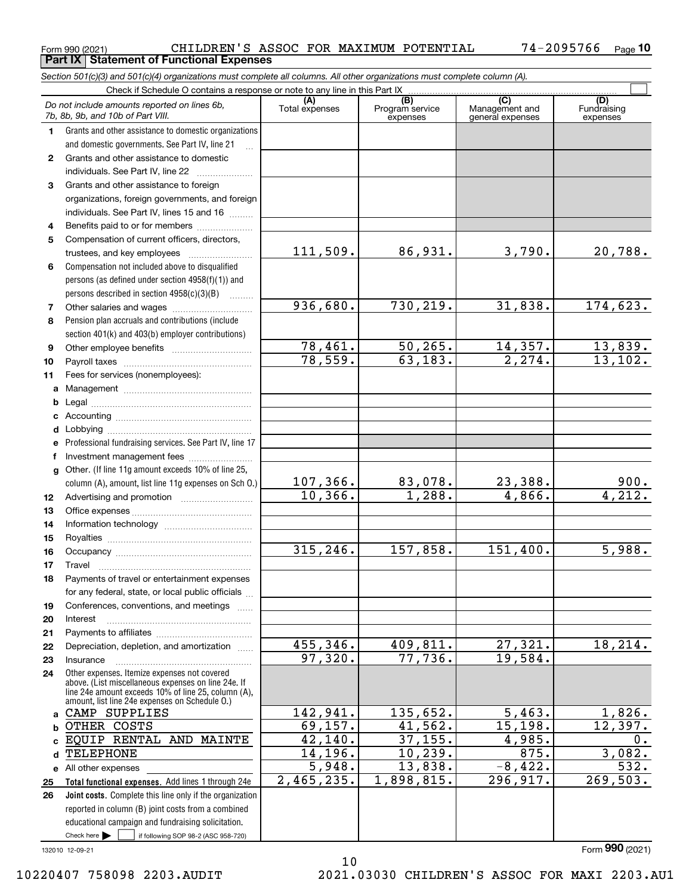Form 990 (2021) CHILDREN'S ASSOC FOR MAXIMUM POTENTIAL 74-2095766 Page **10**

## Part IX Statement of Functional Expenses

*Section 501(c)(3) and 501(c)(4) organizations must complete all columns. All other organizations must complete column (A).*

Check if Schedule O contains a response or note to any line in this Part IX ☐

| | *Do not include amounts reported on lines 6b, 7b, 8b, 9b, and 10b of Part VIII.* | (A) Total expenses | (B) Program service expenses | (C) Management and general expenses | (D) Fundraising expenses |
|---|---|---|---|---|---|
| 1 | Grants and other assistance to domestic organizations and domestic governments. See Part IV, line 21 | | | | |
| 2 | Grants and other assistance to domestic individuals. See Part IV, line 22 | | | | |
| 3 | Grants and other assistance to foreign organizations, foreign governments, and foreign individuals. See Part IV, lines 15 and 16 | | | | |
| 4 | Benefits paid to or for members | | | | |
| 5 | Compensation of current officers, directors, trustees, and key employees | 111,509. | 86,931. | 3,790. | 20,788. |
| 6 | Compensation not included above to disqualified persons (as defined under section 4958(f)(1)) and persons described in section 4958(c)(3)(B) | | | | |
| 7 | Other salaries and wages | 936,680. | 730,219. | 31,838. | 174,623. |
| 8 | Pension plan accruals and contributions (include section 401(k) and 403(b) employer contributions) | | | | |
| 9 | Other employee benefits | 78,461. | 50,265. | 14,357. | 13,839. |
| 10 | Payroll taxes | 78,559. | 63,183. | 2,274. | 13,102. |
| 11 | Fees for services (nonemployees): | | | | |
| a | Management | | | | |
| b | Legal | | | | |
| c | Accounting | | | | |
| d | Lobbying | | | | |
| e | Professional fundraising services. See Part IV, line 17 | | | | |
| f | Investment management fees | | | | |
| g | Other. (If line 11g amount exceeds 10% of line 25, column (A), amount, list line 11g expenses on Sch O.) | 107,366. | 83,078. | 23,388. | 900. |
| 12 | Advertising and promotion | 10,366. | 1,288. | 4,866. | 4,212. |
| 13 | Office expenses | | | | |
| 14 | Information technology | | | | |
| 15 | Royalties | | | | |
| 16 | Occupancy | 315,246. | 157,858. | 151,400. | 5,988. |
| 17 | Travel | | | | |
| 18 | Payments of travel or entertainment expenses for any federal, state, or local public officials | | | | |
| 19 | Conferences, conventions, and meetings | | | | |
| 20 | Interest | | | | |
| 21 | Payments to affiliates | | | | |
| 22 | Depreciation, depletion, and amortization | 455,346. | 409,811. | 27,321. | 18,214. |
| 23 | Insurance | 97,320. | 77,736. | 19,584. | |
| 24 | Other expenses. Itemize expenses not covered above. (List miscellaneous expenses on line 24e. If line 24e amount exceeds 10% of line 25, column (A), amount, list line 24e expenses on Schedule O.) | | | | |
| a | CAMP SUPPLIES | 142,941. | 135,652. | 5,463. | 1,826. |
| b | OTHER COSTS | 69,157. | 41,562. | 15,198. | 12,397. |
| c | EQUIP RENTAL AND MAINTE | 42,140. | 37,155. | 4,985. | 0. |
| d | TELEPHONE | 14,196. | 10,239. | 875. | 3,082. |
| e | All other expenses | 5,948. | 13,838. | -8,422. | 532. |
| 25 | **Total functional expenses.** Add lines 1 through 24e | 2,465,235. | 1,898,815. | 296,917. | 269,503. |
| 26 | **Joint costs.** Complete this line only if the organization reported in column (B) joint costs from a combined educational campaign and fundraising solicitation. Check here ☐ if following SOP 98-2 (ASC 958-720) | | | | |

132010 12-09-21

Form **990** (2021)

10220407 758098 2203.AUDIT 2021.03030 CHILDREN'S ASSOC FOR MAXI 2203.AU1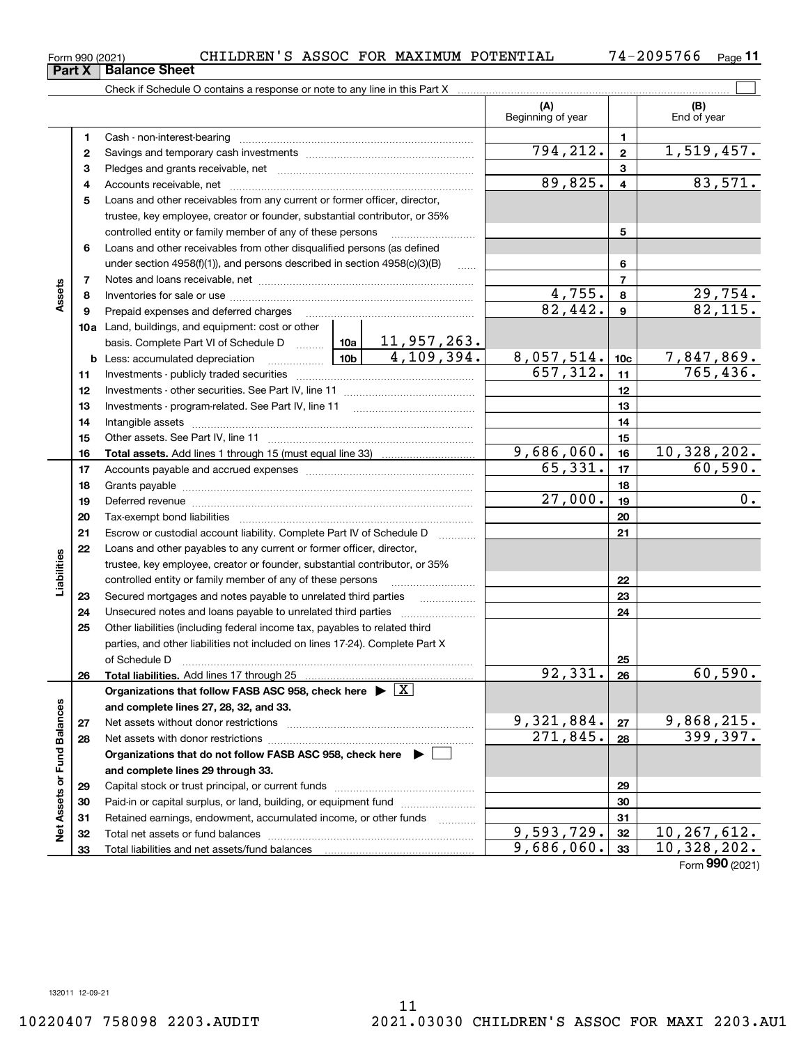Form 990 (2021) CHILDREN'S ASSOC FOR MAXIMUM POTENTIAL 74-2095766 Page 11

## Part X Balance Sheet

Check if Schedule O contains a response or note to any line in this Part X

| | | | | (A) Beginning of year | | (B) End of year |
|---|---|---|---|---|---|---|
| **Assets** | 1 | Cash - non-interest-bearing | | | 1 | |
| | 2 | Savings and temporary cash investments | | 794,212. | 2 | 1,519,457. |
| | 3 | Pledges and grants receivable, net | | | 3 | |
| | 4 | Accounts receivable, net | | 89,825. | 4 | 83,571. |
| | 5 | Loans and other receivables from any current or former officer, director, trustee, key employee, creator or founder, substantial contributor, or 35% controlled entity or family member of any of these persons | | | 5 | |
| | 6 | Loans and other receivables from other disqualified persons (as defined under section 4958(f)(1)), and persons described in section 4958(c)(3)(B) | | | 6 | |
| | 7 | Notes and loans receivable, net | | | 7 | |
| | 8 | Inventories for sale or use | | 4,755. | 8 | 29,754. |
| | 9 | Prepaid expenses and deferred charges | | 82,442. | 9 | 82,115. |
| | 10a | Land, buildings, and equipment: cost or other basis. Complete Part VI of Schedule D | 10a 11,957,263. | | | |
| | b | Less: accumulated depreciation | 10b 4,109,394. | 8,057,514. | 10c | 7,847,869. |
| | 11 | Investments - publicly traded securities | | 657,312. | 11 | 765,436. |
| | 12 | Investments - other securities. See Part IV, line 11 | | | 12 | |
| | 13 | Investments - program-related. See Part IV, line 11 | | | 13 | |
| | 14 | Intangible assets | | | 14 | |
| | 15 | Other assets. See Part IV, line 11 | | | 15 | |
| | 16 | **Total assets.** Add lines 1 through 15 (must equal line 33) | | 9,686,060. | 16 | 10,328,202. |
| **Liabilities** | 17 | Accounts payable and accrued expenses | | 65,331. | 17 | 60,590. |
| | 18 | Grants payable | | | 18 | |
| | 19 | Deferred revenue | | 27,000. | 19 | 0. |
| | 20 | Tax-exempt bond liabilities | | | 20 | |
| | 21 | Escrow or custodial account liability. Complete Part IV of Schedule D | | | 21 | |
| | 22 | Loans and other payables to any current or former officer, director, trustee, key employee, creator or founder, substantial contributor, or 35% controlled entity or family member of any of these persons | | | 22 | |
| | 23 | Secured mortgages and notes payable to unrelated third parties | | | 23 | |
| | 24 | Unsecured notes and loans payable to unrelated third parties | | | 24 | |
| | 25 | Other liabilities (including federal income tax, payables to related third parties, and other liabilities not included on lines 17-24). Complete Part X of Schedule D | | | 25 | |
| | 26 | **Total liabilities.** Add lines 17 through 25 | | 92,331. | 26 | 60,590. |
| **Net Assets or Fund Balances** | | **Organizations that follow FASB ASC 958, check here** ▶ [X] **and complete lines 27, 28, 32, and 33.** | | | | |
| | 27 | Net assets without donor restrictions | | 9,321,884. | 27 | 9,868,215. |
| | 28 | Net assets with donor restrictions | | 271,845. | 28 | 399,397. |
| | | **Organizations that do not follow FASB ASC 958, check here** ▶ [ ] **and complete lines 29 through 33.** | | | | |
| | 29 | Capital stock or trust principal, or current funds | | | 29 | |
| | 30 | Paid-in or capital surplus, or land, building, or equipment fund | | | 30 | |
| | 31 | Retained earnings, endowment, accumulated income, or other funds | | | 31 | |
| | 32 | Total net assets or fund balances | | 9,593,729. | 32 | 10,267,612. |
| | 33 | Total liabilities and net assets/fund balances | | 9,686,060. | 33 | 10,328,202. |

Form **990** (2021)

132011 12-09-21

10220407 758098 2203.AUDIT 2021.03030 CHILDREN'S ASSOC FOR MAXI 2203.AU1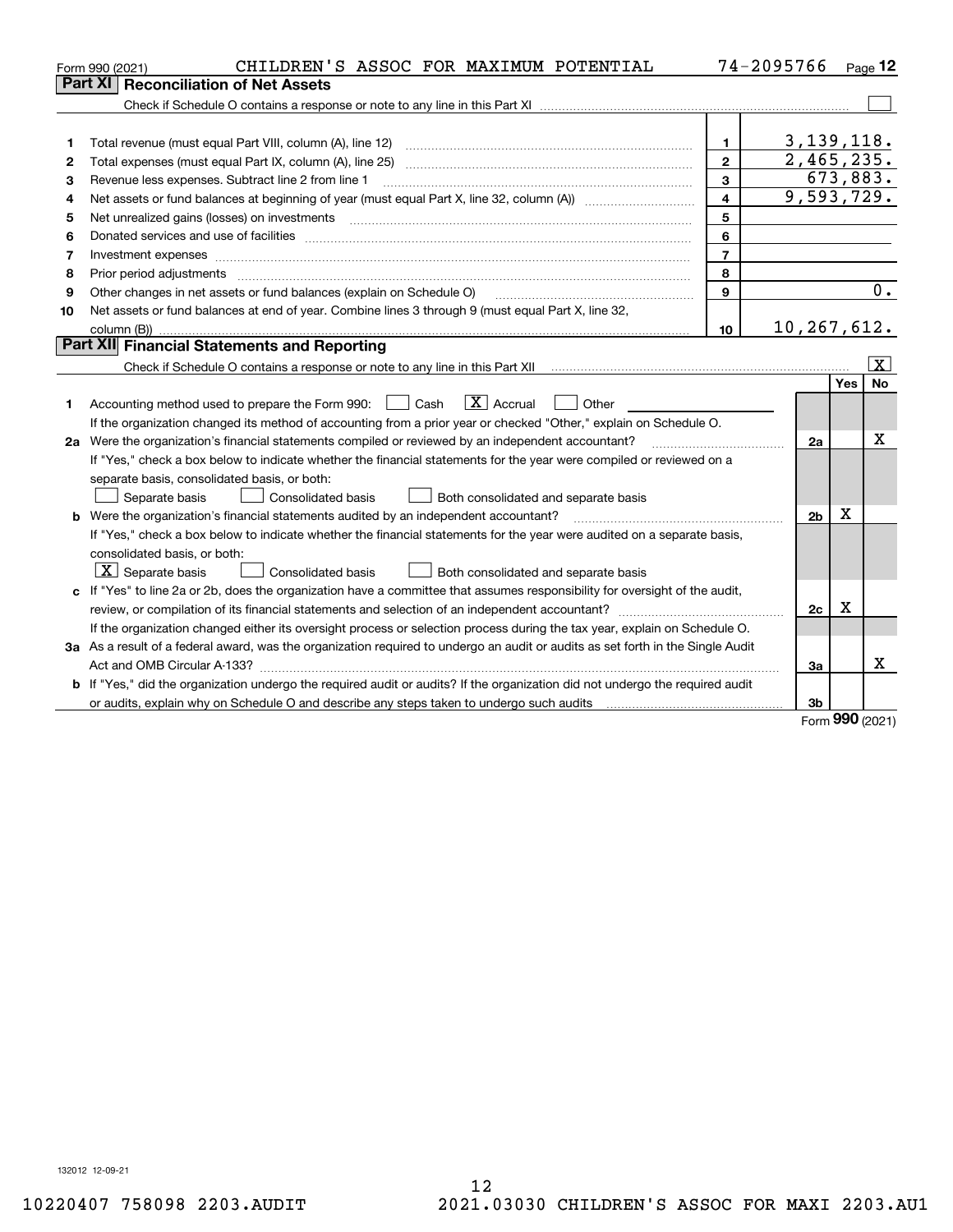Form 990 (2021) CHILDREN'S ASSOC FOR MAXIMUM POTENTIAL 74-2095766

## Part XI Reconciliation of Net Assets

Check if Schedule O contains a response or note to any line in this Part XI ☐

| | | | |
|---|---|---|---|
| 1 | Total revenue (must equal Part VIII, column (A), line 12) | 1 | 3,139,118. |
| 2 | Total expenses (must equal Part IX, column (A), line 25) | 2 | 2,465,235. |
| 3 | Revenue less expenses. Subtract line 2 from line 1 | 3 | 673,883. |
| 4 | Net assets or fund balances at beginning of year (must equal Part X, line 32, column (A)) | 4 | 9,593,729. |
| 5 | Net unrealized gains (losses) on investments | 5 | |
| 6 | Donated services and use of facilities | 6 | |
| 7 | Investment expenses | 7 | |
| 8 | Prior period adjustments | 8 | |
| 9 | Other changes in net assets or fund balances (explain on Schedule O) | 9 | 0. |
| 10 | Net assets or fund balances at end of year. Combine lines 3 through 9 (must equal Part X, line 32, column (B)) | 10 | 10,267,612. |

## Part XII Financial Statements and Reporting

Check if Schedule O contains a response or note to any line in this Part XII ☒

| | | | Yes | No |
|---|---|---|---|---|
| 1 | Accounting method used to prepare the Form 990: ☐ Cash ☒ Accrual ☐ Other<br>If the organization changed its method of accounting from a prior year or checked "Other," explain on Schedule O. | | | |
| 2a | Were the organization's financial statements compiled or reviewed by an independent accountant? | 2a | | X |
| | If "Yes," check a box below to indicate whether the financial statements for the year were compiled or reviewed on a separate basis, consolidated basis, or both:<br>☐ Separate basis ☐ Consolidated basis ☐ Both consolidated and separate basis | | | |
| b | Were the organization's financial statements audited by an independent accountant? | 2b | X | |
| | If "Yes," check a box below to indicate whether the financial statements for the year were audited on a separate basis, consolidated basis, or both:<br>☒ Separate basis ☐ Consolidated basis ☐ Both consolidated and separate basis | | | |
| c | If "Yes" to line 2a or 2b, does the organization have a committee that assumes responsibility for oversight of the audit, review, or compilation of its financial statements and selection of an independent accountant? | 2c | X | |
| | If the organization changed either its oversight process or selection process during the tax year, explain on Schedule O. | | | |
| 3a | As a result of a federal award, was the organization required to undergo an audit or audits as set forth in the Single Audit Act and OMB Circular A-133? | 3a | | X |
| b | If "Yes," did the organization undergo the required audit or audits? If the organization did not undergo the required audit or audits, explain why on Schedule O and describe any steps taken to undergo such audits | 3b | | |

Form **990** (2021)

132012 12-09-21

10220407 758098 2203.AUDIT 2021.03030 CHILDREN'S ASSOC FOR MAXI 2203.AU1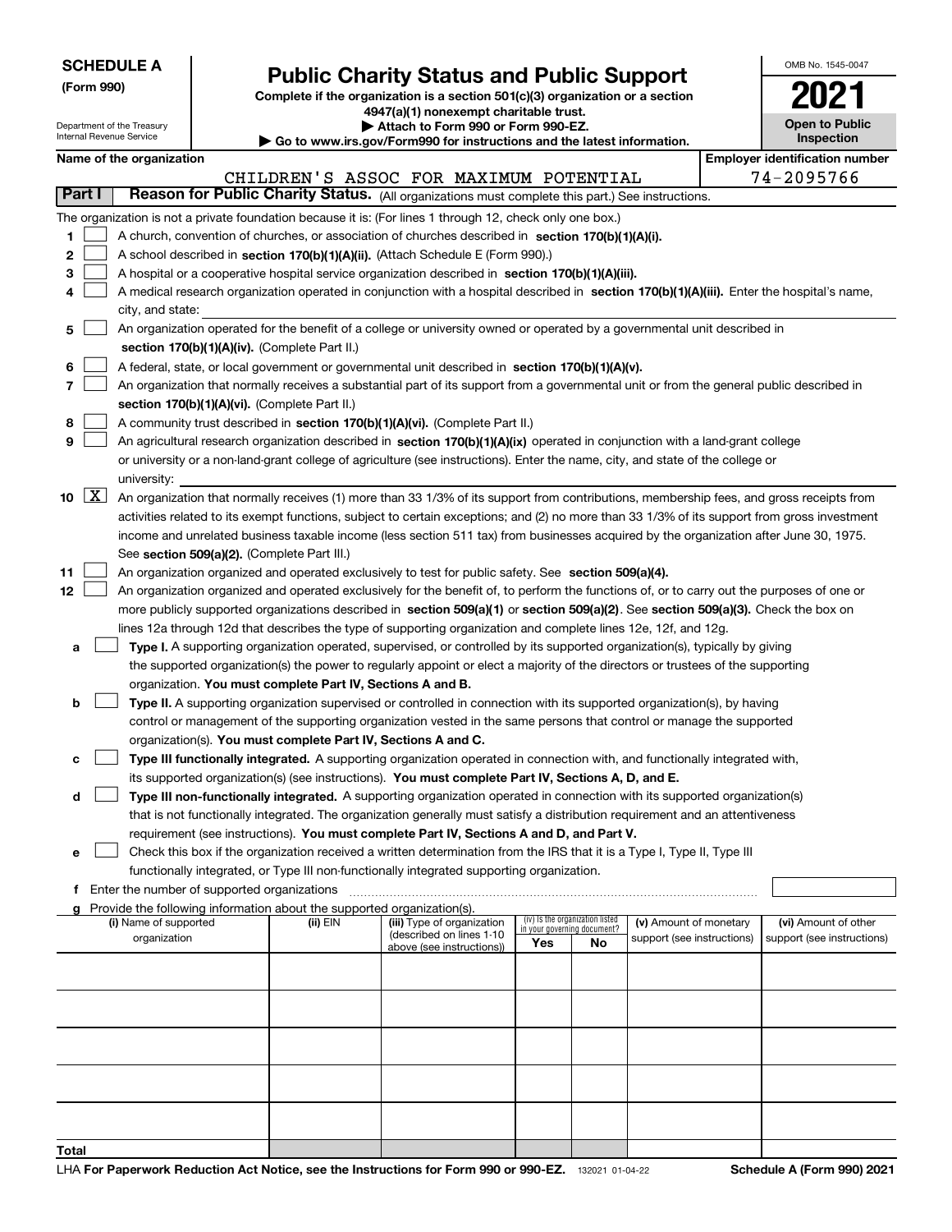**SCHEDULE A**
**(Form 990)**

Department of the Treasury
Internal Revenue Service

# Public Charity Status and Public Support

**Complete if the organization is a section 501(c)(3) organization or a section 4947(a)(1) nonexempt charitable trust.**
**▶ Attach to Form 990 or Form 990-EZ.**
**▶ Go to www.irs.gov/Form990 for instructions and the latest information.**

OMB No. 1545-0047

**2021**

**Open to Public Inspection**

**Name of the organization**
CHILDREN'S ASSOC FOR MAXIMUM POTENTIAL

**Employer identification number**
74-2095766

**Part I** **Reason for Public Charity Status.** (All organizations must complete this part.) See instructions.

The organization is not a private foundation because it is: (For lines 1 through 12, check only one box.)

1 ☐ A church, convention of churches, or association of churches described in **section 170(b)(1)(A)(i).**

2 ☐ A school described in **section 170(b)(1)(A)(ii).** (Attach Schedule E (Form 990).)

3 ☐ A hospital or a cooperative hospital service organization described in **section 170(b)(1)(A)(iii).**

4 ☐ A medical research organization operated in conjunction with a hospital described in **section 170(b)(1)(A)(iii).** Enter the hospital's name, city, and state:

5 ☐ An organization operated for the benefit of a college or university owned or operated by a governmental unit described in **section 170(b)(1)(A)(iv).** (Complete Part II.)

6 ☐ A federal, state, or local government or governmental unit described in **section 170(b)(1)(A)(v).**

7 ☐ An organization that normally receives a substantial part of its support from a governmental unit or from the general public described in **section 170(b)(1)(A)(vi).** (Complete Part II.)

8 ☐ A community trust described in **section 170(b)(1)(A)(vi).** (Complete Part II.)

9 ☐ An agricultural research organization described in **section 170(b)(1)(A)(ix)** operated in conjunction with a land-grant college or university or a non-land-grant college of agriculture (see instructions). Enter the name, city, and state of the college or university:

10 ☒ An organization that normally receives (1) more than 33 1/3% of its support from contributions, membership fees, and gross receipts from activities related to its exempt functions, subject to certain exceptions; and (2) no more than 33 1/3% of its support from gross investment income and unrelated business taxable income (less section 511 tax) from businesses acquired by the organization after June 30, 1975. See **section 509(a)(2).** (Complete Part III.)

11 ☐ An organization organized and operated exclusively to test for public safety. See **section 509(a)(4).**

12 ☐ An organization organized and operated exclusively for the benefit of, to perform the functions of, or to carry out the purposes of one or more publicly supported organizations described in **section 509(a)(1)** or **section 509(a)(2)**. See **section 509(a)(3).** Check the box on lines 12a through 12d that describes the type of supporting organization and complete lines 12e, 12f, and 12g.

a ☐ **Type I.** A supporting organization operated, supervised, or controlled by its supported organization(s), typically by giving the supported organization(s) the power to regularly appoint or elect a majority of the directors or trustees of the supporting organization. **You must complete Part IV, Sections A and B.**

b ☐ **Type II.** A supporting organization supervised or controlled in connection with its supported organization(s), by having control or management of the supporting organization vested in the same persons that control or manage the supported organization(s). **You must complete Part IV, Sections A and C.**

c ☐ **Type III functionally integrated.** A supporting organization operated in connection with, and functionally integrated with, its supported organization(s) (see instructions). **You must complete Part IV, Sections A, D, and E.**

d ☐ **Type III non-functionally integrated.** A supporting organization operated in connection with its supported organization(s) that is not functionally integrated. The organization generally must satisfy a distribution requirement and an attentiveness requirement (see instructions). **You must complete Part IV, Sections A and D, and Part V.**

e ☐ Check this box if the organization received a written determination from the IRS that it is a Type I, Type II, Type III functionally integrated, or Type III non-functionally integrated supporting organization.

f Enter the number of supported organizations

g Provide the following information about the supported organization(s).

| (i) Name of supported organization | (ii) EIN | (iii) Type of organization (described on lines 1-10 above (see instructions)) | (iv) Is the organization listed in your governing document? Yes | No | (v) Amount of monetary support (see instructions) | (vi) Amount of other support (see instructions) |
|---|---|---|---|---|---|---|
| | | | | | | |
| | | | | | | |
| | | | | | | |
| | | | | | | |
| | | | | | | |
| **Total** | | | | | | |

LHA **For Paperwork Reduction Act Notice, see the Instructions for Form 990 or 990-EZ.** 132021 01-04-22 **Schedule A (Form 990) 2021**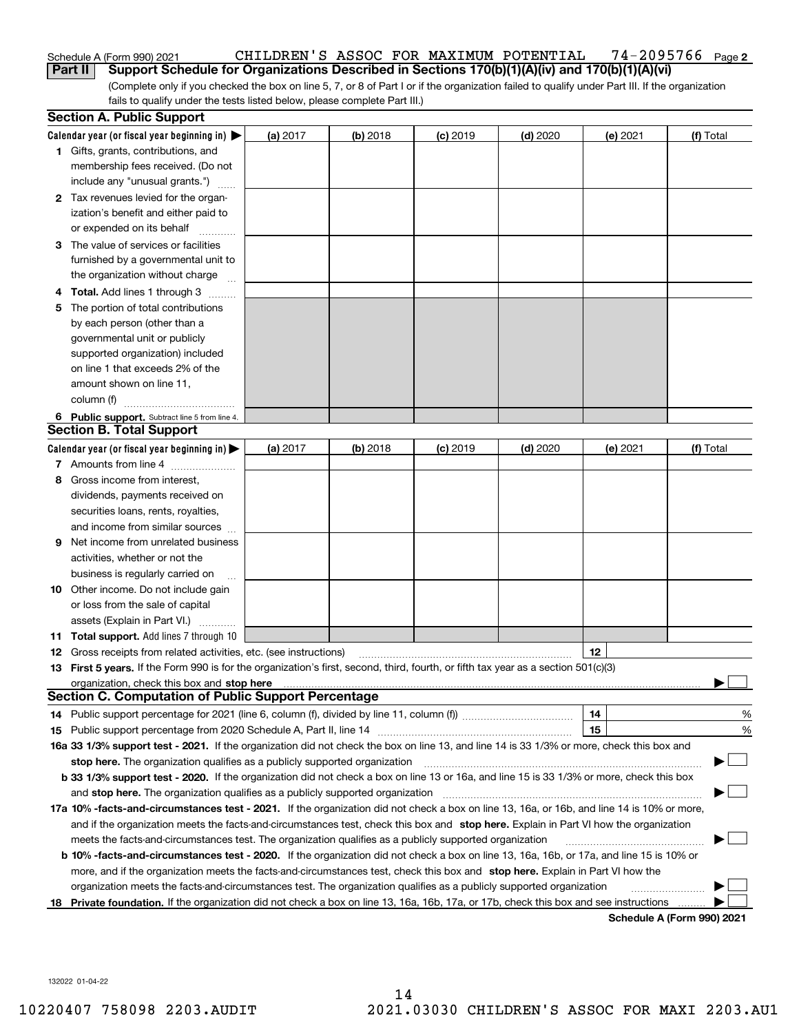Schedule A (Form 990) 2021 CHILDREN'S ASSOC FOR MAXIMUM POTENTIAL 74-2095766 Page 2

**Part II** **Support Schedule for Organizations Described in Sections 170(b)(1)(A)(iv) and 170(b)(1)(A)(vi)**

(Complete only if you checked the box on line 5, 7, or 8 of Part I or if the organization failed to qualify under Part III. If the organization fails to qualify under the tests listed below, please complete Part III.)

## Section A. Public Support

| Calendar year (or fiscal year beginning in) ▶ | (a) 2017 | (b) 2018 | (c) 2019 | (d) 2020 | (e) 2021 | (f) Total |
|---|---|---|---|---|---|---|
| **1** Gifts, grants, contributions, and membership fees received. (Do not include any "unusual grants.") | | | | | | |
| **2** Tax revenues levied for the organization's benefit and either paid to or expended on its behalf | | | | | | |
| **3** The value of services or facilities furnished by a governmental unit to the organization without charge | | | | | | |
| **4** **Total.** Add lines 1 through 3 | | | | | | |
| **5** The portion of total contributions by each person (other than a governmental unit or publicly supported organization) included on line 1 that exceeds 2% of the amount shown on line 11, column (f) | | | | | | |
| **6** **Public support.** Subtract line 5 from line 4. | | | | | | |

## Section B. Total Support

| Calendar year (or fiscal year beginning in) ▶ | (a) 2017 | (b) 2018 | (c) 2019 | (d) 2020 | (e) 2021 | (f) Total |
|---|---|---|---|---|---|---|
| **7** Amounts from line 4 | | | | | | |
| **8** Gross income from interest, dividends, payments received on securities loans, rents, royalties, and income from similar sources | | | | | | |
| **9** Net income from unrelated business activities, whether or not the business is regularly carried on | | | | | | |
| **10** Other income. Do not include gain or loss from the sale of capital assets (Explain in Part VI.) | | | | | | |
| **11** **Total support.** Add lines 7 through 10 | | | | | | |

**12** Gross receipts from related activities, etc. (see instructions) | **12** |

**13** **First 5 years.** If the Form 990 is for the organization's first, second, third, fourth, or fifth tax year as a section 501(c)(3) organization, check this box and **stop here** ▶ ☐

## Section C. Computation of Public Support Percentage

**14** Public support percentage for 2021 (line 6, column (f), divided by line 11, column (f)) | **14** | %

**15** Public support percentage from 2020 Schedule A, Part II, line 14 | **15** | %

**16a 33 1/3% support test - 2021.** If the organization did not check the box on line 13, and line 14 is 33 1/3% or more, check this box and **stop here.** The organization qualifies as a publicly supported organization ▶ ☐

**b 33 1/3% support test - 2020.** If the organization did not check a box on line 13 or 16a, and line 15 is 33 1/3% or more, check this box and **stop here.** The organization qualifies as a publicly supported organization ▶ ☐

**17a 10% -facts-and-circumstances test - 2021.** If the organization did not check a box on line 13, 16a, or 16b, and line 14 is 10% or more, and if the organization meets the facts-and-circumstances test, check this box and **stop here.** Explain in Part VI how the organization meets the facts-and-circumstances test. The organization qualifies as a publicly supported organization ▶ ☐

**b 10% -facts-and-circumstances test - 2020.** If the organization did not check a box on line 13, 16a, 16b, or 17a, and line 15 is 10% or more, and if the organization meets the facts-and-circumstances test, check this box and **stop here.** Explain in Part VI how the organization meets the facts-and-circumstances test. The organization qualifies as a publicly supported organization ▶ ☐

**18** **Private foundation.** If the organization did not check a box on line 13, 16a, 16b, 17a, or 17b, check this box and see instructions ▶ ☐

**Schedule A (Form 990) 2021**

132022 01-04-22

10220407 758098 2203.AUDIT 2021.03030 CHILDREN'S ASSOC FOR MAXI 2203.AU1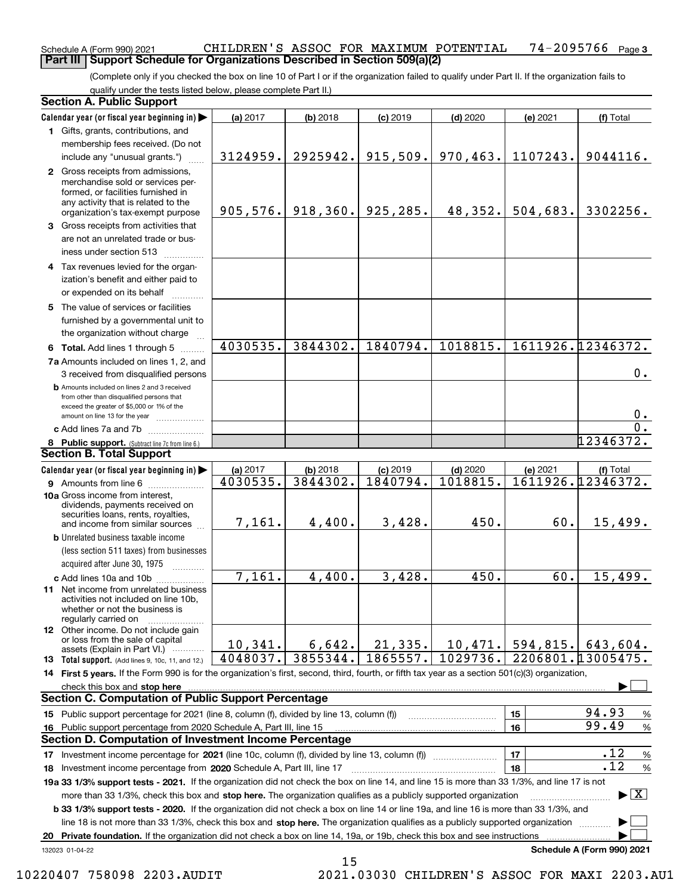Schedule A (Form 990) 2021 CHILDREN'S ASSOC FOR MAXIMUM POTENTIAL 74-2095766 Page 3

## Part III Support Schedule for Organizations Described in Section 509(a)(2)

(Complete only if you checked the box on line 10 of Part I or if the organization failed to qualify under Part II. If the organization fails to qualify under the tests listed below, please complete Part II.)

### Section A. Public Support

| Calendar year (or fiscal year beginning in) | (a) 2017 | (b) 2018 | (c) 2019 | (d) 2020 | (e) 2021 | (f) Total |
|---|---|---|---|---|---|---|
| 1 Gifts, grants, contributions, and membership fees received. (Do not include any "unusual grants.") | 3124959. | 2925942. | 915,509. | 970,463. | 1107243. | 9044116. |
| 2 Gross receipts from admissions, merchandise sold or services performed, or facilities furnished in any activity that is related to the organization's tax-exempt purpose | 905,576. | 918,360. | 925,285. | 48,352. | 504,683. | 3302256. |
| 3 Gross receipts from activities that are not an unrelated trade or business under section 513 | | | | | | |
| 4 Tax revenues levied for the organization's benefit and either paid to or expended on its behalf | | | | | | |
| 5 The value of services or facilities furnished by a governmental unit to the organization without charge | | | | | | |
| 6 **Total.** Add lines 1 through 5 | 4030535. | 3844302. | 1840794. | 1018815. | 1611926. | 12346372. |
| 7a Amounts included on lines 1, 2, and 3 received from disqualified persons | | | | | | 0. |
| b Amounts included on lines 2 and 3 received from other than disqualified persons that exceed the greater of $5,000 or 1% of the amount on line 13 for the year | | | | | | 0. |
| c Add lines 7a and 7b | | | | | | 0. |
| 8 **Public support.** (Subtract line 7c from line 6.) | | | | | | 12346372. |

### Section B. Total Support

| Calendar year (or fiscal year beginning in) | (a) 2017 | (b) 2018 | (c) 2019 | (d) 2020 | (e) 2021 | (f) Total |
|---|---|---|---|---|---|---|
| 9 Amounts from line 6 | 4030535. | 3844302. | 1840794. | 1018815. | 1611926. | 12346372. |
| 10a Gross income from interest, dividends, payments received on securities loans, rents, royalties, and income from similar sources | 7,161. | 4,400. | 3,428. | 450. | 60. | 15,499. |
| b Unrelated business taxable income (less section 511 taxes) from businesses acquired after June 30, 1975 | | | | | | |
| c Add lines 10a and 10b | 7,161. | 4,400. | 3,428. | 450. | 60. | 15,499. |
| 11 Net income from unrelated business activities not included on line 10b, whether or not the business is regularly carried on | | | | | | |
| 12 Other income. Do not include gain or loss from the sale of capital assets (Explain in Part VI.) | 10,341. | 6,642. | 21,335. | 10,471. | 594,815. | 643,604. |
| 13 **Total support.** (Add lines 9, 10c, 11, and 12.) | 4048037. | 3855344. | 1865557. | 1029736. | 2206801. | 13005475. |

14 **First 5 years.** If the Form 990 is for the organization's first, second, third, fourth, or fifth tax year as a section 501(c)(3) organization, check this box and **stop here** ☐

### Section C. Computation of Public Support Percentage

| | | | |
|---|---|---|---|
| 15 Public support percentage for 2021 (line 8, column (f), divided by line 13, column (f)) | 15 | 94.93 | % |
| 16 Public support percentage from 2020 Schedule A, Part III, line 15 | 16 | 99.49 | % |

### Section D. Computation of Investment Income Percentage

| | | | |
|---|---|---|---|
| 17 Investment income percentage for **2021** (line 10c, column (f), divided by line 13, column (f)) | 17 | .12 | % |
| 18 Investment income percentage from **2020** Schedule A, Part III, line 17 | 18 | .12 | % |

**19a 33 1/3% support tests - 2021.** If the organization did not check the box on line 14, and line 15 is more than 33 1/3%, and line 17 is not more than 33 1/3%, check this box and **stop here.** The organization qualifies as a publicly supported organization ☒

**b 33 1/3% support tests - 2020.** If the organization did not check a box on line 14 or line 19a, and line 16 is more than 33 1/3%, and line 18 is not more than 33 1/3%, check this box and **stop here.** The organization qualifies as a publicly supported organization ☐

**20 Private foundation.** If the organization did not check a box on line 14, 19a, or 19b, check this box and see instructions ☐

132023 01-04-22 **Schedule A (Form 990) 2021**

10220407 758098 2203.AUDIT 2021.03030 CHILDREN'S ASSOC FOR MAXI 2203.AU1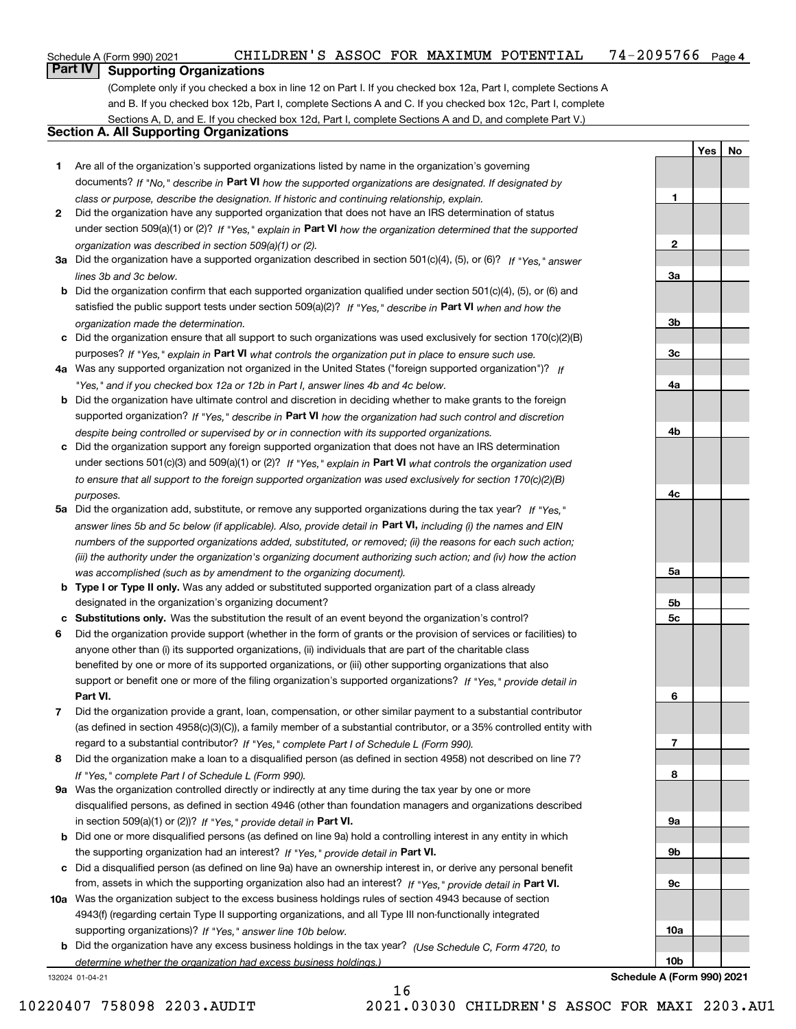## Part IV Supporting Organizations

(Complete only if you checked a box in line 12 on Part I. If you checked box 12a, Part I, complete Sections A and B. If you checked box 12b, Part I, complete Sections A and C. If you checked box 12c, Part I, complete Sections A, D, and E. If you checked box 12d, Part I, complete Sections A and D, and complete Part V.)

### Section A. All Supporting Organizations

| | | Line | Yes | No |
|---|---|---|---|---|
| **1** | Are all of the organization's supported organizations listed by name in the organization's governing documents? *If "No," describe in* **Part VI** *how the supported organizations are designated. If designated by class or purpose, describe the designation. If historic and continuing relationship, explain.* | 1 | | |
| **2** | Did the organization have any supported organization that does not have an IRS determination of status under section 509(a)(1) or (2)? *If "Yes," explain in* **Part VI** *how the organization determined that the supported organization was described in section 509(a)(1) or (2).* | 2 | | |
| **3a** | Did the organization have a supported organization described in section 501(c)(4), (5), or (6)? *If "Yes," answer lines 3b and 3c below.* | 3a | | |
| **b** | Did the organization confirm that each supported organization qualified under section 501(c)(4), (5), or (6) and satisfied the public support tests under section 509(a)(2)? *If "Yes," describe in* **Part VI** *when and how the organization made the determination.* | 3b | | |
| **c** | Did the organization ensure that all support to such organizations was used exclusively for section 170(c)(2)(B) purposes? *If "Yes," explain in* **Part VI** *what controls the organization put in place to ensure such use.* | 3c | | |
| **4a** | Was any supported organization not organized in the United States ("foreign supported organization")? *If "Yes," and if you checked box 12a or 12b in Part I, answer lines 4b and 4c below.* | 4a | | |
| **b** | Did the organization have ultimate control and discretion in deciding whether to make grants to the foreign supported organization? *If "Yes," describe in* **Part VI** *how the organization had such control and discretion despite being controlled or supervised by or in connection with its supported organizations.* | 4b | | |
| **c** | Did the organization support any foreign supported organization that does not have an IRS determination under sections 501(c)(3) and 509(a)(1) or (2)? *If "Yes," explain in* **Part VI** *what controls the organization used to ensure that all support to the foreign supported organization was used exclusively for section 170(c)(2)(B) purposes.* | 4c | | |
| **5a** | Did the organization add, substitute, or remove any supported organizations during the tax year? *If "Yes," answer lines 5b and 5c below (if applicable). Also, provide detail in* **Part VI,** *including (i) the names and EIN numbers of the supported organizations added, substituted, or removed; (ii) the reasons for each such action; (iii) the authority under the organization's organizing document authorizing such action; and (iv) how the action was accomplished (such as by amendment to the organizing document).* | 5a | | |
| **b** | **Type I or Type II only.** Was any added or substituted supported organization part of a class already designated in the organization's organizing document? | 5b | | |
| **c** | **Substitutions only.** Was the substitution the result of an event beyond the organization's control? | 5c | | |
| **6** | Did the organization provide support (whether in the form of grants or the provision of services or facilities) to anyone other than (i) its supported organizations, (ii) individuals that are part of the charitable class benefited by one or more of its supported organizations, or (iii) other supporting organizations that also support or benefit one or more of the filing organization's supported organizations? *If "Yes," provide detail in* **Part VI.** | 6 | | |
| **7** | Did the organization provide a grant, loan, compensation, or other similar payment to a substantial contributor (as defined in section 4958(c)(3)(C)), a family member of a substantial contributor, or a 35% controlled entity with regard to a substantial contributor? *If "Yes," complete Part I of Schedule L (Form 990).* | 7 | | |
| **8** | Did the organization make a loan to a disqualified person (as defined in section 4958) not described on line 7? *If "Yes," complete Part I of Schedule L (Form 990).* | 8 | | |
| **9a** | Was the organization controlled directly or indirectly at any time during the tax year by one or more disqualified persons, as defined in section 4946 (other than foundation managers and organizations described in section 509(a)(1) or (2))? *If "Yes," provide detail in* **Part VI.** | 9a | | |
| **b** | Did one or more disqualified persons (as defined on line 9a) hold a controlling interest in any entity in which the supporting organization had an interest? *If "Yes," provide detail in* **Part VI.** | 9b | | |
| **c** | Did a disqualified person (as defined on line 9a) have an ownership interest in, or derive any personal benefit from, assets in which the supporting organization also had an interest? *If "Yes," provide detail in* **Part VI.** | 9c | | |
| **10a** | Was the organization subject to the excess business holdings rules of section 4943 because of section 4943(f) (regarding certain Type II supporting organizations, and all Type III non-functionally integrated supporting organizations)? *If "Yes," answer line 10b below.* | 10a | | |
| **b** | Did the organization have any excess business holdings in the tax year? *(Use Schedule C, Form 4720, to determine whether the organization had excess business holdings.)* | 10b | | |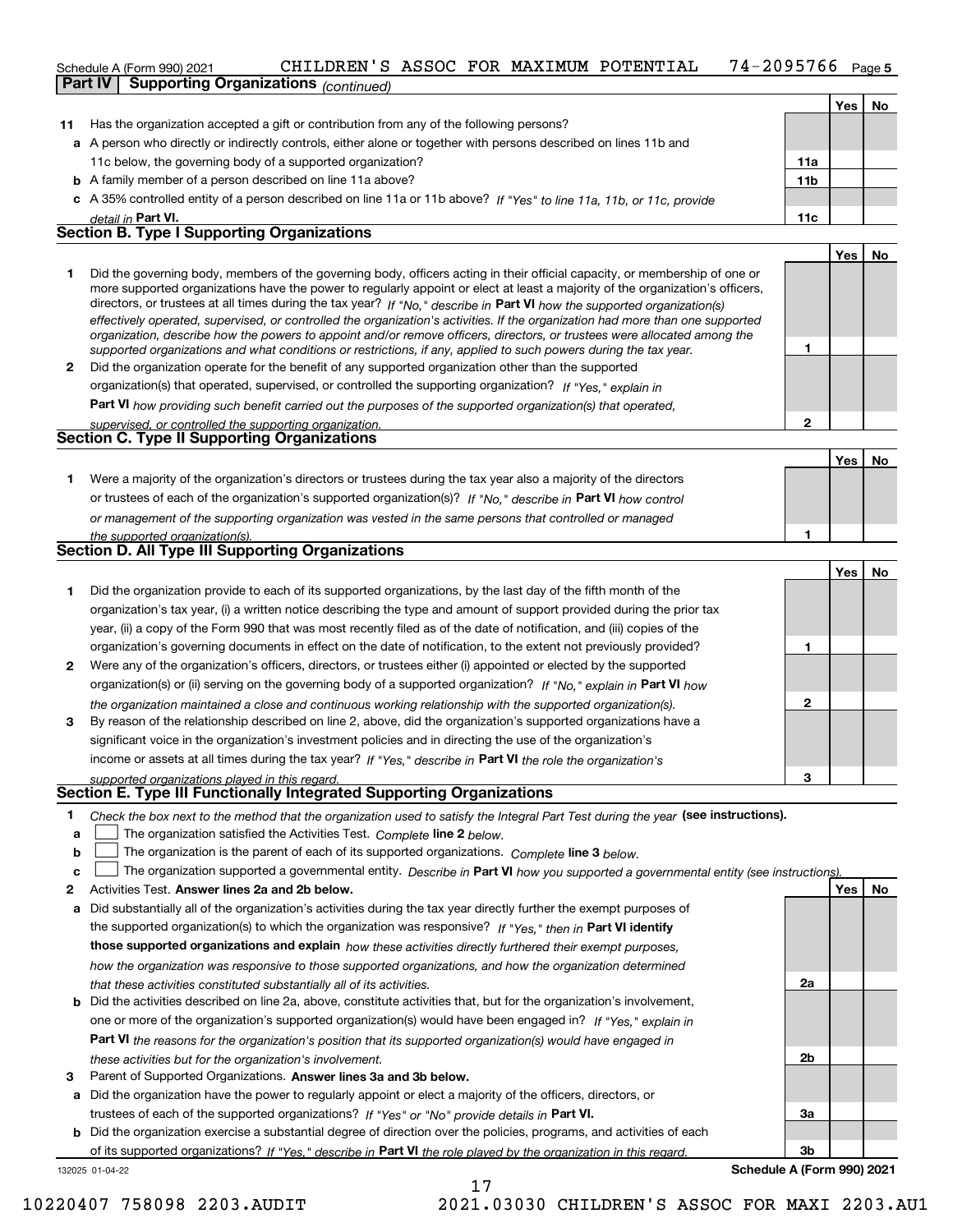Schedule A (Form 990) 2021 CHILDREN'S ASSOC FOR MAXIMUM POTENTIAL 74-2095766 Page 5

## Part IV Supporting Organizations *(continued)*

| | | | Yes | No |
|---|---|---|---|---|
| **11** | Has the organization accepted a gift or contribution from any of the following persons? | | | |
| **a** | A person who directly or indirectly controls, either alone or together with persons described on lines 11b and 11c below, the governing body of a supported organization? | 11a | | |
| **b** | A family member of a person described on line 11a above? | 11b | | |
| **c** | A 35% controlled entity of a person described on line 11a or 11b above? *If "Yes" to line 11a, 11b, or 11c, provide detail in* **Part VI.** | 11c | | |

### Section B. Type I Supporting Organizations

| | | | Yes | No |
|---|---|---|---|---|
| **1** | Did the governing body, members of the governing body, officers acting in their official capacity, or membership of one or more supported organizations have the power to regularly appoint or elect at least a majority of the organization's officers, directors, or trustees at all times during the tax year? *If "No," describe in* **Part VI** *how the supported organization(s) effectively operated, supervised, or controlled the organization's activities. If the organization had more than one supported organization, describe how the powers to appoint and/or remove officers, directors, or trustees were allocated among the supported organizations and what conditions or restrictions, if any, applied to such powers during the tax year.* | 1 | | |
| **2** | Did the organization operate for the benefit of any supported organization other than the supported organization(s) that operated, supervised, or controlled the supporting organization? *If "Yes," explain in* **Part VI** *how providing such benefit carried out the purposes of the supported organization(s) that operated, supervised, or controlled the supporting organization.* | 2 | | |

### Section C. Type II Supporting Organizations

| | | | Yes | No |
|---|---|---|---|---|
| **1** | Were a majority of the organization's directors or trustees during the tax year also a majority of the directors or trustees of each of the organization's supported organization(s)? *If "No," describe in* **Part VI** *how control or management of the supporting organization was vested in the same persons that controlled or managed the supported organization(s).* | 1 | | |

### Section D. All Type III Supporting Organizations

| | | | Yes | No |
|---|---|---|---|---|
| **1** | Did the organization provide to each of its supported organizations, by the last day of the fifth month of the organization's tax year, (i) a written notice describing the type and amount of support provided during the prior tax year, (ii) a copy of the Form 990 that was most recently filed as of the date of notification, and (iii) copies of the organization's governing documents in effect on the date of notification, to the extent not previously provided? | 1 | | |
| **2** | Were any of the organization's officers, directors, or trustees either (i) appointed or elected by the supported organization(s) or (ii) serving on the governing body of a supported organization? *If "No," explain in* **Part VI** *how the organization maintained a close and continuous working relationship with the supported organization(s).* | 2 | | |
| **3** | By reason of the relationship described on line 2, above, did the organization's supported organizations have a significant voice in the organization's investment policies and in directing the use of the organization's income or assets at all times during the tax year? *If "Yes," describe in* **Part VI** *the role the organization's supported organizations played in this regard.* | 3 | | |

### Section E. Type III Functionally Integrated Supporting Organizations

**1** *Check the box next to the method that the organization used to satisfy the Integral Part Test during the year* **(see instructions).**

- **a** ☐ The organization satisfied the Activities Test. *Complete* **line 2** *below.*
- **b** ☐ The organization is the parent of each of its supported organizations. *Complete* **line 3** *below.*
- **c** ☐ The organization supported a governmental entity. *Describe in* **Part VI** *how you supported a governmental entity (see instructions).*

| | | | Yes | No |
|---|---|---|---|---|
| **2** | Activities Test. **Answer lines 2a and 2b below.** | | | |
| **a** | Did substantially all of the organization's activities during the tax year directly further the exempt purposes of the supported organization(s) to which the organization was responsive? *If "Yes," then in* **Part VI identify those supported organizations and explain** *how these activities directly furthered their exempt purposes, how the organization was responsive to those supported organizations, and how the organization determined that these activities constituted substantially all of its activities.* | 2a | | |
| **b** | Did the activities described on line 2a, above, constitute activities that, but for the organization's involvement, one or more of the organization's supported organization(s) would have been engaged in? *If "Yes," explain in* **Part VI** *the reasons for the organization's position that its supported organization(s) would have engaged in these activities but for the organization's involvement.* | 2b | | |
| **3** | Parent of Supported Organizations. **Answer lines 3a and 3b below.** | | | |
| **a** | Did the organization have the power to regularly appoint or elect a majority of the officers, directors, or trustees of each of the supported organizations? *If "Yes" or "No" provide details in* **Part VI.** | 3a | | |
| **b** | Did the organization exercise a substantial degree of direction over the policies, programs, and activities of each of its supported organizations? *If "Yes," describe in* **Part VI** *the role played by the organization in this regard.* | 3b | | |

132025 01-04-22 **Schedule A (Form 990) 2021**

10220407 758098 2203.AUDIT 2021.03030 CHILDREN'S ASSOC FOR MAXI 2203.AU1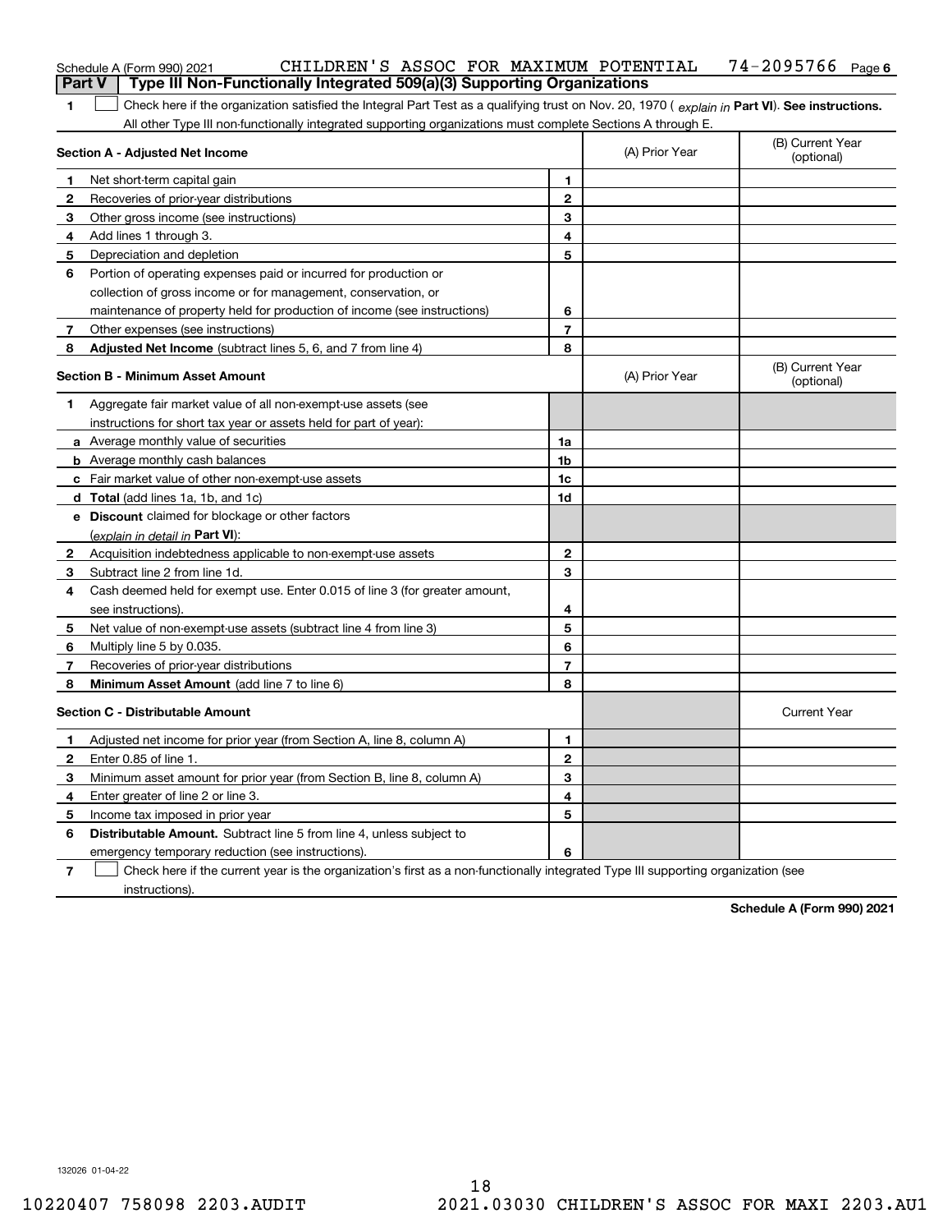Schedule A (Form 990) 2021 CHILDREN'S ASSOC FOR MAXIMUM POTENTIAL 74-2095766 Page 6

**Part V | Type III Non-Functionally Integrated 509(a)(3) Supporting Organizations**

1 ☐ Check here if the organization satisfied the Integral Part Test as a qualifying trust on Nov. 20, 1970 ( *explain in* **Part VI**). **See instructions.** All other Type III non-functionally integrated supporting organizations must complete Sections A through E.

| **Section A - Adjusted Net Income** | | | (A) Prior Year | (B) Current Year (optional) |
|---|---|---|---|---|
| 1 | Net short-term capital gain | 1 | | |
| 2 | Recoveries of prior-year distributions | 2 | | |
| 3 | Other gross income (see instructions) | 3 | | |
| 4 | Add lines 1 through 3. | 4 | | |
| 5 | Depreciation and depletion | 5 | | |
| 6 | Portion of operating expenses paid or incurred for production or collection of gross income or for management, conservation, or maintenance of property held for production of income (see instructions) | 6 | | |
| 7 | Other expenses (see instructions) | 7 | | |
| 8 | **Adjusted Net Income** (subtract lines 5, 6, and 7 from line 4) | 8 | | |

| **Section B - Minimum Asset Amount** | | | (A) Prior Year | (B) Current Year (optional) |
|---|---|---|---|---|
| 1 | Aggregate fair market value of all non-exempt-use assets (see instructions for short tax year or assets held for part of year): | | | |
| a | Average monthly value of securities | 1a | | |
| b | Average monthly cash balances | 1b | | |
| c | Fair market value of other non-exempt-use assets | 1c | | |
| d | **Total** (add lines 1a, 1b, and 1c) | 1d | | |
| e | **Discount** claimed for blockage or other factors (*explain in detail in* **Part VI**): | | | |
| 2 | Acquisition indebtedness applicable to non-exempt-use assets | 2 | | |
| 3 | Subtract line 2 from line 1d. | 3 | | |
| 4 | Cash deemed held for exempt use. Enter 0.015 of line 3 (for greater amount, see instructions). | 4 | | |
| 5 | Net value of non-exempt-use assets (subtract line 4 from line 3) | 5 | | |
| 6 | Multiply line 5 by 0.035. | 6 | | |
| 7 | Recoveries of prior-year distributions | 7 | | |
| 8 | **Minimum Asset Amount** (add line 7 to line 6) | 8 | | |

| **Section C - Distributable Amount** | | | | Current Year |
|---|---|---|---|---|
| 1 | Adjusted net income for prior year (from Section A, line 8, column A) | 1 | | |
| 2 | Enter 0.85 of line 1. | 2 | | |
| 3 | Minimum asset amount for prior year (from Section B, line 8, column A) | 3 | | |
| 4 | Enter greater of line 2 or line 3. | 4 | | |
| 5 | Income tax imposed in prior year | 5 | | |
| 6 | **Distributable Amount.** Subtract line 5 from line 4, unless subject to emergency temporary reduction (see instructions). | 6 | | |

7 ☐ Check here if the current year is the organization's first as a non-functionally integrated Type III supporting organization (see instructions).

**Schedule A (Form 990) 2021**

132026 01-04-22

10220407 758098 2203.AUDIT 2021.03030 CHILDREN'S ASSOC FOR MAXI 2203.AU1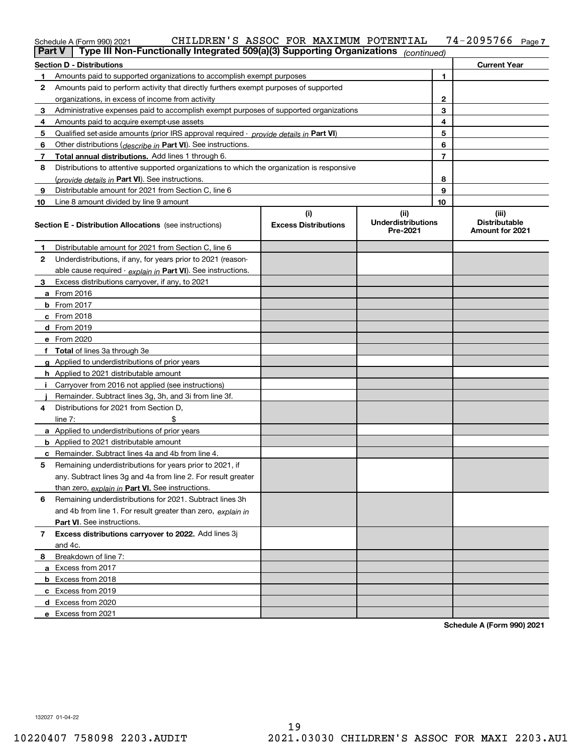Schedule A (Form 990) 2021 CHILDREN'S ASSOC FOR MAXIMUM POTENTIAL 74-2095766 Page 7

## Part V Type III Non-Functionally Integrated 509(a)(3) Supporting Organizations *(continued)*

| Section D - Distributions | | | Current Year |
|---|---|---|---|
| 1 | Amounts paid to supported organizations to accomplish exempt purposes | 1 | |
| 2 | Amounts paid to perform activity that directly furthers exempt purposes of supported organizations, in excess of income from activity | 2 | |
| 3 | Administrative expenses paid to accomplish exempt purposes of supported organizations | 3 | |
| 4 | Amounts paid to acquire exempt-use assets | 4 | |
| 5 | Qualified set-aside amounts (prior IRS approval required - *provide details in* **Part VI**) | 5 | |
| 6 | Other distributions (*describe in* **Part VI**). See instructions. | 6 | |
| 7 | **Total annual distributions.** Add lines 1 through 6. | 7 | |
| 8 | Distributions to attentive supported organizations to which the organization is responsive (*provide details in* **Part VI**). See instructions. | 8 | |
| 9 | Distributable amount for 2021 from Section C, line 6 | 9 | |
| 10 | Line 8 amount divided by line 9 amount | 10 | |

| Section E - Distribution Allocations (see instructions) | (i) Excess Distributions | (ii) Underdistributions Pre-2021 | (iii) Distributable Amount for 2021 |
|---|---|---|---|
| **1** Distributable amount for 2021 from Section C, line 6 | | | |
| **2** Underdistributions, if any, for years prior to 2021 (reasonable cause required - *explain in* **Part VI**). See instructions. | | | |
| **3** Excess distributions carryover, if any, to 2021 | | | |
| **a** From 2016 | | | |
| **b** From 2017 | | | |
| **c** From 2018 | | | |
| **d** From 2019 | | | |
| **e** From 2020 | | | |
| **f** **Total** of lines 3a through 3e | | | |
| **g** Applied to underdistributions of prior years | | | |
| **h** Applied to 2021 distributable amount | | | |
| **i** Carryover from 2016 not applied (see instructions) | | | |
| **j** Remainder. Subtract lines 3g, 3h, and 3i from line 3f. | | | |
| **4** Distributions for 2021 from Section D, line 7: $ | | | |
| **a** Applied to underdistributions of prior years | | | |
| **b** Applied to 2021 distributable amount | | | |
| **c** Remainder. Subtract lines 4a and 4b from line 4. | | | |
| **5** Remaining underdistributions for years prior to 2021, if any. Subtract lines 3g and 4a from line 2. For result greater than zero, *explain in* **Part VI**. See instructions. | | | |
| **6** Remaining underdistributions for 2021. Subtract lines 3h and 4b from line 1. For result greater than zero, *explain in* **Part VI**. See instructions. | | | |
| **7** **Excess distributions carryover to 2022.** Add lines 3j and 4c. | | | |
| **8** Breakdown of line 7: | | | |
| **a** Excess from 2017 | | | |
| **b** Excess from 2018 | | | |
| **c** Excess from 2019 | | | |
| **d** Excess from 2020 | | | |
| **e** Excess from 2021 | | | |

**Schedule A (Form 990) 2021**

132027 01-04-22

10220407 758098 2203.AUDIT 2021.03030 CHILDREN'S ASSOC FOR MAXI 2203.AU1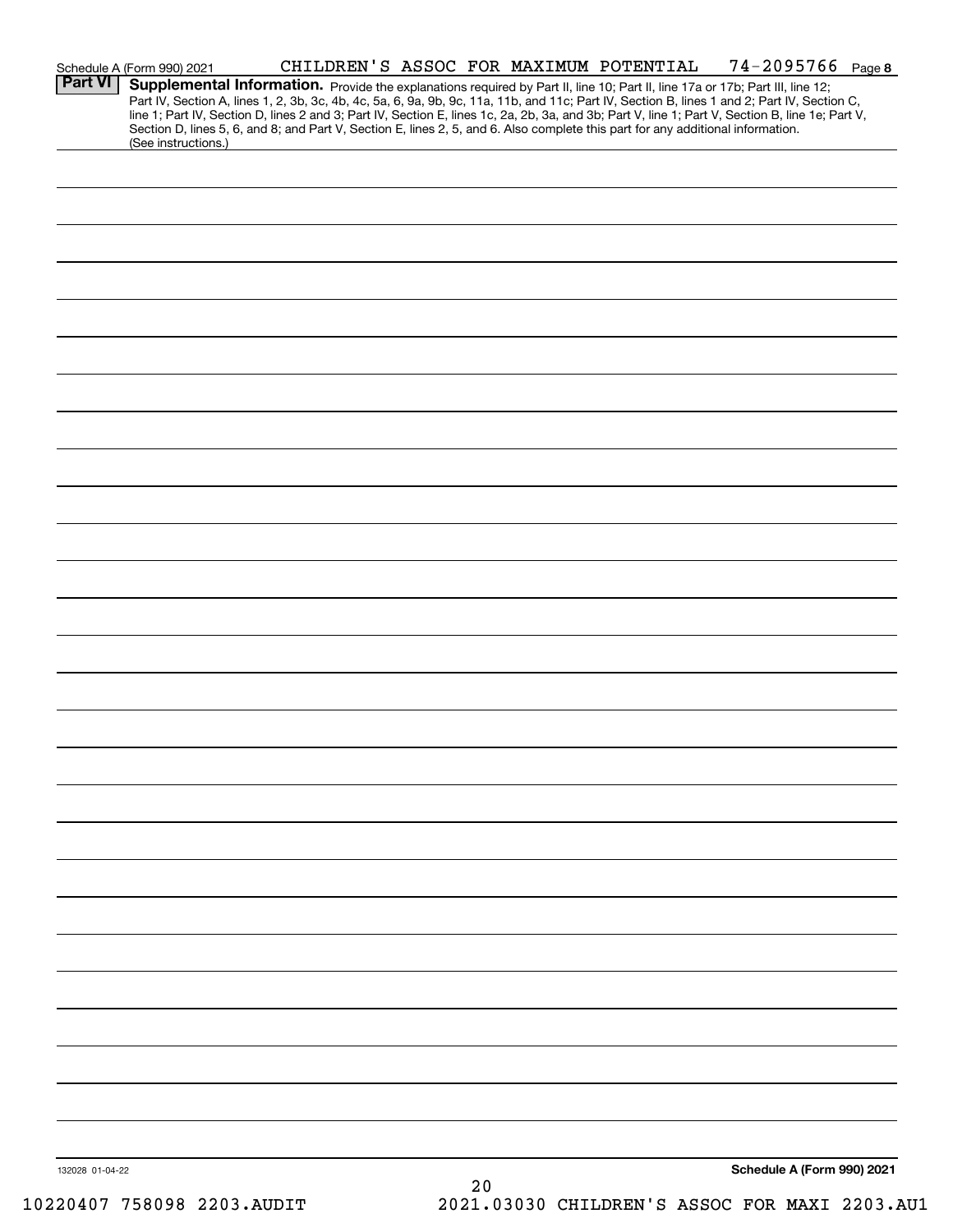Schedule A (Form 990) 2021 CHILDREN'S ASSOC FOR MAXIMUM POTENTIAL 74-2095766 Page 8

**Part VI** **Supplemental Information.** Provide the explanations required by Part II, line 10; Part II, line 17a or 17b; Part III, line 12; Part IV, Section A, lines 1, 2, 3b, 3c, 4b, 4c, 5a, 6, 9a, 9b, 9c, 11a, 11b, and 11c; Part IV, Section B, lines 1 and 2; Part IV, Section C, line 1; Part IV, Section D, lines 2 and 3; Part IV, Section E, lines 1c, 2a, 2b, 3a, and 3b; Part V, line 1; Part V, Section B, line 1e; Part V, Section D, lines 5, 6, and 8; and Part V, Section E, lines 2, 5, and 6. Also complete this part for any additional information. (See instructions.)

132028 01-04-22

**Schedule A (Form 990) 2021**

10220407 758098 2203.AUDIT 2021.03030 CHILDREN'S ASSOC FOR MAXI 2203.AU1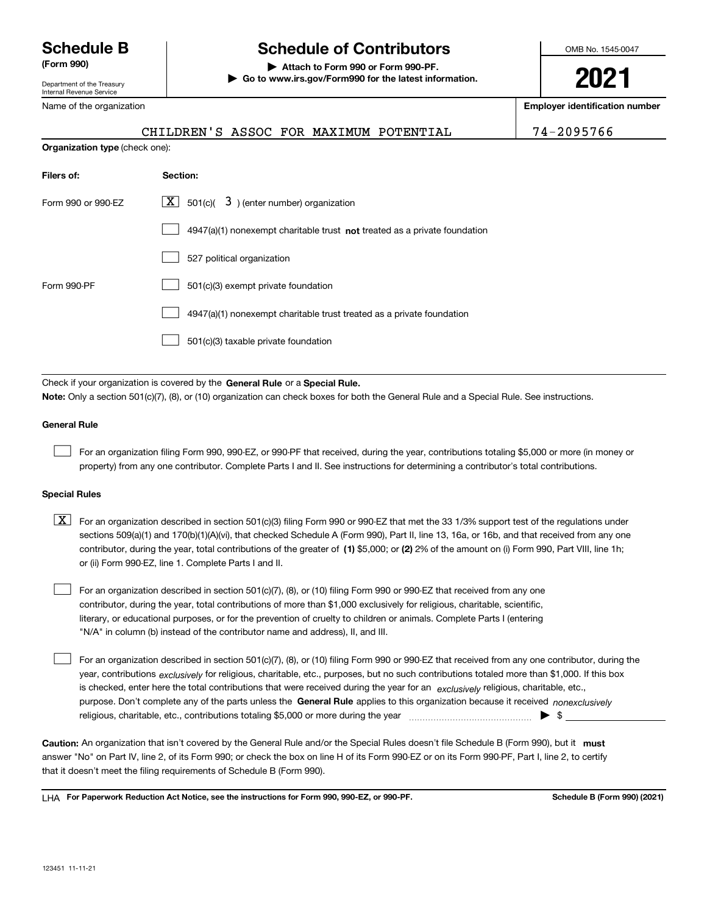# Schedule B (Form 990)

Department of the Treasury
Internal Revenue Service

## Schedule of Contributors

▶ Attach to Form 990 or Form 990-PF.
▶ Go to www.irs.gov/Form990 for the latest information.

OMB No. 1545-0047

**2021**

Name of the organization: CHILDREN'S ASSOC FOR MAXIMUM POTENTIAL

**Employer identification number:** 74-2095766

**Organization type** (check one):

| **Filers of:** | **Section:** |
|---|---|
| Form 990 or 990-EZ | [X] 501(c)( 3 ) (enter number) organization |
| | [ ] 4947(a)(1) nonexempt charitable trust **not** treated as a private foundation |
| | [ ] 527 political organization |
| Form 990-PF | [ ] 501(c)(3) exempt private foundation |
| | [ ] 4947(a)(1) nonexempt charitable trust treated as a private foundation |
| | [ ] 501(c)(3) taxable private foundation |

Check if your organization is covered by the **General Rule** or a **Special Rule.**

**Note:** Only a section 501(c)(7), (8), or (10) organization can check boxes for both the General Rule and a Special Rule. See instructions.

### General Rule

[ ] For an organization filing Form 990, 990-EZ, or 990-PF that received, during the year, contributions totaling $5,000 or more (in money or property) from any one contributor. Complete Parts I and II. See instructions for determining a contributor's total contributions.

### Special Rules

[X] For an organization described in section 501(c)(3) filing Form 990 or 990-EZ that met the 33 1/3% support test of the regulations under sections 509(a)(1) and 170(b)(1)(A)(vi), that checked Schedule A (Form 990), Part II, line 13, 16a, or 16b, and that received from any one contributor, during the year, total contributions of the greater of **(1)** $5,000; or **(2)** 2% of the amount on (i) Form 990, Part VIII, line 1h; or (ii) Form 990-EZ, line 1. Complete Parts I and II.

[ ] For an organization described in section 501(c)(7), (8), or (10) filing Form 990 or 990-EZ that received from any one contributor, during the year, total contributions of more than $1,000 exclusively for religious, charitable, scientific, literary, or educational purposes, or for the prevention of cruelty to children or animals. Complete Parts I (entering "N/A" in column (b) instead of the contributor name and address), II, and III.

[ ] For an organization described in section 501(c)(7), (8), or (10) filing Form 990 or 990-EZ that received from any one contributor, during the year, contributions *exclusively* for religious, charitable, etc., purposes, but no such contributions totaled more than $1,000. If this box is checked, enter here the total contributions that were received during the year for an *exclusively* religious, charitable, etc., purpose. Don't complete any of the parts unless the **General Rule** applies to this organization because it received *nonexclusively* religious, charitable, etc., contributions totaling $5,000 or more during the year ▶ $

**Caution:** An organization that isn't covered by the General Rule and/or the Special Rules doesn't file Schedule B (Form 990), but it **must** answer "No" on Part IV, line 2, of its Form 990; or check the box on line H of its Form 990-EZ or on its Form 990-PF, Part I, line 2, to certify that it doesn't meet the filing requirements of Schedule B (Form 990).

LHA **For Paperwork Reduction Act Notice, see the instructions for Form 990, 990-EZ, or 990-PF.** **Schedule B (Form 990) (2021)**

123451 11-11-21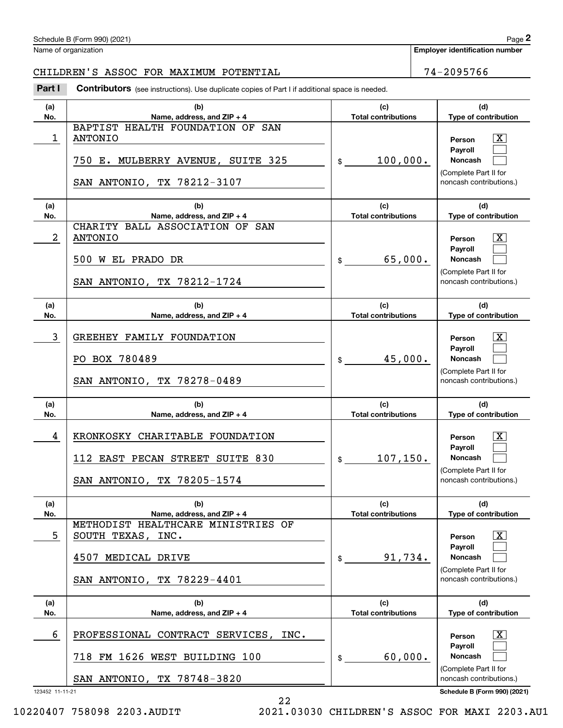Schedule B (Form 990) (2021)

Name of organization: CHILDREN'S ASSOC FOR MAXIMUM POTENTIAL

Employer identification number: 74-2095766

## Part I Contributors (see instructions). Use duplicate copies of Part I if additional space is needed.

| (a) No. | (b) Name, address, and ZIP + 4 | (c) Total contributions | (d) Type of contribution |
|---|---|---|---|
| 1 | BAPTIST HEALTH FOUNDATION OF SAN ANTONIO<br>750 E. MULBERRY AVENUE, SUITE 325<br>SAN ANTONIO, TX 78212-3107 | $ 100,000. | Person [X]<br>Payroll [ ]<br>Noncash [ ]<br>(Complete Part II for noncash contributions.) |
| 2 | CHARITY BALL ASSOCIATION OF SAN ANTONIO<br>500 W EL PRADO DR<br>SAN ANTONIO, TX 78212-1724 | $ 65,000. | Person [X]<br>Payroll [ ]<br>Noncash [ ]<br>(Complete Part II for noncash contributions.) |
| 3 | GREEHEY FAMILY FOUNDATION<br>PO BOX 780489<br>SAN ANTONIO, TX 78278-0489 | $ 45,000. | Person [X]<br>Payroll [ ]<br>Noncash [ ]<br>(Complete Part II for noncash contributions.) |
| 4 | KRONKOSKY CHARITABLE FOUNDATION<br>112 EAST PECAN STREET SUITE 830<br>SAN ANTONIO, TX 78205-1574 | $ 107,150. | Person [X]<br>Payroll [ ]<br>Noncash [ ]<br>(Complete Part II for noncash contributions.) |
| 5 | METHODIST HEALTHCARE MINISTRIES OF SOUTH TEXAS, INC.<br>4507 MEDICAL DRIVE<br>SAN ANTONIO, TX 78229-4401 | $ 91,734. | Person [X]<br>Payroll [ ]<br>Noncash [ ]<br>(Complete Part II for noncash contributions.) |
| 6 | PROFESSIONAL CONTRACT SERVICES, INC.<br>718 FM 1626 WEST BUILDING 100<br>SAN ANTONIO, TX 78748-3820 | $ 60,000. | Person [X]<br>Payroll [ ]<br>Noncash [ ]<br>(Complete Part II for noncash contributions.) |

123452 11-11-21

Schedule B (Form 990) (2021)

10220407 758098 2203.AUDIT 2021.03030 CHILDREN'S ASSOC FOR MAXI 2203.AU1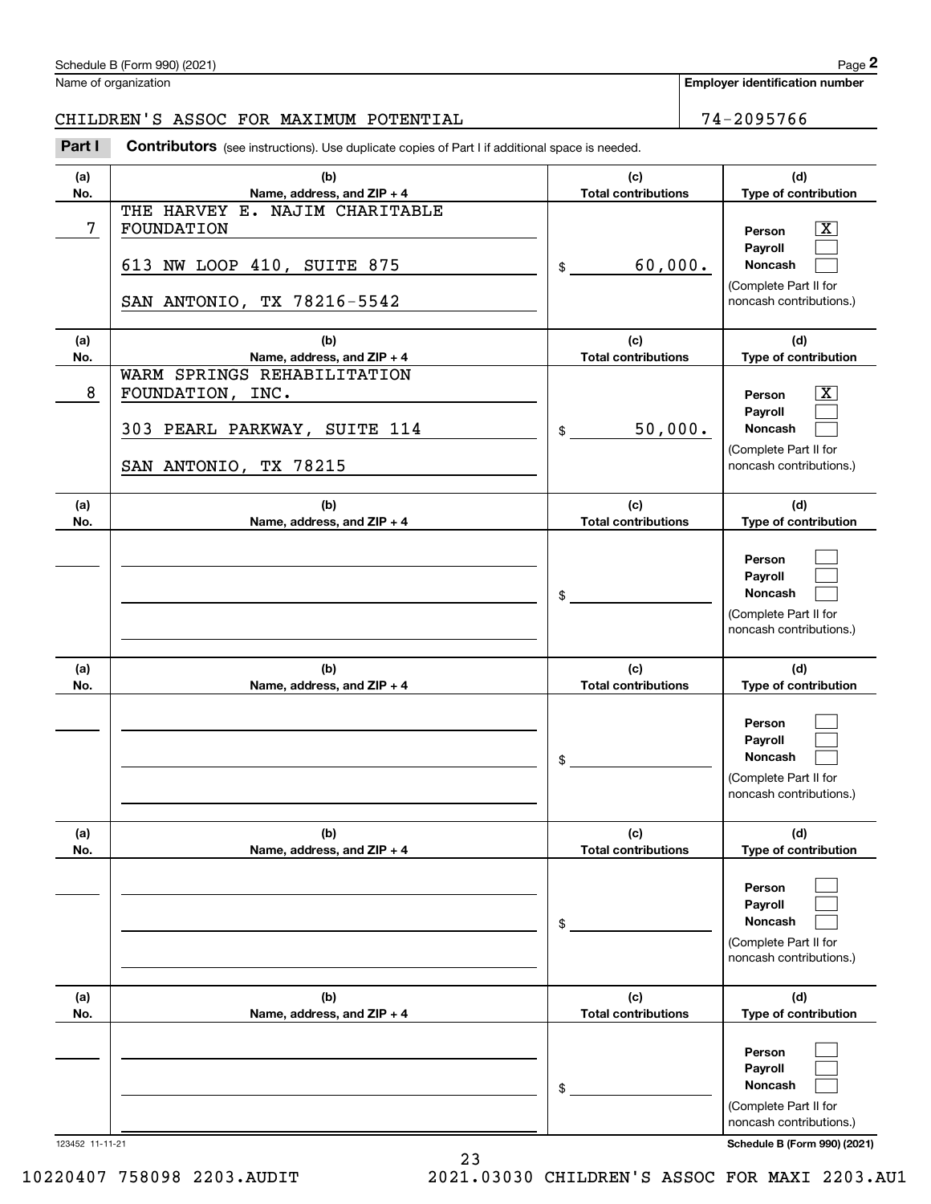Schedule B (Form 990) (2021)

Name of organization: CHILDREN'S ASSOC FOR MAXIMUM POTENTIAL

**Employer identification number:** 74-2095766

**Part I Contributors** (see instructions). Use duplicate copies of Part I if additional space is needed.

| (a) No. | (b) Name, address, and ZIP + 4 | (c) Total contributions | (d) Type of contribution |
|---|---|---|---|
| 7 | THE HARVEY E. NAJIM CHARITABLE FOUNDATION<br>613 NW LOOP 410, SUITE 875<br>SAN ANTONIO, TX 78216-5542 | $ 60,000. | Person [X]<br>Payroll [ ]<br>Noncash [ ]<br>(Complete Part II for noncash contributions.) |
| 8 | WARM SPRINGS REHABILITATION FOUNDATION, INC.<br>303 PEARL PARKWAY, SUITE 114<br>SAN ANTONIO, TX 78215 | $ 50,000. | Person [X]<br>Payroll [ ]<br>Noncash [ ]<br>(Complete Part II for noncash contributions.) |
| | | $ | Person [ ]<br>Payroll [ ]<br>Noncash [ ]<br>(Complete Part II for noncash contributions.) |
| | | $ | Person [ ]<br>Payroll [ ]<br>Noncash [ ]<br>(Complete Part II for noncash contributions.) |
| | | $ | Person [ ]<br>Payroll [ ]<br>Noncash [ ]<br>(Complete Part II for noncash contributions.) |
| | | $ | Person [ ]<br>Payroll [ ]<br>Noncash [ ]<br>(Complete Part II for noncash contributions.) |

123452 11-11-21

10220407 758098 2203.AUDIT 2021.03030 CHILDREN'S ASSOC FOR MAXI 2203.AU1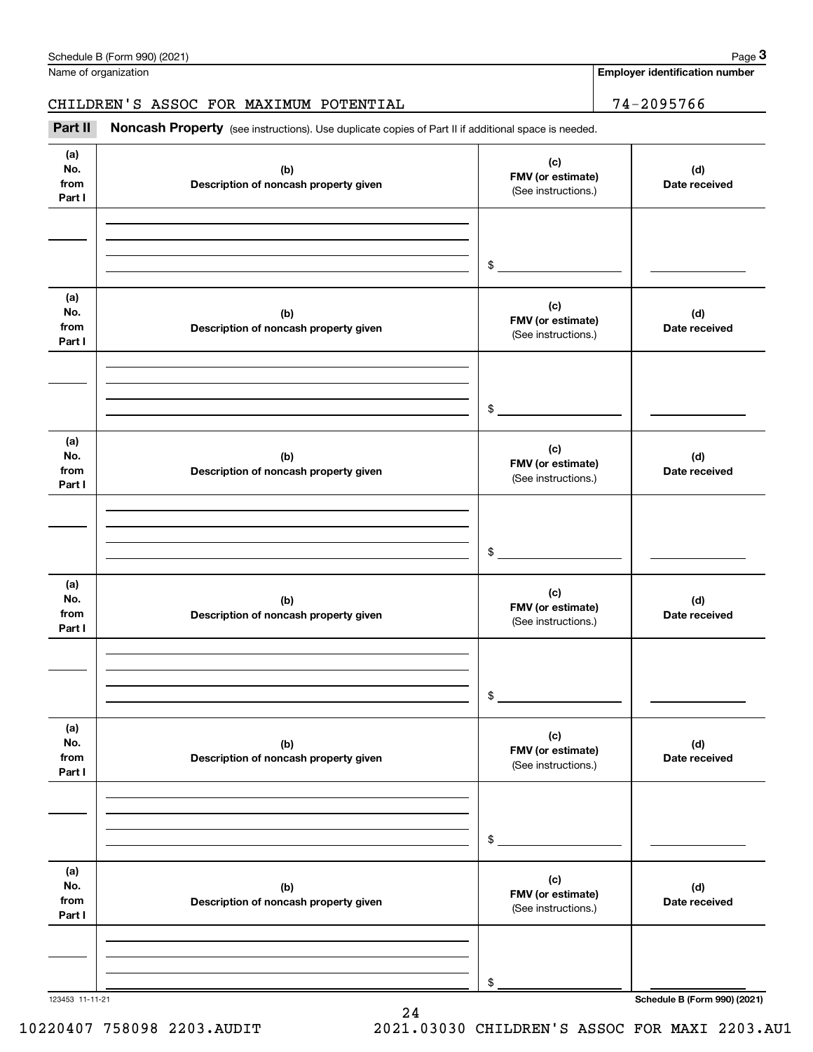Name of organization

**Employer identification number**

CHILDREN'S ASSOC FOR MAXIMUM POTENTIAL 74-2095766

**Part II** **Noncash Property** (see instructions). Use duplicate copies of Part II if additional space is needed.

| (a) No. from Part I | (b) Description of noncash property given | (c) FMV (or estimate) (See instructions.) | (d) Date received |
|---|---|---|---|
| | | $ | |

| (a) No. from Part I | (b) Description of noncash property given | (c) FMV (or estimate) (See instructions.) | (d) Date received |
|---|---|---|---|
| | | $ | |

| (a) No. from Part I | (b) Description of noncash property given | (c) FMV (or estimate) (See instructions.) | (d) Date received |
|---|---|---|---|
| | | $ | |

| (a) No. from Part I | (b) Description of noncash property given | (c) FMV (or estimate) (See instructions.) | (d) Date received |
|---|---|---|---|
| | | $ | |

| (a) No. from Part I | (b) Description of noncash property given | (c) FMV (or estimate) (See instructions.) | (d) Date received |
|---|---|---|---|
| | | $ | |

| (a) No. from Part I | (b) Description of noncash property given | (c) FMV (or estimate) (See instructions.) | (d) Date received |
|---|---|---|---|
| | | $ | |

123453 11-11-21

10220407 758098 2203.AUDIT 2021.03030 CHILDREN'S ASSOC FOR MAXI 2203.AU1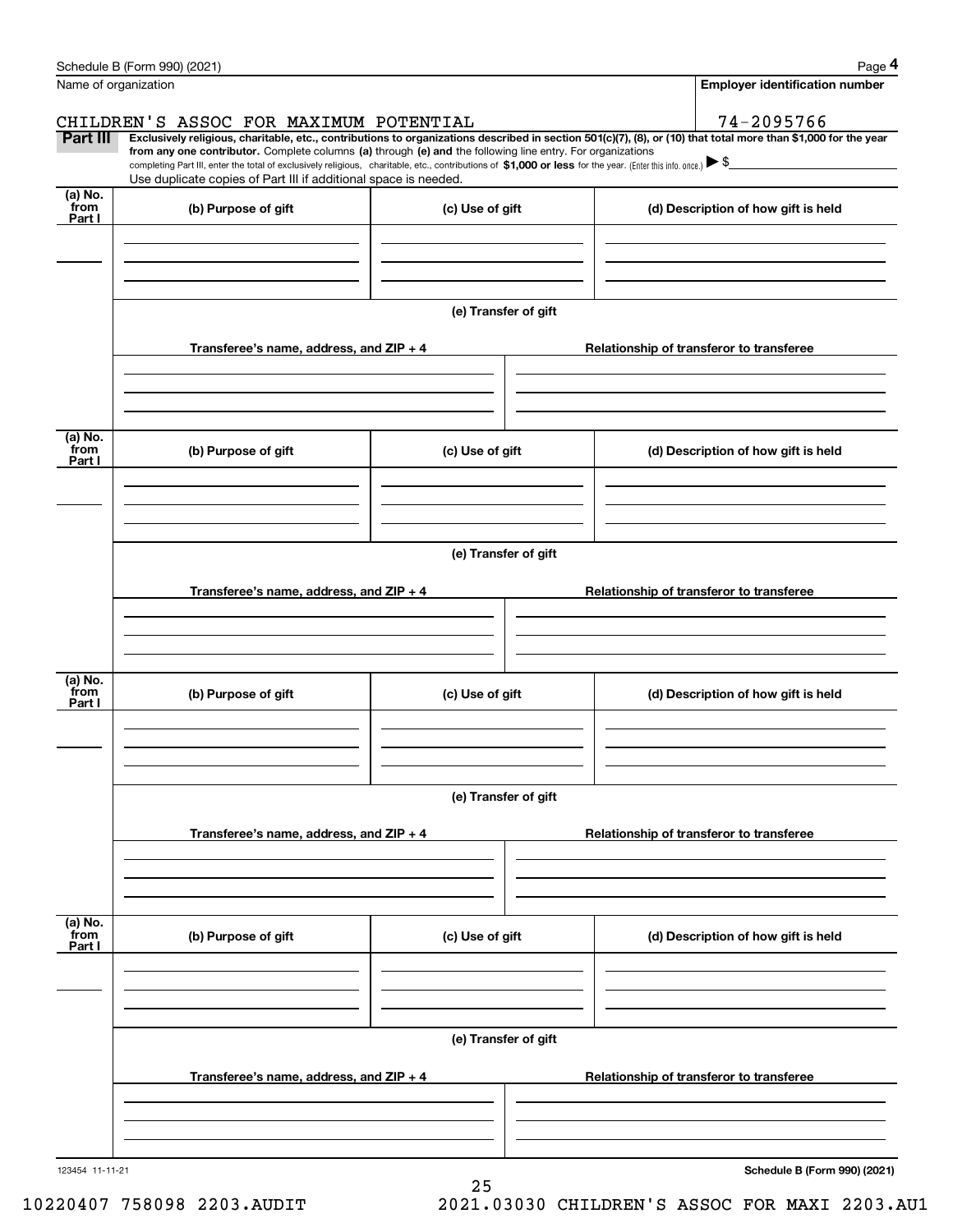Schedule B (Form 990) (2021) Page **4**

Name of organization | **Employer identification number**

CHILDREN'S ASSOC FOR MAXIMUM POTENTIAL | 74-2095766

**Part III** **Exclusively religious, charitable, etc., contributions to organizations described in section 501(c)(7), (8), or (10) that total more than $1,000 for the year from any one contributor.** Complete columns **(a)** through **(e) and** the following line entry. For organizations completing Part III, enter the total of exclusively religious, charitable, etc., contributions of **$1,000 or less** for the year. (Enter this info. once.) ▶ $

Use duplicate copies of Part III if additional space is needed.

| (a) No. from Part I | (b) Purpose of gift | (c) Use of gift | (d) Description of how gift is held |
| --- | --- | --- | --- |
| | | | |

**(e) Transfer of gift**

| Transferee's name, address, and ZIP + 4 | Relationship of transferor to transferee |
| --- | --- |
| | |

| (a) No. from Part I | (b) Purpose of gift | (c) Use of gift | (d) Description of how gift is held |
| --- | --- | --- | --- |
| | | | |

**(e) Transfer of gift**

| Transferee's name, address, and ZIP + 4 | Relationship of transferor to transferee |
| --- | --- |
| | |

| (a) No. from Part I | (b) Purpose of gift | (c) Use of gift | (d) Description of how gift is held |
| --- | --- | --- | --- |
| | | | |

**(e) Transfer of gift**

| Transferee's name, address, and ZIP + 4 | Relationship of transferor to transferee |
| --- | --- |
| | |

| (a) No. from Part I | (b) Purpose of gift | (c) Use of gift | (d) Description of how gift is held |
| --- | --- | --- | --- |
| | | | |

**(e) Transfer of gift**

| Transferee's name, address, and ZIP + 4 | Relationship of transferor to transferee |
| --- | --- |
| | |

123454 11-11-21 **Schedule B (Form 990) (2021)**

10220407 758098 2203.AUDIT 2021.03030 CHILDREN'S ASSOC FOR MAXI 2203.AU1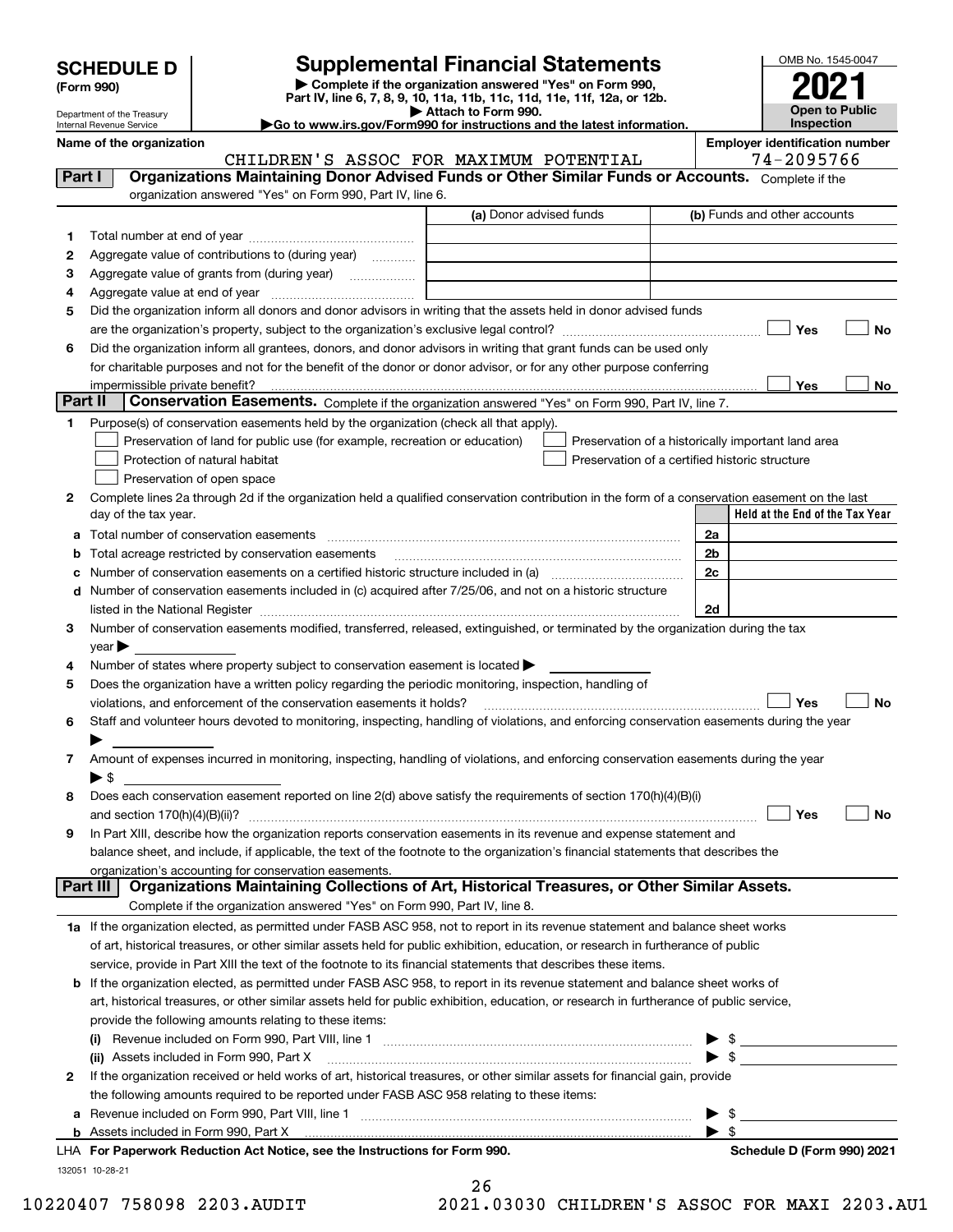# SCHEDULE D (Form 990)

Department of the Treasury
Internal Revenue Service

## Supplemental Financial Statements

▶ Complete if the organization answered "Yes" on Form 990, Part IV, line 6, 7, 8, 9, 10, 11a, 11b, 11c, 11d, 11e, 11f, 12a, or 12b.
▶ Attach to Form 990.
▶Go to www.irs.gov/Form990 for instructions and the latest information.

OMB No. 1545-0047

**2021**

**Open to Public Inspection**

**Name of the organization:** CHILDREN'S ASSOC FOR MAXIMUM POTENTIAL

**Employer identification number:** 74-2095766

### Part I — Organizations Maintaining Donor Advised Funds or Other Similar Funds or Accounts.
Complete if the organization answered "Yes" on Form 990, Part IV, line 6.

| | | (a) Donor advised funds | (b) Funds and other accounts |
|---|---|---|---|
| 1 | Total number at end of year | | |
| 2 | Aggregate value of contributions to (during year) | | |
| 3 | Aggregate value of grants from (during year) | | |
| 4 | Aggregate value at end of year | | |

5 Did the organization inform all donors and donor advisors in writing that the assets held in donor advised funds are the organization's property, subject to the organization's exclusive legal control? ☐ Yes ☐ No

6 Did the organization inform all grantees, donors, and donor advisors in writing that grant funds can be used only for charitable purposes and not for the benefit of the donor or donor advisor, or for any other purpose conferring impermissible private benefit? ☐ Yes ☐ No

### Part II — Conservation Easements.
Complete if the organization answered "Yes" on Form 990, Part IV, line 7.

1 Purpose(s) of conservation easements held by the organization (check all that apply).

- ☐ Preservation of land for public use (for example, recreation or education)
- ☐ Protection of natural habitat
- ☐ Preservation of open space
- ☐ Preservation of a historically important land area
- ☐ Preservation of a certified historic structure

2 Complete lines 2a through 2d if the organization held a qualified conservation contribution in the form of a conservation easement on the last day of the tax year.

| | | | Held at the End of the Tax Year |
|---|---|---|---|
| a | Total number of conservation easements | 2a | |
| b | Total acreage restricted by conservation easements | 2b | |
| c | Number of conservation easements on a certified historic structure included in (a) | 2c | |
| d | Number of conservation easements included in (c) acquired after 7/25/06, and not on a historic structure listed in the National Register | 2d | |

3 Number of conservation easements modified, transferred, released, extinguished, or terminated by the organization during the tax year ▶

4 Number of states where property subject to conservation easement is located ▶

5 Does the organization have a written policy regarding the periodic monitoring, inspection, handling of violations, and enforcement of the conservation easements it holds? ☐ Yes ☐ No

6 Staff and volunteer hours devoted to monitoring, inspecting, handling of violations, and enforcing conservation easements during the year ▶

7 Amount of expenses incurred in monitoring, inspecting, handling of violations, and enforcing conservation easements during the year ▶ $

8 Does each conservation easement reported on line 2(d) above satisfy the requirements of section 170(h)(4)(B)(i) and section 170(h)(4)(B)(ii)? ☐ Yes ☐ No

9 In Part XIII, describe how the organization reports conservation easements in its revenue and expense statement and balance sheet, and include, if applicable, the text of the footnote to the organization's financial statements that describes the organization's accounting for conservation easements.

### Part III — Organizations Maintaining Collections of Art, Historical Treasures, or Other Similar Assets.
Complete if the organization answered "Yes" on Form 990, Part IV, line 8.

1a If the organization elected, as permitted under FASB ASC 958, not to report in its revenue statement and balance sheet works of art, historical treasures, or other similar assets held for public exhibition, education, or research in furtherance of public service, provide in Part XIII the text of the footnote to its financial statements that describes these items.

b If the organization elected, as permitted under FASB ASC 958, to report in its revenue statement and balance sheet works of art, historical treasures, or other similar assets held for public exhibition, education, or research in furtherance of public service, provide the following amounts relating to these items:

(i) Revenue included on Form 990, Part VIII, line 1 ▶ $

(ii) Assets included in Form 990, Part X ▶ $

2 If the organization received or held works of art, historical treasures, or other similar assets for financial gain, provide the following amounts required to be reported under FASB ASC 958 relating to these items:

a Revenue included on Form 990, Part VIII, line 1 ▶ $

b Assets included in Form 990, Part X ▶ $

LHA For Paperwork Reduction Act Notice, see the Instructions for Form 990. Schedule D (Form 990) 2021

132051 10-28-21

10220407 758098 2203.AUDIT 2021.03030 CHILDREN'S ASSOC FOR MAXI 2203.AU1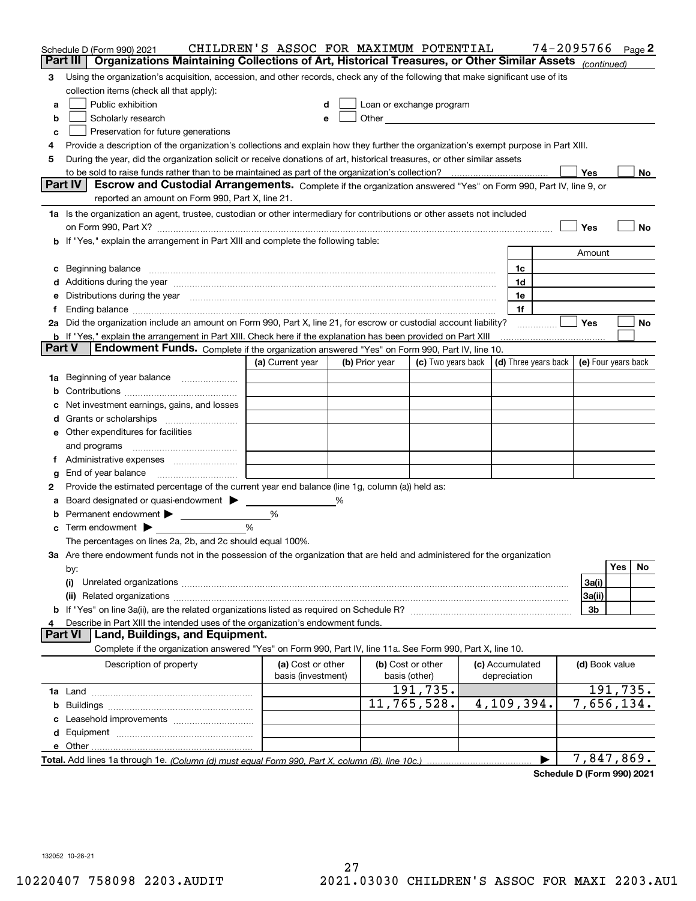Schedule D (Form 990) 2021 CHILDREN'S ASSOC FOR MAXIMUM POTENTIAL 74-2095766 Page 2

## Part III Organizations Maintaining Collections of Art, Historical Treasures, or Other Similar Assets *(continued)*

**3** Using the organization's acquisition, accession, and other records, check any of the following that make significant use of its collection items (check all that apply):

- **a** ☐ Public exhibition
- **b** ☐ Scholarly research
- **c** ☐ Preservation for future generations
- **d** ☐ Loan or exchange program
- **e** ☐ Other

**4** Provide a description of the organization's collections and explain how they further the organization's exempt purpose in Part XIII.

**5** During the year, did the organization solicit or receive donations of art, historical treasures, or other similar assets to be sold to raise funds rather than to be maintained as part of the organization's collection? ☐ Yes ☐ No

## Part IV Escrow and Custodial Arrangements.

Complete if the organization answered "Yes" on Form 990, Part IV, line 9, or reported an amount on Form 990, Part X, line 21.

**1a** Is the organization an agent, trustee, custodian or other intermediary for contributions or other assets not included on Form 990, Part X? ☐ Yes ☐ No

**b** If "Yes," explain the arrangement in Part XIII and complete the following table:

| | | Amount |
|---|---|---|
| **c** Beginning balance | 1c | |
| **d** Additions during the year | 1d | |
| **e** Distributions during the year | 1e | |
| **f** Ending balance | 1f | |

**2a** Did the organization include an amount on Form 990, Part X, line 21, for escrow or custodial account liability? ☐ Yes ☐ No

**b** If "Yes," explain the arrangement in Part XIII. Check here if the explanation has been provided on Part XIII ☐

## Part V Endowment Funds.

Complete if the organization answered "Yes" on Form 990, Part IV, line 10.

| | (a) Current year | (b) Prior year | (c) Two years back | (d) Three years back | (e) Four years back |
|---|---|---|---|---|---|
| **1a** Beginning of year balance | | | | | |
| **b** Contributions | | | | | |
| **c** Net investment earnings, gains, and losses | | | | | |
| **d** Grants or scholarships | | | | | |
| **e** Other expenditures for facilities and programs | | | | | |
| **f** Administrative expenses | | | | | |
| **g** End of year balance | | | | | |

**2** Provide the estimated percentage of the current year end balance (line 1g, column (a)) held as:

- **a** Board designated or quasi-endowment ▶ ______ %
- **b** Permanent endowment ▶ ______ %
- **c** Term endowment ▶ ______ %

The percentages on lines 2a, 2b, and 2c should equal 100%.

**3a** Are there endowment funds not in the possession of the organization that are held and administered for the organization by:

| | | Yes | No |
|---|---|---|---|
| **(i)** Unrelated organizations | 3a(i) | | |
| **(ii)** Related organizations | 3a(ii) | | |
| **b** If "Yes" on line 3a(ii), are the related organizations listed as required on Schedule R? | 3b | | |

**4** Describe in Part XIII the intended uses of the organization's endowment funds.

## Part VI Land, Buildings, and Equipment.

Complete if the organization answered "Yes" on Form 990, Part IV, line 11a. See Form 990, Part X, line 10.

| Description of property | (a) Cost or other basis (investment) | (b) Cost or other basis (other) | (c) Accumulated depreciation | (d) Book value |
|---|---|---|---|---|
| **1a** Land | | 191,735. | | 191,735. |
| **b** Buildings | | 11,765,528. | 4,109,394. | 7,656,134. |
| **c** Leasehold improvements | | | | |
| **d** Equipment | | | | |
| **e** Other | | | | |
| **Total.** Add lines 1a through 1e. *(Column (d) must equal Form 990, Part X, column (B), line 10c.)* | | | ▶ | 7,847,869. |

**Schedule D (Form 990) 2021**

132052 10-28-21

10220407 758098 2203.AUDIT 2021.03030 CHILDREN'S ASSOC FOR MAXI 2203.AU1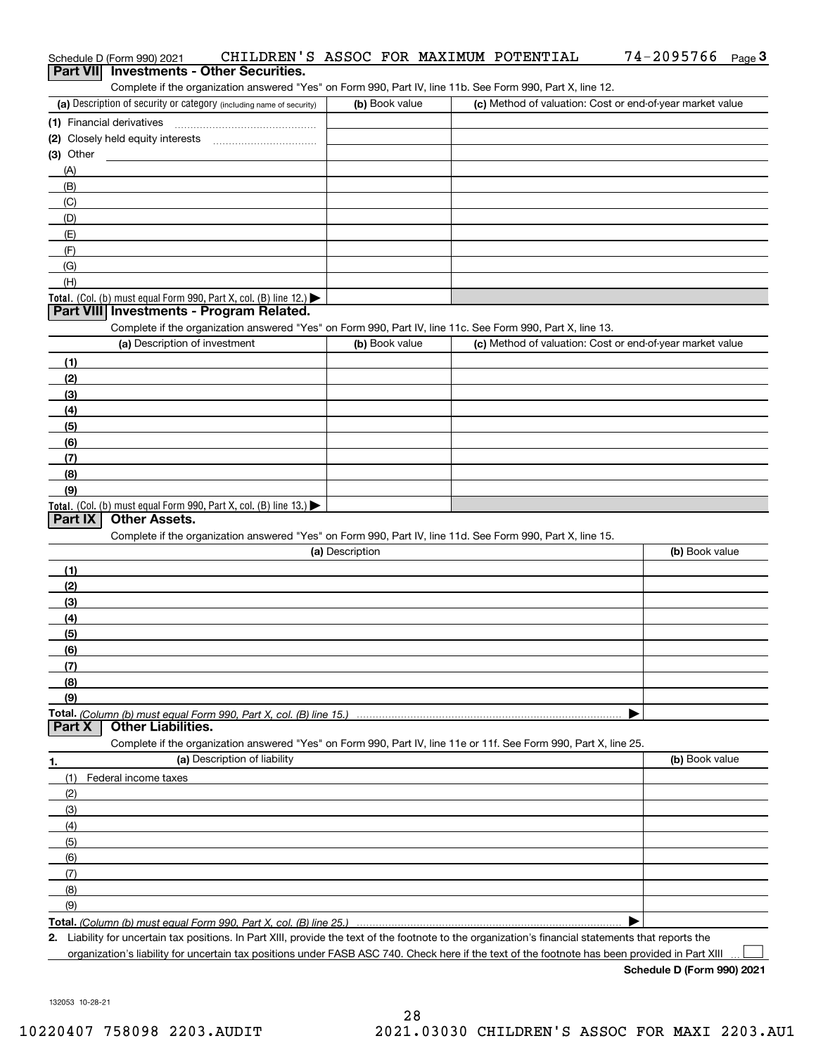Schedule D (Form 990) 2021 CHILDREN'S ASSOC FOR MAXIMUM POTENTIAL 74-2095766 Page 3

## Part VII Investments - Other Securities.

Complete if the organization answered "Yes" on Form 990, Part IV, line 11b. See Form 990, Part X, line 12.

| (a) Description of security or category (including name of security) | (b) Book value | (c) Method of valuation: Cost or end-of-year market value |
|---|---|---|
| (1) Financial derivatives | | |
| (2) Closely held equity interests | | |
| (3) Other | | |
| (A) | | |
| (B) | | |
| (C) | | |
| (D) | | |
| (E) | | |
| (F) | | |
| (G) | | |
| (H) | | |
| **Total.** (Col. (b) must equal Form 990, Part X, col. (B) line 12.) ▶ | | |

## Part VIII Investments - Program Related.

Complete if the organization answered "Yes" on Form 990, Part IV, line 11c. See Form 990, Part X, line 13.

| (a) Description of investment | (b) Book value | (c) Method of valuation: Cost or end-of-year market value |
|---|---|---|
| (1) | | |
| (2) | | |
| (3) | | |
| (4) | | |
| (5) | | |
| (6) | | |
| (7) | | |
| (8) | | |
| (9) | | |
| **Total.** (Col. (b) must equal Form 990, Part X, col. (B) line 13.) ▶ | | |

## Part IX Other Assets.

Complete if the organization answered "Yes" on Form 990, Part IV, line 11d. See Form 990, Part X, line 15.

| (a) Description | (b) Book value |
|---|---|
| (1) | |
| (2) | |
| (3) | |
| (4) | |
| (5) | |
| (6) | |
| (7) | |
| (8) | |
| (9) | |
| **Total.** *(Column (b) must equal Form 990, Part X, col. (B) line 15.)* ▶ | |

## Part X Other Liabilities.

Complete if the organization answered "Yes" on Form 990, Part IV, line 11e or 11f. See Form 990, Part X, line 25.

| 1. (a) Description of liability | (b) Book value |
|---|---|
| (1) Federal income taxes | |
| (2) | |
| (3) | |
| (4) | |
| (5) | |
| (6) | |
| (7) | |
| (8) | |
| (9) | |
| **Total.** *(Column (b) must equal Form 990, Part X, col. (B) line 25.)* ▶ | |

**2.** Liability for uncertain tax positions. In Part XIII, provide the text of the footnote to the organization's financial statements that reports the organization's liability for uncertain tax positions under FASB ASC 740. Check here if the text of the footnote has been provided in Part XIII ☐

**Schedule D (Form 990) 2021**

132053 10-28-21

10220407 758098 2203.AUDIT 2021.03030 CHILDREN'S ASSOC FOR MAXI 2203.AU1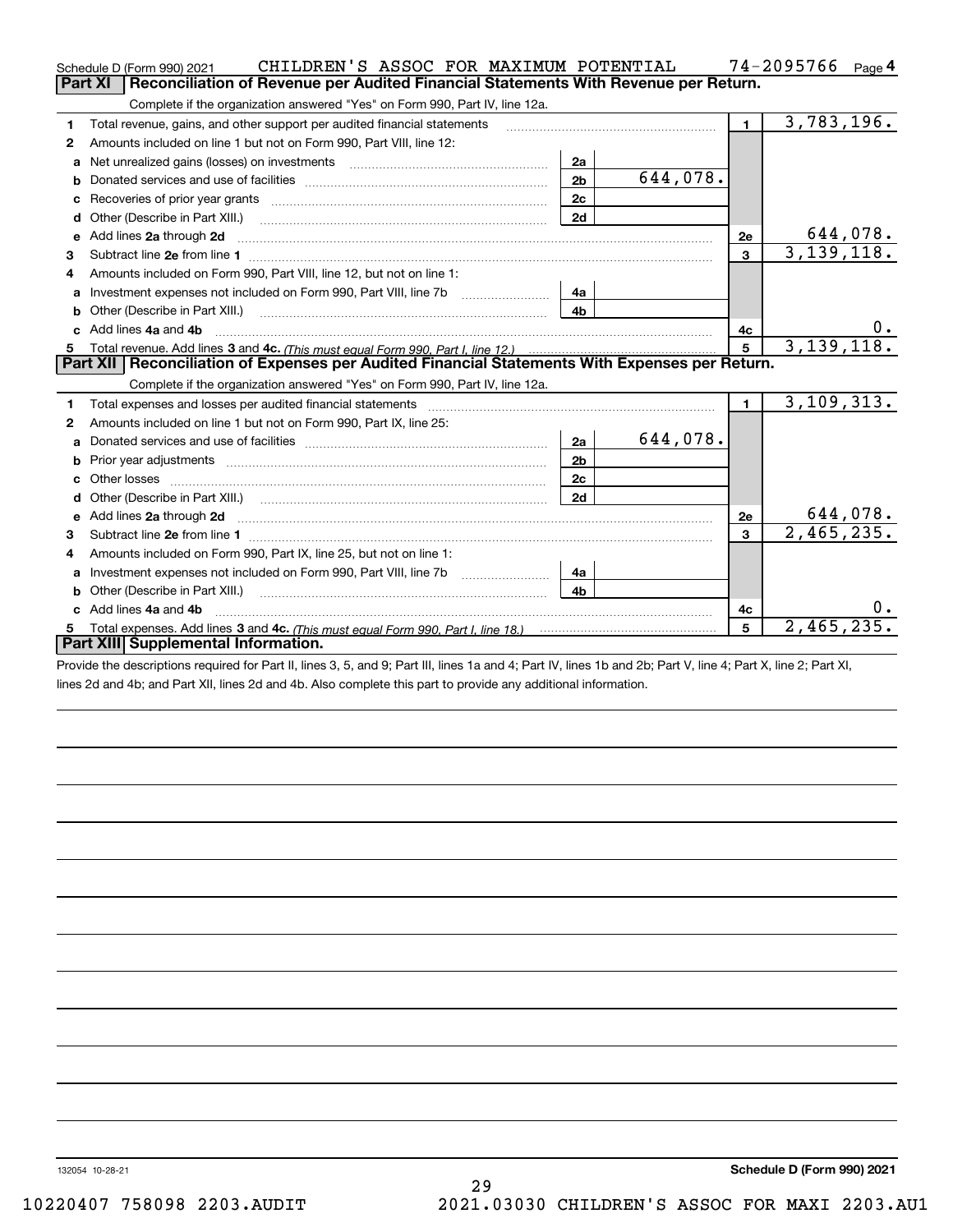Schedule D (Form 990) 2021 CHILDREN'S ASSOC FOR MAXIMUM POTENTIAL 74-2095766 Page 4

## Part XI Reconciliation of Revenue per Audited Financial Statements With Revenue per Return.

Complete if the organization answered "Yes" on Form 990, Part IV, line 12a.

| | | | | | |
|---|---|---|---|---|---|
| 1 | Total revenue, gains, and other support per audited financial statements | | | 1 | 3,783,196. |
| 2 | Amounts included on line 1 but not on Form 990, Part VIII, line 12: | | | | |
| a | Net unrealized gains (losses) on investments | 2a | | | |
| b | Donated services and use of facilities | 2b | 644,078. | | |
| c | Recoveries of prior year grants | 2c | | | |
| d | Other (Describe in Part XIII.) | 2d | | | |
| e | Add lines 2a through 2d | | | 2e | 644,078. |
| 3 | Subtract line 2e from line 1 | | | 3 | 3,139,118. |
| 4 | Amounts included on Form 990, Part VIII, line 12, but not on line 1: | | | | |
| a | Investment expenses not included on Form 990, Part VIII, line 7b | 4a | | | |
| b | Other (Describe in Part XIII.) | 4b | | | |
| c | Add lines 4a and 4b | | | 4c | 0. |
| 5 | Total revenue. Add lines 3 and 4c. *(This must equal Form 990, Part I, line 12.)* | | | 5 | 3,139,118. |

## Part XII Reconciliation of Expenses per Audited Financial Statements With Expenses per Return.

Complete if the organization answered "Yes" on Form 990, Part IV, line 12a.

| | | | | | |
|---|---|---|---|---|---|
| 1 | Total expenses and losses per audited financial statements | | | 1 | 3,109,313. |
| 2 | Amounts included on line 1 but not on Form 990, Part IX, line 25: | | | | |
| a | Donated services and use of facilities | 2a | 644,078. | | |
| b | Prior year adjustments | 2b | | | |
| c | Other losses | 2c | | | |
| d | Other (Describe in Part XIII.) | 2d | | | |
| e | Add lines 2a through 2d | | | 2e | 644,078. |
| 3 | Subtract line 2e from line 1 | | | 3 | 2,465,235. |
| 4 | Amounts included on Form 990, Part IX, line 25, but not on line 1: | | | | |
| a | Investment expenses not included on Form 990, Part VIII, line 7b | 4a | | | |
| b | Other (Describe in Part XIII.) | 4b | | | |
| c | Add lines 4a and 4b | | | 4c | 0. |
| 5 | Total expenses. Add lines 3 and 4c. *(This must equal Form 990, Part I, line 18.)* | | | 5 | 2,465,235. |

## Part XIII Supplemental Information.

Provide the descriptions required for Part II, lines 3, 5, and 9; Part III, lines 1a and 4; Part IV, lines 1b and 2b; Part V, line 4; Part X, line 2; Part XI, lines 2d and 4b; and Part XII, lines 2d and 4b. Also complete this part to provide any additional information.

132054 10-28-21

**Schedule D (Form 990) 2021**

10220407 758098 2203.AUDIT 2021.03030 CHILDREN'S ASSOC FOR MAXI 2203.AU1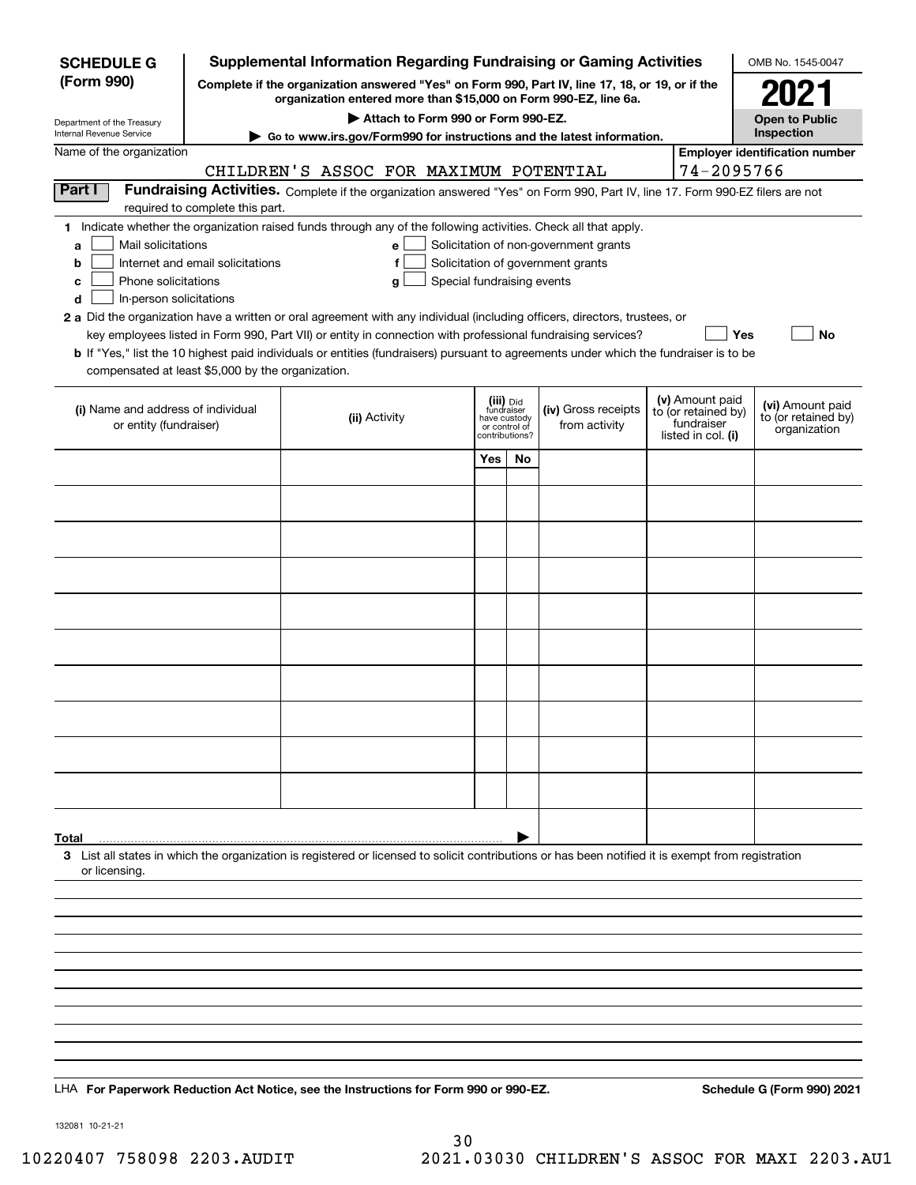**SCHEDULE G (Form 990)**

Department of the Treasury
Internal Revenue Service

# Supplemental Information Regarding Fundraising or Gaming Activities

**Complete if the organization answered "Yes" on Form 990, Part IV, line 17, 18, or 19, or if the organization entered more than $15,000 on Form 990-EZ, line 6a.**

**▶ Attach to Form 990 or Form 990-EZ.**

**▶ Go to www.irs.gov/Form990 for instructions and the latest information.**

OMB No. 1545-0047

**2021**

**Open to Public Inspection**

Name of the organization: CHILDREN'S ASSOC FOR MAXIMUM POTENTIAL

**Employer identification number:** 74-2095766

**Part I** **Fundraising Activities.** Complete if the organization answered "Yes" on Form 990, Part IV, line 17. Form 990-EZ filers are not required to complete this part.

**1** Indicate whether the organization raised funds through any of the following activities. Check all that apply.

- **a** ☐ Mail solicitations
- **b** ☐ Internet and email solicitations
- **c** ☐ Phone solicitations
- **d** ☐ In-person solicitations
- **e** ☐ Solicitation of non-government grants
- **f** ☐ Solicitation of government grants
- **g** ☐ Special fundraising events

**2 a** Did the organization have a written or oral agreement with any individual (including officers, directors, trustees, or key employees listed in Form 990, Part VII) or entity in connection with professional fundraising services? ☐ **Yes** ☐ **No**

**b** If "Yes," list the 10 highest paid individuals or entities (fundraisers) pursuant to agreements under which the fundraiser is to be compensated at least $5,000 by the organization.

| (i) Name and address of individual or entity (fundraiser) | (ii) Activity | (iii) Did fundraiser have custody or control of contributions? Yes | No | (iv) Gross receipts from activity | (v) Amount paid to (or retained by) fundraiser listed in col. (i) | (vi) Amount paid to (or retained by) organization |
|---|---|---|---|---|---|---|
| | | | | | | |
| | | | | | | |
| | | | | | | |
| | | | | | | |
| | | | | | | |
| | | | | | | |
| | | | | | | |
| | | | | | | |
| | | | | | | |
| | | | | | | |
| **Total** ▶ | | | | | | |

**3** List all states in which the organization is registered or licensed to solicit contributions or has been notified it is exempt from registration or licensing.

LHA **For Paperwork Reduction Act Notice, see the Instructions for Form 990 or 990-EZ.** **Schedule G (Form 990) 2021**

132081 10-21-21

10220407 758098 2203.AUDIT 2021.03030 CHILDREN'S ASSOC FOR MAXI 2203.AU1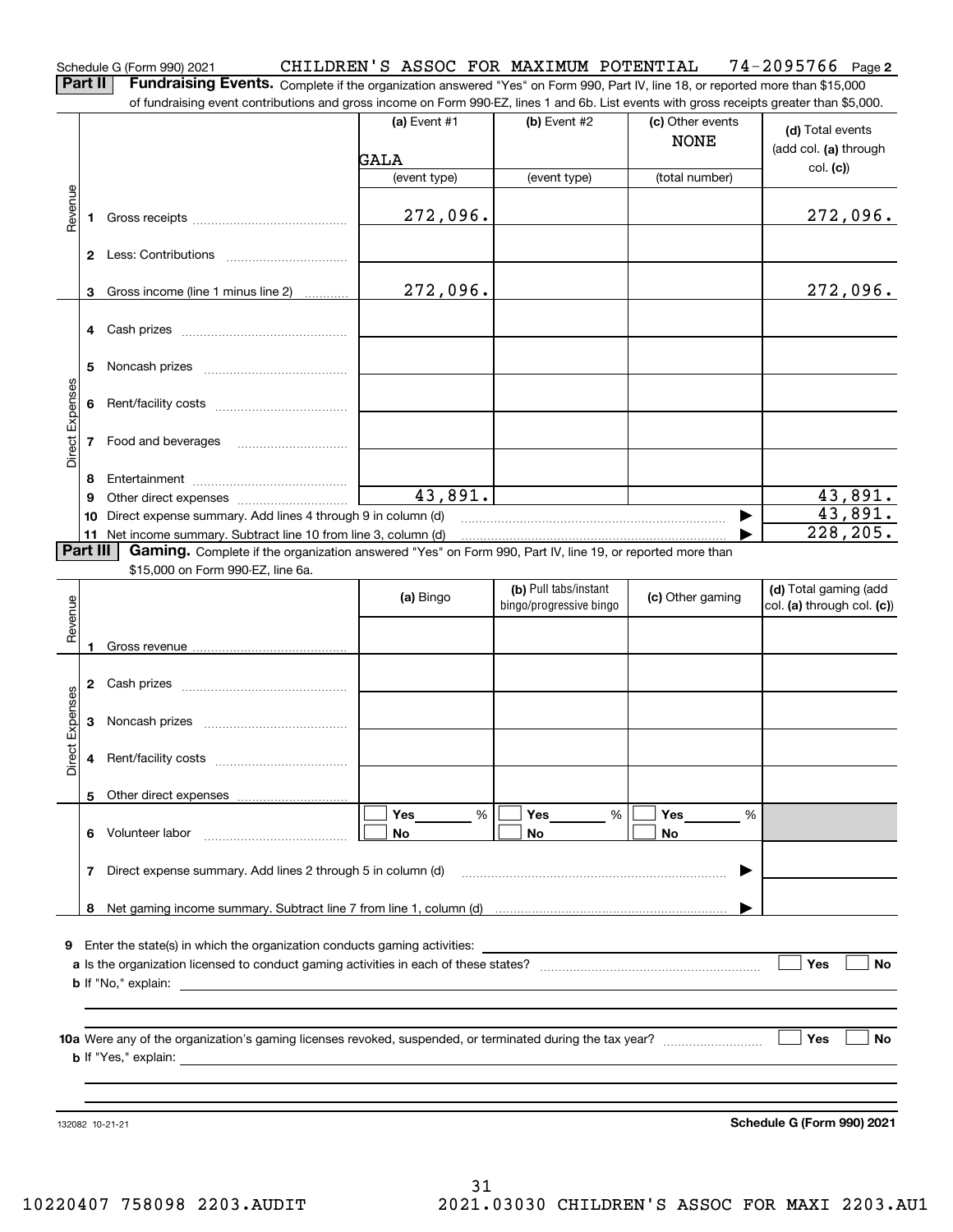Schedule G (Form 990) 2021 CHILDREN'S ASSOC FOR MAXIMUM POTENTIAL 74-2095766 Page 2

**Part II Fundraising Events.** Complete if the organization answered "Yes" on Form 990, Part IV, line 18, or reported more than $15,000 of fundraising event contributions and gross income on Form 990-EZ, lines 1 and 6b. List events with gross receipts greater than $5,000.

| | | (a) Event #1 | (b) Event #2 | (c) Other events | (d) Total events (add col. (a) through col. (c)) |
|---|---|---|---|---|---|
| | | GALA | | NONE | |
| | | (event type) | (event type) | (total number) | |
| Revenue | 1 Gross receipts | 272,096. | | | 272,096. |
| | 2 Less: Contributions | | | | |
| | 3 Gross income (line 1 minus line 2) | 272,096. | | | 272,096. |
| Direct Expenses | 4 Cash prizes | | | | |
| | 5 Noncash prizes | | | | |
| | 6 Rent/facility costs | | | | |
| | 7 Food and beverages | | | | |
| | 8 Entertainment | | | | |
| | 9 Other direct expenses | 43,891. | | | 43,891. |
| | 10 Direct expense summary. Add lines 4 through 9 in column (d) | | | | 43,891. |
| | 11 Net income summary. Subtract line 10 from line 3, column (d) | | | | 228,205. |

**Part III Gaming.** Complete if the organization answered "Yes" on Form 990, Part IV, line 19, or reported more than $15,000 on Form 990-EZ, line 6a.

| | | (a) Bingo | (b) Pull tabs/instant bingo/progressive bingo | (c) Other gaming | (d) Total gaming (add col. (a) through col. (c)) |
|---|---|---|---|---|---|
| Revenue | 1 Gross revenue | | | | |
| Direct Expenses | 2 Cash prizes | | | | |
| | 3 Noncash prizes | | | | |
| | 4 Rent/facility costs | | | | |
| | 5 Other direct expenses | | | | |
| | 6 Volunteer labor | ☐ Yes ____ % ☐ No | ☐ Yes ____ % ☐ No | ☐ Yes ____ % ☐ No | |
| | 7 Direct expense summary. Add lines 2 through 5 in column (d) | | | | |
| | 8 Net gaming income summary. Subtract line 7 from line 1, column (d) | | | | |

9 Enter the state(s) in which the organization conducts gaming activities:

a Is the organization licensed to conduct gaming activities in each of these states? ☐ Yes ☐ No

b If "No," explain:

10a Were any of the organization's gaming licenses revoked, suspended, or terminated during the tax year? ☐ Yes ☐ No

b If "Yes," explain:

132082 10-21-21

Schedule G (Form 990) 2021

10220407 758098 2203.AUDIT 2021.03030 CHILDREN'S ASSOC FOR MAXI 2203.AU1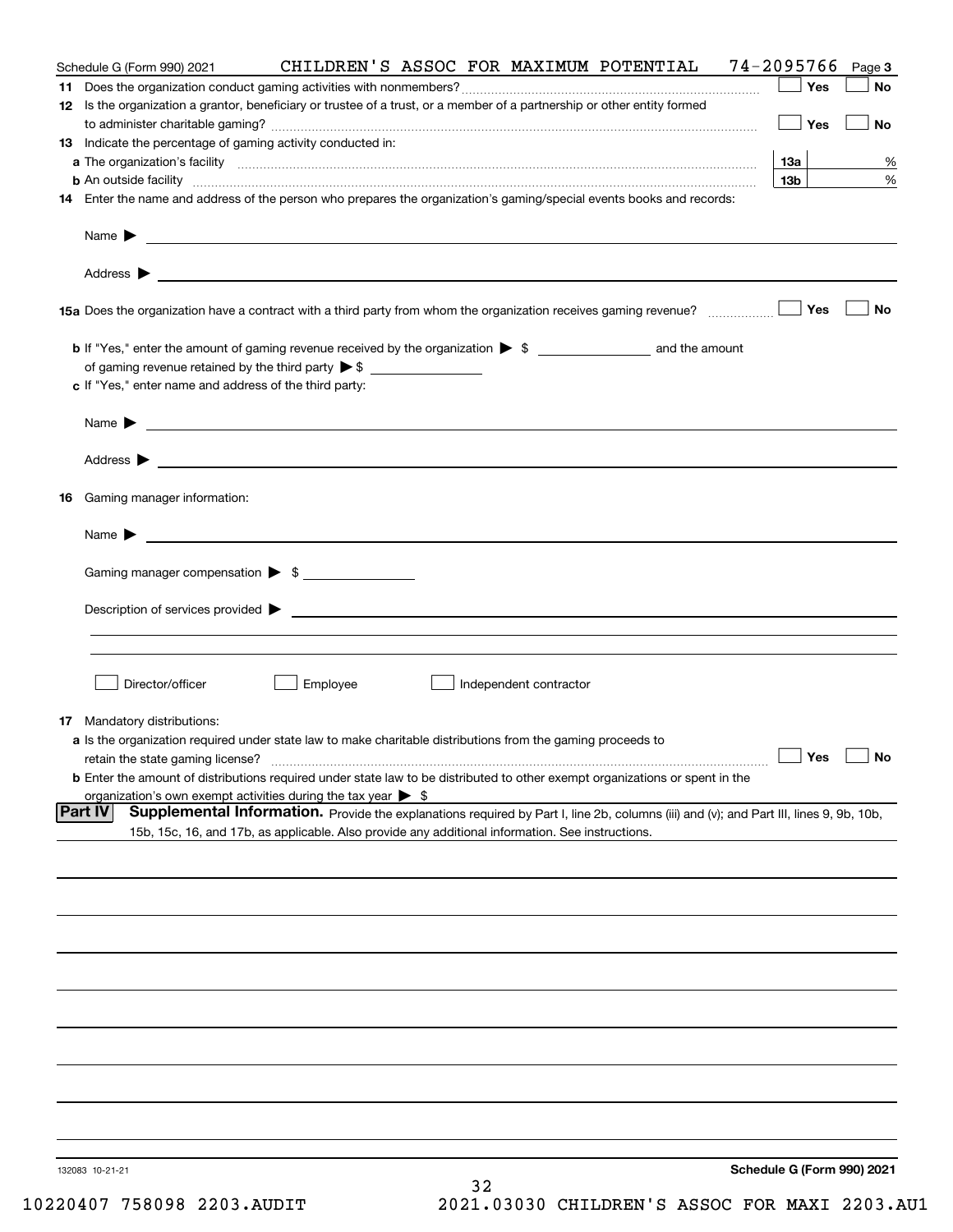Schedule G (Form 990) 2021 CHILDREN'S ASSOC FOR MAXIMUM POTENTIAL 74-2095766 Page 3

**11** Does the organization conduct gaming activities with nonmembers? ☐ Yes ☐ No

**12** Is the organization a grantor, beneficiary or trustee of a trust, or a member of a partnership or other entity formed to administer charitable gaming? ☐ Yes ☐ No

**13** Indicate the percentage of gaming activity conducted in:

**a** The organization's facility **13a** %

**b** An outside facility **13b** %

**14** Enter the name and address of the person who prepares the organization's gaming/special events books and records:

Name ▶

Address ▶

**15a** Does the organization have a contract with a third party from whom the organization receives gaming revenue? ☐ Yes ☐ No

**b** If "Yes," enter the amount of gaming revenue received by the organization ▶ $ and the amount of gaming revenue retained by the third party ▶ $

**c** If "Yes," enter name and address of the third party:

Name ▶

Address ▶

**16** Gaming manager information:

Name ▶

Gaming manager compensation ▶ $

Description of services provided ▶

☐ Director/officer ☐ Employee ☐ Independent contractor

**17** Mandatory distributions:

**a** Is the organization required under state law to make charitable distributions from the gaming proceeds to retain the state gaming license? ☐ Yes ☐ No

**b** Enter the amount of distributions required under state law to be distributed to other exempt organizations or spent in the organization's own exempt activities during the tax year ▶ $

**Part IV** **Supplemental Information.** Provide the explanations required by Part I, line 2b, columns (iii) and (v); and Part III, lines 9, 9b, 10b, 15b, 15c, 16, and 17b, as applicable. Also provide any additional information. See instructions.

132083 10-21-21 **Schedule G (Form 990) 2021**

10220407 758098 2203.AUDIT 2021.03030 CHILDREN'S ASSOC FOR MAXI 2203.AU1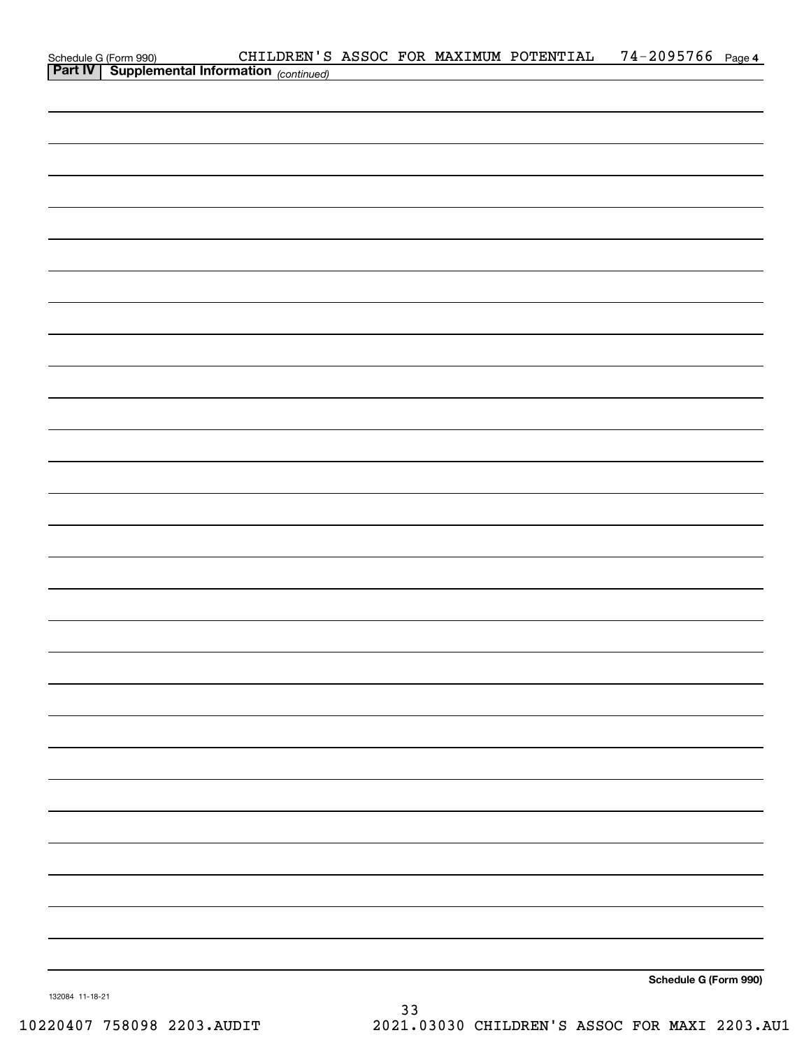Schedule G (Form 990) CHILDREN'S ASSOC FOR MAXIMUM POTENTIAL 74-2095766 Page 4

**Part IV | Supplemental Information** *(continued)*

**Schedule G (Form 990)**

132084 11-18-21

10220407 758098 2203.AUDIT 2021.03030 CHILDREN'S ASSOC FOR MAXI 2203.AU1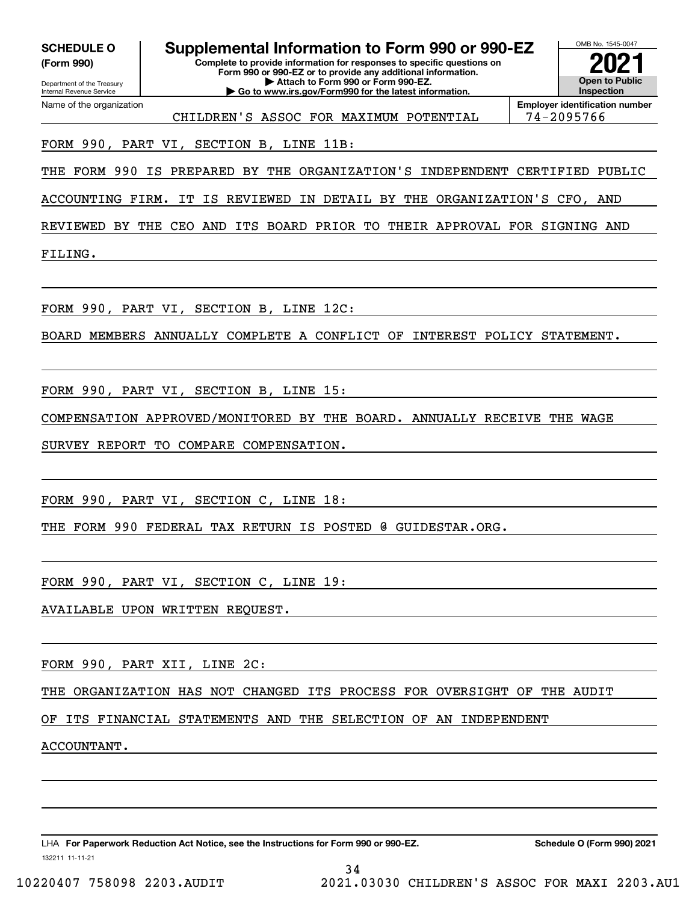**SCHEDULE O (Form 990)**

Department of the Treasury
Internal Revenue Service

# Supplemental Information to Form 990 or 990-EZ

**Complete to provide information for responses to specific questions on Form 990 or 990-EZ or to provide any additional information.**
**▶ Attach to Form 990 or Form 990-EZ.**
**▶ Go to www.irs.gov/Form990 for the latest information.**

OMB No. 1545-0047

**2021**

**Open to Public Inspection**

Name of the organization: CHILDREN'S ASSOC FOR MAXIMUM POTENTIAL

**Employer identification number:** 74-2095766

FORM 990, PART VI, SECTION B, LINE 11B:

THE FORM 990 IS PREPARED BY THE ORGANIZATION'S INDEPENDENT CERTIFIED PUBLIC ACCOUNTING FIRM. IT IS REVIEWED IN DETAIL BY THE ORGANIZATION'S CFO, AND REVIEWED BY THE CEO AND ITS BOARD PRIOR TO THEIR APPROVAL FOR SIGNING AND FILING.

FORM 990, PART VI, SECTION B, LINE 12C:

BOARD MEMBERS ANNUALLY COMPLETE A CONFLICT OF INTEREST POLICY STATEMENT.

FORM 990, PART VI, SECTION B, LINE 15:

COMPENSATION APPROVED/MONITORED BY THE BOARD. ANNUALLY RECEIVE THE WAGE SURVEY REPORT TO COMPARE COMPENSATION.

FORM 990, PART VI, SECTION C, LINE 18:

THE FORM 990 FEDERAL TAX RETURN IS POSTED @ GUIDESTAR.ORG.

FORM 990, PART VI, SECTION C, LINE 19:

AVAILABLE UPON WRITTEN REQUEST.

FORM 990, PART XII, LINE 2C:

THE ORGANIZATION HAS NOT CHANGED ITS PROCESS FOR OVERSIGHT OF THE AUDIT OF ITS FINANCIAL STATEMENTS AND THE SELECTION OF AN INDEPENDENT ACCOUNTANT.

LHA **For Paperwork Reduction Act Notice, see the Instructions for Form 990 or 990-EZ.** **Schedule O (Form 990) 2021**

132211 11-11-21

10220407 758098 2203.AUDIT 2021.03030 CHILDREN'S ASSOC FOR MAXI 2203.AU1